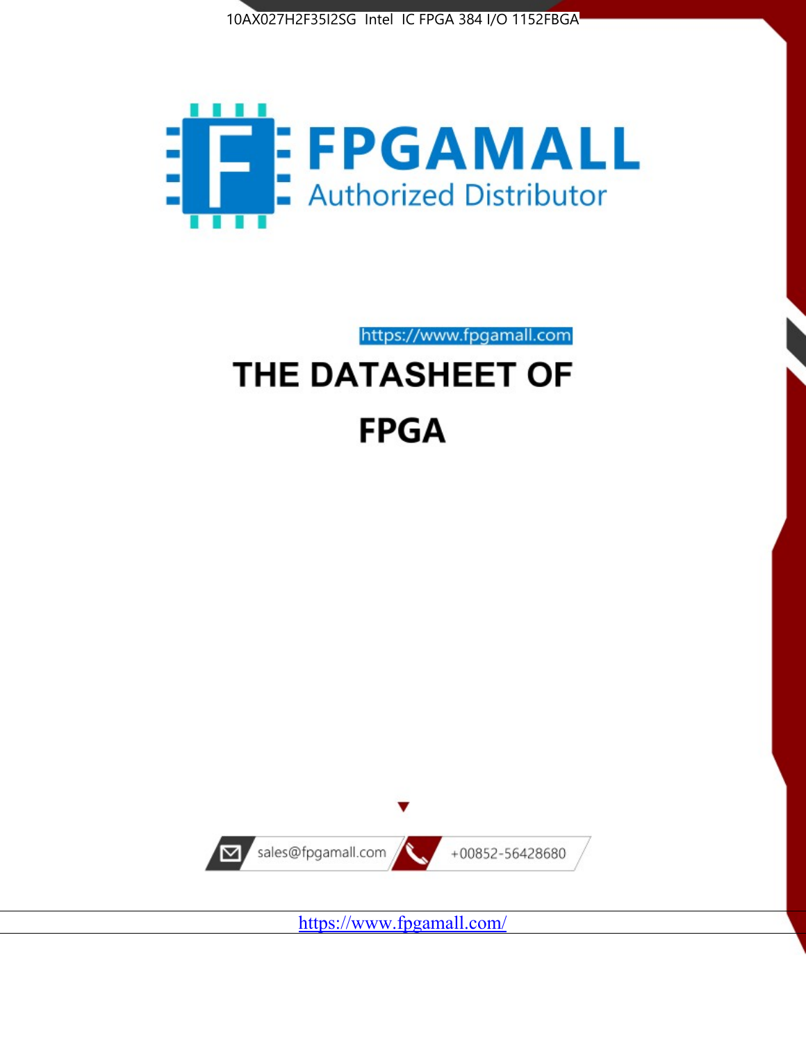10AX027H2F35I2SG Intel IC FPGA 384 I/O 1152FBGA

FPGAMALL

Authorized Distributor

https://www.fpgamall.com

# THE DATASHEET OF

# FPGA

sales@fpgamall.com

+00852-56428680

https://www.fpgamall.com/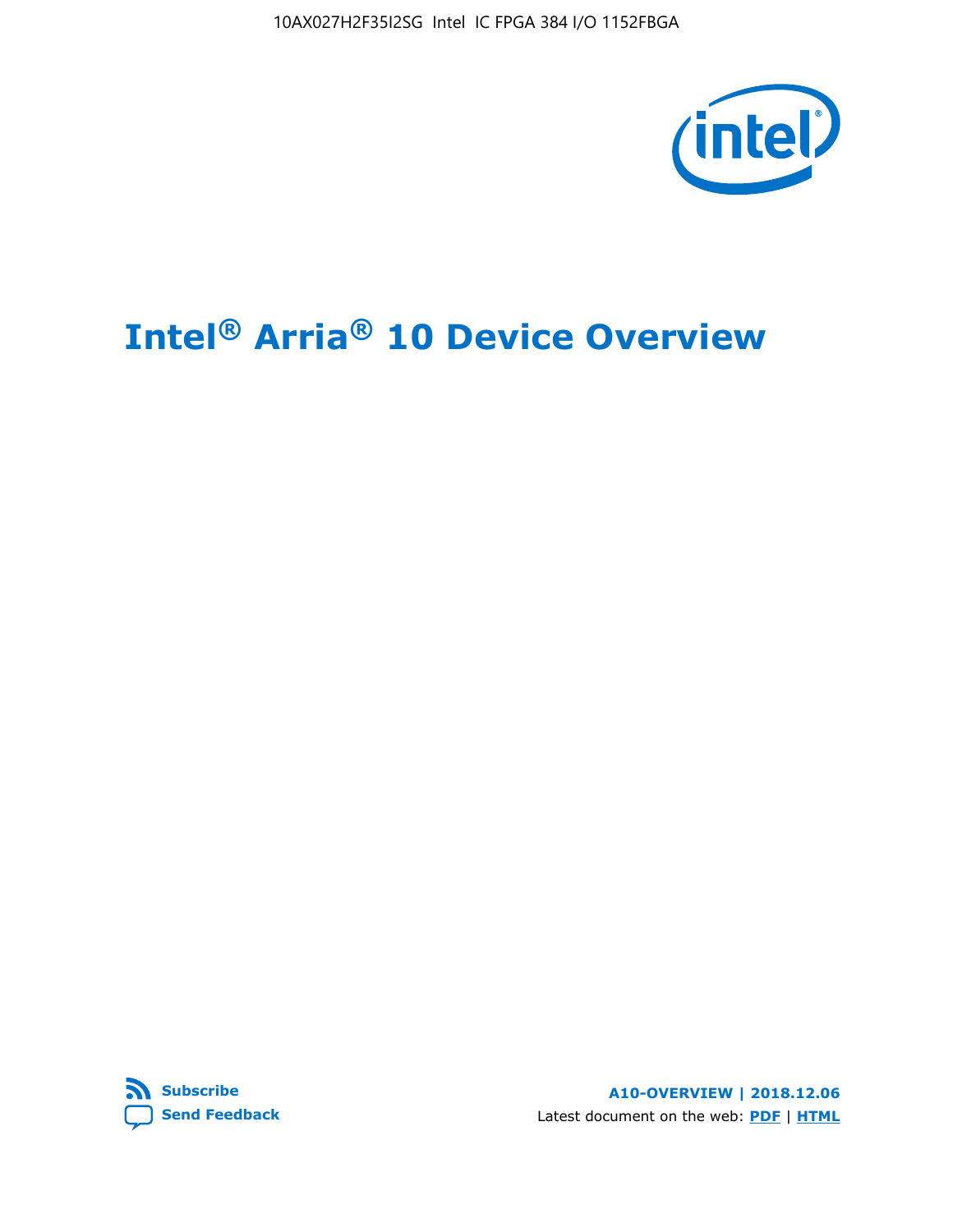# Intel® Arria® 10 Device Overview

**Subscribe**

**Send Feedback**

**A10-OVERVIEW | 2018.12.06**

Latest document on the web: **PDF** | **HTML**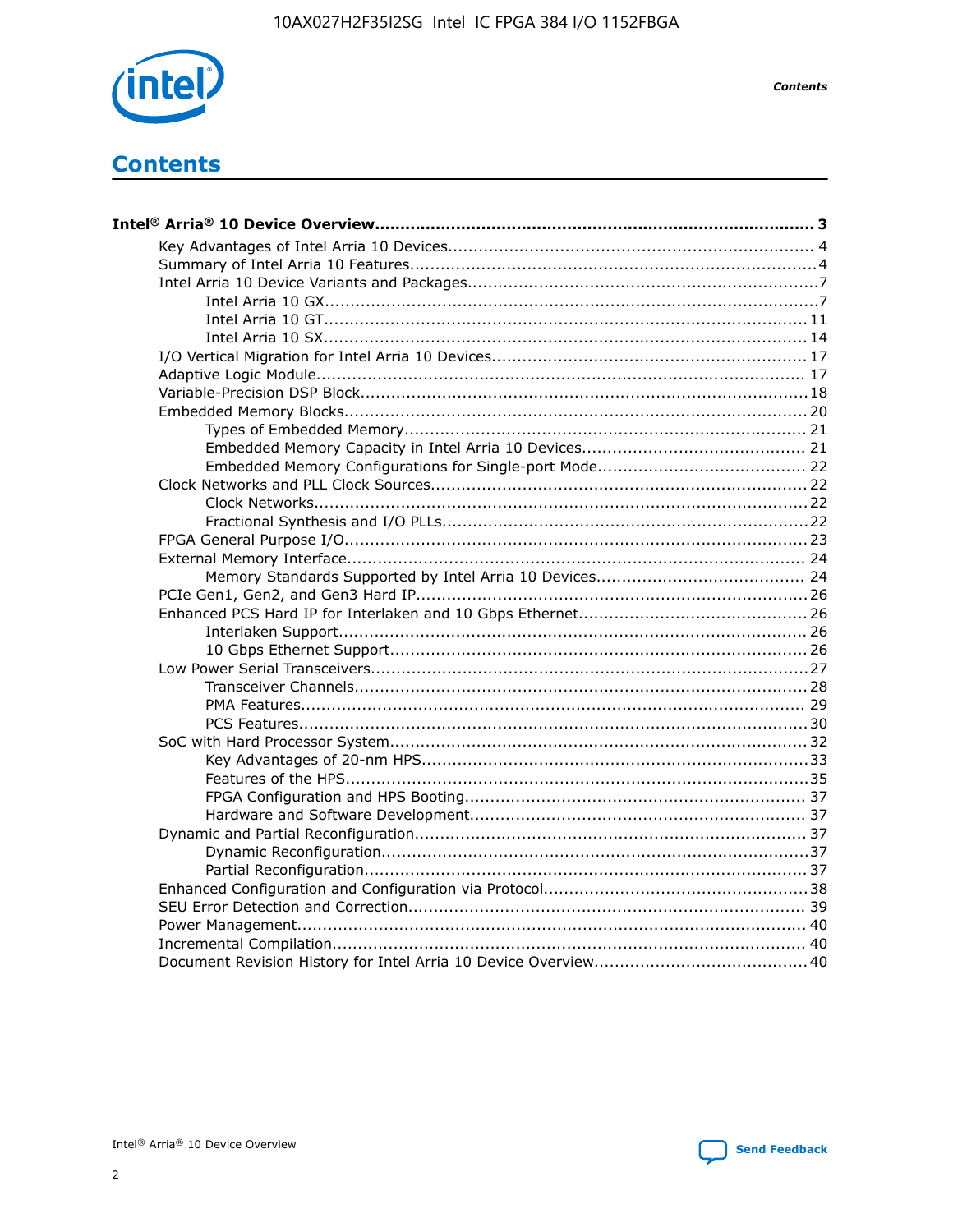# Contents

- **Intel® Arria® 10 Device Overview...................................................................................... 3**
  - Key Advantages of Intel Arria 10 Devices........................................................................ 4
  - Summary of Intel Arria 10 Features................................................................................4
  - Intel Arria 10 Device Variants and Packages.....................................................................7
    - Intel Arria 10 GX.................................................................................................7
    - Intel Arria 10 GT............................................................................................... 11
    - Intel Arria 10 SX............................................................................................... 14
  - I/O Vertical Migration for Intel Arria 10 Devices.............................................................. 17
  - Adaptive Logic Module................................................................................................ 17
  - Variable-Precision DSP Block.......................................................................................18
  - Embedded Memory Blocks.......................................................................................... 20
    - Types of Embedded Memory............................................................................... 21
    - Embedded Memory Capacity in Intel Arria 10 Devices............................................ 21
    - Embedded Memory Configurations for Single-port Mode......................................... 22
  - Clock Networks and PLL Clock Sources......................................................................... 22
    - Clock Networks................................................................................................. 22
    - Fractional Synthesis and I/O PLLs........................................................................22
  - FPGA General Purpose I/O.......................................................................................... 23
  - External Memory Interface.......................................................................................... 24
    - Memory Standards Supported by Intel Arria 10 Devices......................................... 24
  - PCIe Gen1, Gen2, and Gen3 Hard IP............................................................................ 26
  - Enhanced PCS Hard IP for Interlaken and 10 Gbps Ethernet............................................. 26
    - Interlaken Support............................................................................................ 26
    - 10 Gbps Ethernet Support.................................................................................. 26
  - Low Power Serial Transceivers.....................................................................................27
    - Transceiver Channels......................................................................................... 28
    - PMA Features................................................................................................... 29
    - PCS Features.................................................................................................... 30
  - SoC with Hard Processor System.................................................................................. 32
    - Key Advantages of 20-nm HPS............................................................................33
    - Features of the HPS...........................................................................................35
    - FPGA Configuration and HPS Booting................................................................... 37
    - Hardware and Software Development.................................................................. 37
  - Dynamic and Partial Reconfiguration............................................................................. 37
    - Dynamic Reconfiguration....................................................................................37
    - Partial Reconfiguration....................................................................................... 37
  - Enhanced Configuration and Configuration via Protocol....................................................38
  - SEU Error Detection and Correction.............................................................................. 39
  - Power Management.................................................................................................... 40
  - Incremental Compilation............................................................................................. 40
  - Document Revision History for Intel Arria 10 Device Overview.......................................... 40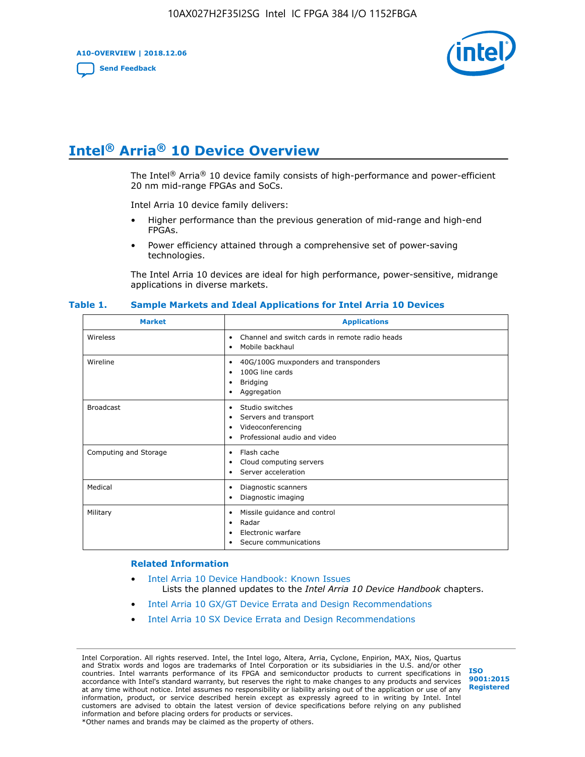# Intel® Arria® 10 Device Overview

The Intel® Arria® 10 device family consists of high-performance and power-efficient 20 nm mid-range FPGAs and SoCs.

Intel Arria 10 device family delivers:

- Higher performance than the previous generation of mid-range and high-end FPGAs.
- Power efficiency attained through a comprehensive set of power-saving technologies.

The Intel Arria 10 devices are ideal for high performance, power-sensitive, midrange applications in diverse markets.

**Table 1. Sample Markets and Ideal Applications for Intel Arria 10 Devices**

| Market | Applications |
|---|---|
| Wireless | • Channel and switch cards in remote radio heads<br>• Mobile backhaul |
| Wireline | • 40G/100G muxponders and transponders<br>• 100G line cards<br>• Bridging<br>• Aggregation |
| Broadcast | • Studio switches<br>• Servers and transport<br>• Videoconferencing<br>• Professional audio and video |
| Computing and Storage | • Flash cache<br>• Cloud computing servers<br>• Server acceleration |
| Medical | • Diagnostic scanners<br>• Diagnostic imaging |
| Military | • Missile guidance and control<br>• Radar<br>• Electronic warfare<br>• Secure communications |

### Related Information

- Intel Arria 10 Device Handbook: Known Issues
  Lists the planned updates to the *Intel Arria 10 Device Handbook* chapters.
- Intel Arria 10 GX/GT Device Errata and Design Recommendations
- Intel Arria 10 SX Device Errata and Design Recommendations

Intel Corporation. All rights reserved. Intel, the Intel logo, Altera, Arria, Cyclone, Enpirion, MAX, Nios, Quartus and Stratix words and logos are trademarks of Intel Corporation or its subsidiaries in the U.S. and/or other countries. Intel warrants performance of its FPGA and semiconductor products to current specifications in accordance with Intel's standard warranty, but reserves the right to make changes to any products and services at any time without notice. Intel assumes no responsibility or liability arising out of the application or use of any information, product, or service described herein except as expressly agreed to in writing by Intel. Intel customers are advised to obtain the latest version of device specifications before relying on any published information and before placing orders for products or services.
*Other names and brands may be claimed as the property of others.

**ISO 9001:2015 Registered**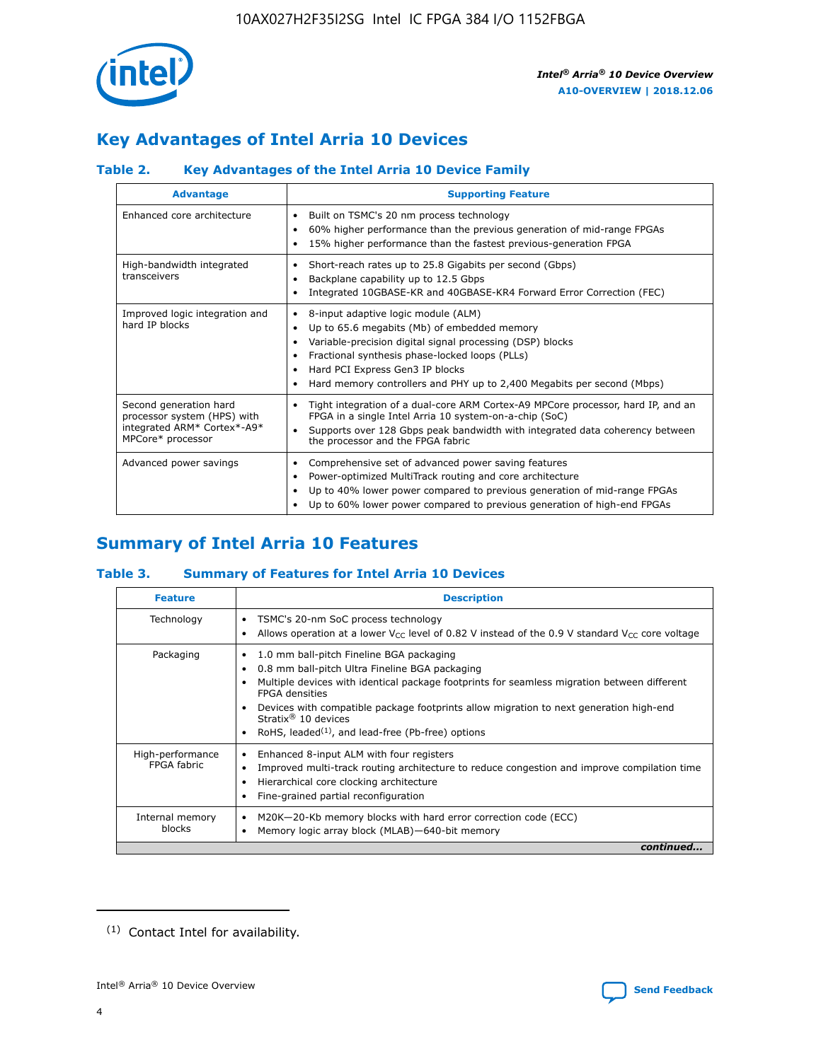## Key Advantages of Intel Arria 10 Devices

### Table 2. Key Advantages of the Intel Arria 10 Device Family

| Advantage | Supporting Feature |
| --- | --- |
| Enhanced core architecture | • Built on TSMC's 20 nm process technology<br>• 60% higher performance than the previous generation of mid-range FPGAs<br>• 15% higher performance than the fastest previous-generation FPGA |
| High-bandwidth integrated transceivers | • Short-reach rates up to 25.8 Gigabits per second (Gbps)<br>• Backplane capability up to 12.5 Gbps<br>• Integrated 10GBASE-KR and 40GBASE-KR4 Forward Error Correction (FEC) |
| Improved logic integration and hard IP blocks | • 8-input adaptive logic module (ALM)<br>• Up to 65.6 megabits (Mb) of embedded memory<br>• Variable-precision digital signal processing (DSP) blocks<br>• Fractional synthesis phase-locked loops (PLLs)<br>• Hard PCI Express Gen3 IP blocks<br>• Hard memory controllers and PHY up to 2,400 Megabits per second (Mbps) |
| Second generation hard processor system (HPS) with integrated ARM* Cortex*-A9* MPCore* processor | • Tight integration of a dual-core ARM Cortex-A9 MPCore processor, hard IP, and an FPGA in a single Intel Arria 10 system-on-a-chip (SoC)<br>• Supports over 128 Gbps peak bandwidth with integrated data coherency between the processor and the FPGA fabric |
| Advanced power savings | • Comprehensive set of advanced power saving features<br>• Power-optimized MultiTrack routing and core architecture<br>• Up to 40% lower power compared to previous generation of mid-range FPGAs<br>• Up to 60% lower power compared to previous generation of high-end FPGAs |

## Summary of Intel Arria 10 Features

### Table 3. Summary of Features for Intel Arria 10 Devices

| Feature | Description |
| --- | --- |
| Technology | • TSMC's 20-nm SoC process technology<br>• Allows operation at a lower $V_{CC}$ level of 0.82 V instead of the 0.9 V standard $V_{CC}$ core voltage |
| Packaging | • 1.0 mm ball-pitch Fineline BGA packaging<br>• 0.8 mm ball-pitch Ultra Fineline BGA packaging<br>• Multiple devices with identical package footprints for seamless migration between different FPGA densities<br>• Devices with compatible package footprints allow migration to next generation high-end Stratix® 10 devices<br>• RoHS, leaded[(1)], and lead-free (Pb-free) options |
| High-performance FPGA fabric | • Enhanced 8-input ALM with four registers<br>• Improved multi-track routing architecture to reduce congestion and improve compilation time<br>• Hierarchical core clocking architecture<br>• Fine-grained partial reconfiguration |
| Internal memory blocks | • M20K—20-Kb memory blocks with hard error correction code (ECC)<br>• Memory logic array block (MLAB)—640-bit memory |

*continued...*

(1) Contact Intel for availability.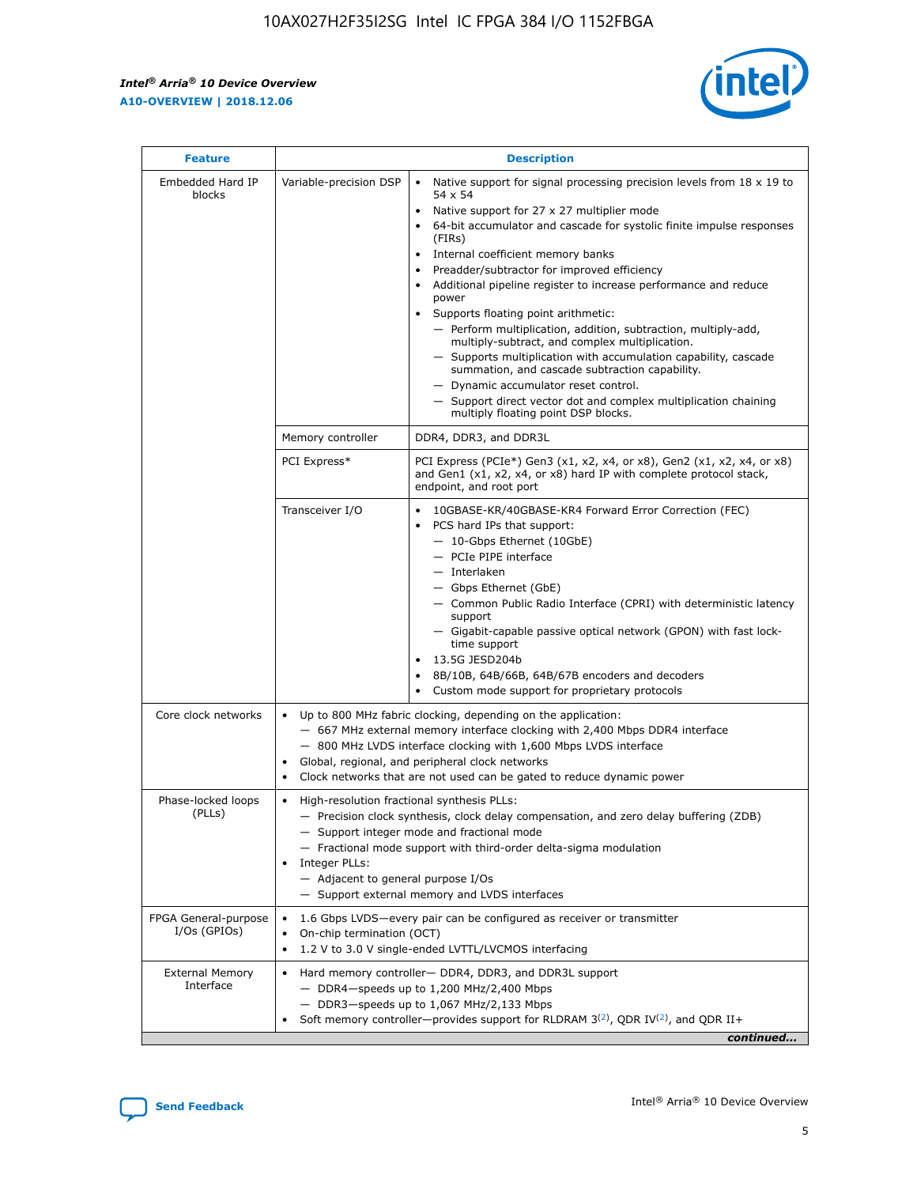| Feature | Description | |
|---|---|---|
| Embedded Hard IP blocks | Variable-precision DSP | • Native support for signal processing precision levels from 18 x 19 to 54 x 54<br>• Native support for 27 x 27 multiplier mode<br>• 64-bit accumulator and cascade for systolic finite impulse responses (FIRs)<br>• Internal coefficient memory banks<br>• Preadder/subtractor for improved efficiency<br>• Additional pipeline register to increase performance and reduce power<br>• Supports floating point arithmetic:<br>— Perform multiplication, addition, subtraction, multiply-add, multiply-subtract, and complex multiplication.<br>— Supports multiplication with accumulation capability, cascade summation, and cascade subtraction capability.<br>— Dynamic accumulator reset control.<br>— Support direct vector dot and complex multiplication chaining multiply floating point DSP blocks. |
| | Memory controller | DDR4, DDR3, and DDR3L |
| | PCI Express* | PCI Express (PCIe*) Gen3 (x1, x2, x4, or x8), Gen2 (x1, x2, x4, or x8) and Gen1 (x1, x2, x4, or x8) hard IP with complete protocol stack, endpoint, and root port |
| | Transceiver I/O | • 10GBASE-KR/40GBASE-KR4 Forward Error Correction (FEC)<br>• PCS hard IPs that support:<br>— 10-Gbps Ethernet (10GbE)<br>— PCIe PIPE interface<br>— Interlaken<br>— Gbps Ethernet (GbE)<br>— Common Public Radio Interface (CPRI) with deterministic latency support<br>— Gigabit-capable passive optical network (GPON) with fast lock-time support<br>• 13.5G JESD204b<br>• 8B/10B, 64B/66B, 64B/67B encoders and decoders<br>• Custom mode support for proprietary protocols |
| Core clock networks | • Up to 800 MHz fabric clocking, depending on the application:<br>— 667 MHz external memory interface clocking with 2,400 Mbps DDR4 interface<br>— 800 MHz LVDS interface clocking with 1,600 Mbps LVDS interface<br>• Global, regional, and peripheral clock networks<br>• Clock networks that are not used can be gated to reduce dynamic power | |
| Phase-locked loops (PLLs) | • High-resolution fractional synthesis PLLs:<br>— Precision clock synthesis, clock delay compensation, and zero delay buffering (ZDB)<br>— Support integer mode and fractional mode<br>— Fractional mode support with third-order delta-sigma modulation<br>• Integer PLLs:<br>— Adjacent to general purpose I/Os<br>— Support external memory and LVDS interfaces | |
| FPGA General-purpose I/Os (GPIOs) | • 1.6 Gbps LVDS—every pair can be configured as receiver or transmitter<br>• On-chip termination (OCT)<br>• 1.2 V to 3.0 V single-ended LVTTL/LVCMOS interfacing | |
| External Memory Interface | • Hard memory controller— DDR4, DDR3, and DDR3L support<br>— DDR4—speeds up to 1,200 MHz/2,400 Mbps<br>— DDR3—speeds up to 1,067 MHz/2,133 Mbps<br>• Soft memory controller—provides support for RLDRAM 3[(2)], QDR IV[(2)], and QDR II+ | |

*continued...*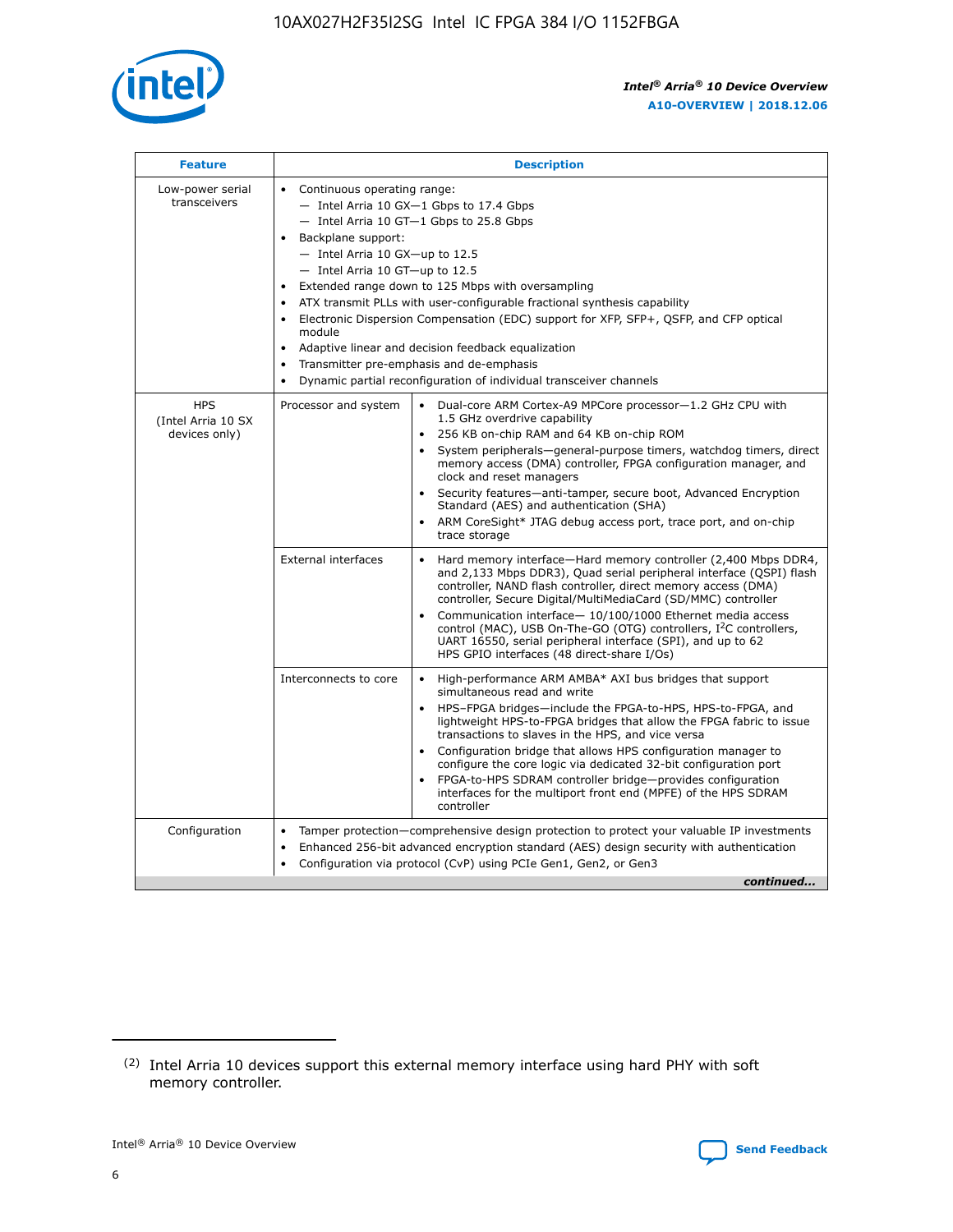| Feature | Description | |
|---|---|---|
| Low-power serial transceivers | • Continuous operating range:<br>— Intel Arria 10 GX—1 Gbps to 17.4 Gbps<br>— Intel Arria 10 GT—1 Gbps to 25.8 Gbps<br>• Backplane support:<br>— Intel Arria 10 GX—up to 12.5<br>— Intel Arria 10 GT—up to 12.5<br>• Extended range down to 125 Mbps with oversampling<br>• ATX transmit PLLs with user-configurable fractional synthesis capability<br>• Electronic Dispersion Compensation (EDC) support for XFP, SFP+, QSFP, and CFP optical module<br>• Adaptive linear and decision feedback equalization<br>• Transmitter pre-emphasis and de-emphasis<br>• Dynamic partial reconfiguration of individual transceiver channels | |
| HPS (Intel Arria 10 SX devices only) | Processor and system | • Dual-core ARM Cortex-A9 MPCore processor—1.2 GHz CPU with 1.5 GHz overdrive capability<br>• 256 KB on-chip RAM and 64 KB on-chip ROM<br>• System peripherals—general-purpose timers, watchdog timers, direct memory access (DMA) controller, FPGA configuration manager, and clock and reset managers<br>• Security features—anti-tamper, secure boot, Advanced Encryption Standard (AES) and authentication (SHA)<br>• ARM CoreSight* JTAG debug access port, trace port, and on-chip trace storage |
| | External interfaces | • Hard memory interface—Hard memory controller (2,400 Mbps DDR4, and 2,133 Mbps DDR3), Quad serial peripheral interface (QSPI) flash controller, NAND flash controller, direct memory access (DMA) controller, Secure Digital/MultiMediaCard (SD/MMC) controller<br>• Communication interface— 10/100/1000 Ethernet media access control (MAC), USB On-The-GO (OTG) controllers, I$^2$C controllers, UART 16550, serial peripheral interface (SPI), and up to 62 HPS GPIO interfaces (48 direct-share I/Os) |
| | Interconnects to core | • High-performance ARM AMBA* AXI bus bridges that support simultaneous read and write<br>• HPS–FPGA bridges—include the FPGA-to-HPS, HPS-to-FPGA, and lightweight HPS-to-FPGA bridges that allow the FPGA fabric to issue transactions to slaves in the HPS, and vice versa<br>• Configuration bridge that allows HPS configuration manager to configure the core logic via dedicated 32-bit configuration port<br>• FPGA-to-HPS SDRAM controller bridge—provides configuration interfaces for the multiport front end (MPFE) of the HPS SDRAM controller |
| Configuration | • Tamper protection—comprehensive design protection to protect your valuable IP investments<br>• Enhanced 256-bit advanced encryption standard (AES) design security with authentication<br>• Configuration via protocol (CvP) using PCIe Gen1, Gen2, or Gen3 | |

*continued...*

(2) Intel Arria 10 devices support this external memory interface using hard PHY with soft memory controller.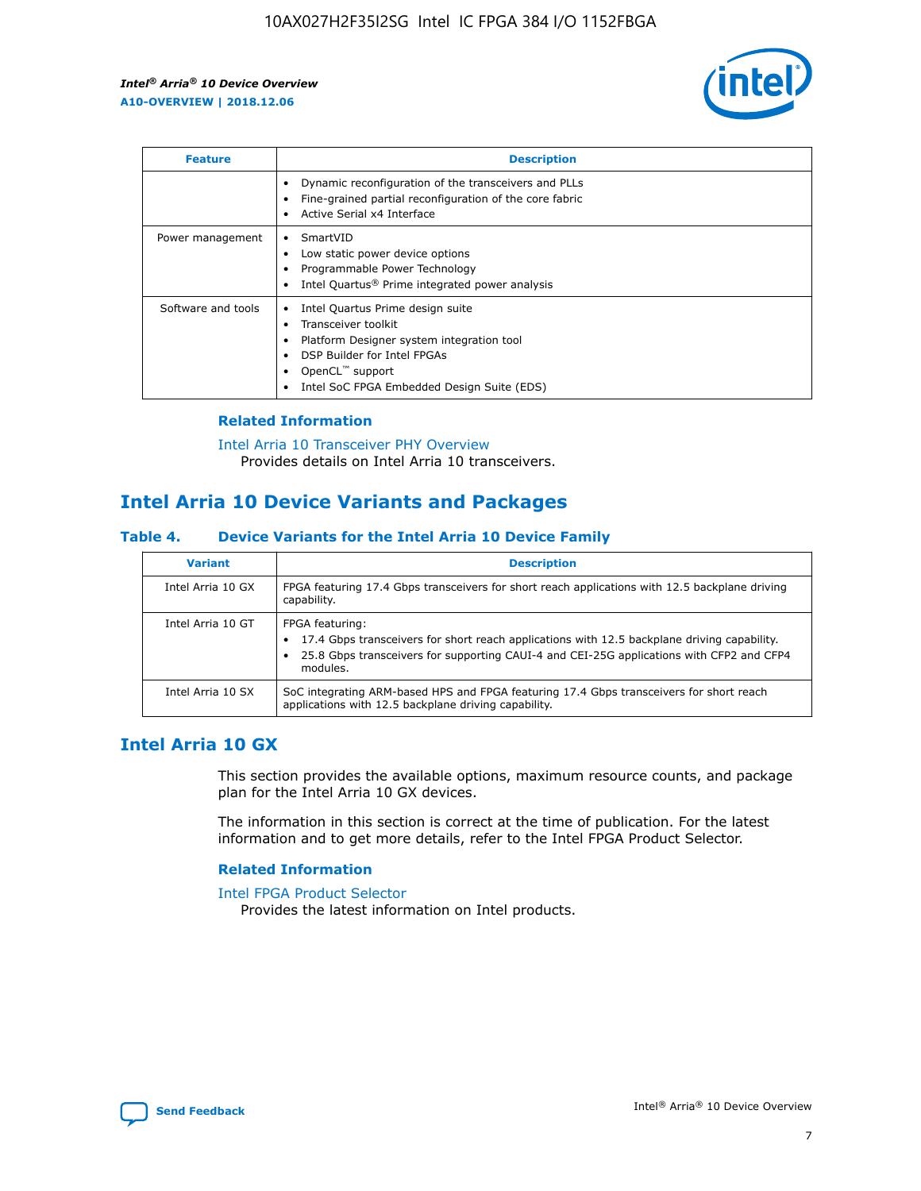| Feature | Description |
| --- | --- |
| | • Dynamic reconfiguration of the transceivers and PLLs<br>• Fine-grained partial reconfiguration of the core fabric<br>• Active Serial x4 Interface |
| Power management | • SmartVID<br>• Low static power device options<br>• Programmable Power Technology<br>• Intel Quartus® Prime integrated power analysis |
| Software and tools | • Intel Quartus Prime design suite<br>• Transceiver toolkit<br>• Platform Designer system integration tool<br>• DSP Builder for Intel FPGAs<br>• OpenCL™ support<br>• Intel SoC FPGA Embedded Design Suite (EDS) |

### Related Information

Intel Arria 10 Transceiver PHY Overview
Provides details on Intel Arria 10 transceivers.

## Intel Arria 10 Device Variants and Packages

### Table 4. Device Variants for the Intel Arria 10 Device Family

| Variant | Description |
| --- | --- |
| Intel Arria 10 GX | FPGA featuring 17.4 Gbps transceivers for short reach applications with 12.5 backplane driving capability. |
| Intel Arria 10 GT | FPGA featuring:<br>• 17.4 Gbps transceivers for short reach applications with 12.5 backplane driving capability.<br>• 25.8 Gbps transceivers for supporting CAUI-4 and CEI-25G applications with CFP2 and CFP4 modules. |
| Intel Arria 10 SX | SoC integrating ARM-based HPS and FPGA featuring 17.4 Gbps transceivers for short reach applications with 12.5 backplane driving capability. |

## Intel Arria 10 GX

This section provides the available options, maximum resource counts, and package plan for the Intel Arria 10 GX devices.

The information in this section is correct at the time of publication. For the latest information and to get more details, refer to the Intel FPGA Product Selector.

### Related Information

Intel FPGA Product Selector
Provides the latest information on Intel products.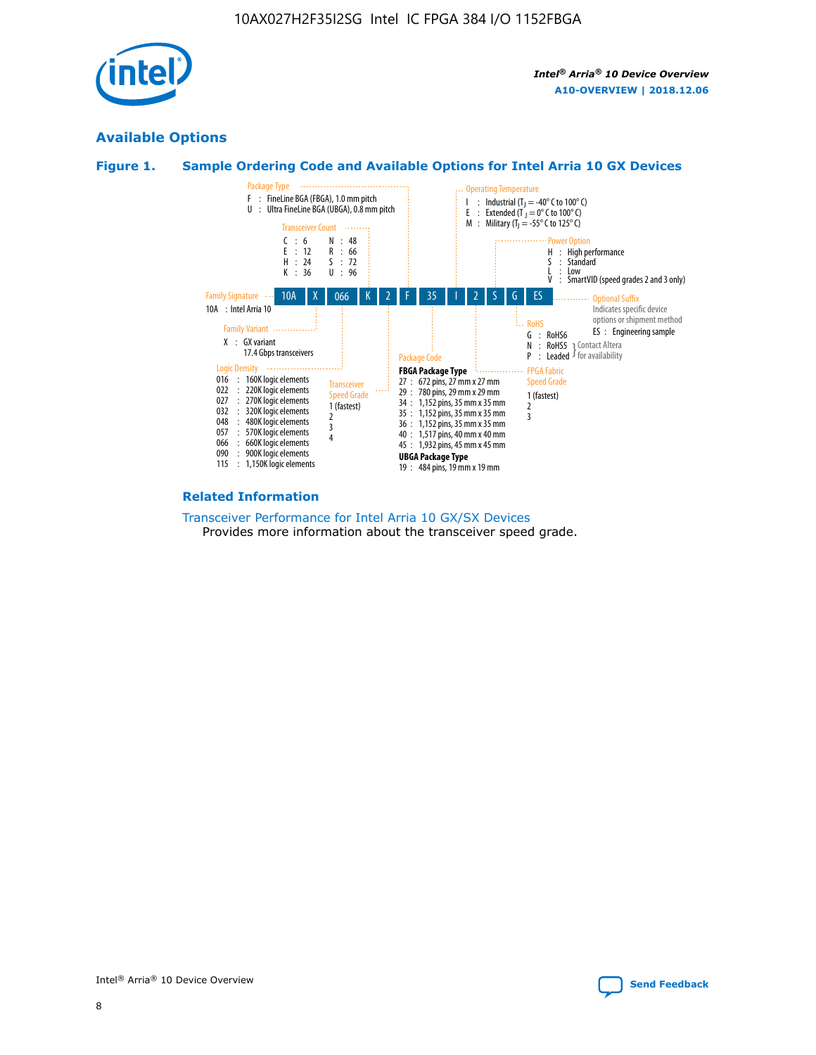## Available Options

### Figure 1. Sample Ordering Code and Available Options for Intel Arria 10 GX Devices

| 10A | X | 066 | K | 2 | F | 35 | I | 2 | S | G | ES |
|---|---|---|---|---|---|---|---|---|---|---|---|

**Family Signature**
10A : Intel Arria 10

**Family Variant**
X : GX variant
17.4 Gbps transceivers

**Logic Density**
- 016 : 160K logic elements
- 022 : 220K logic elements
- 027 : 270K logic elements
- 032 : 320K logic elements
- 048 : 480K logic elements
- 057 : 570K logic elements
- 066 : 660K logic elements
- 090 : 900K logic elements
- 115 : 1,150K logic elements

**Transceiver Count**
- C : 6
- E : 12
- H : 24
- K : 36
- N : 48
- R : 66
- S : 72
- U : 96

**Transceiver Speed Grade**
- 1 (fastest)
- 2
- 3
- 4

**Package Type**
- F : FineLine BGA (FBGA), 1.0 mm pitch
- U : Ultra FineLine BGA (UBGA), 0.8 mm pitch

**Package Code**

FBGA Package Type
- 27 : 672 pins, 27 mm x 27 mm
- 29 : 780 pins, 29 mm x 29 mm
- 34 : 1,152 pins, 35 mm x 35 mm
- 35 : 1,152 pins, 35 mm x 35 mm
- 36 : 1,152 pins, 35 mm x 35 mm
- 40 : 1,517 pins, 40 mm x 40 mm
- 45 : 1,932 pins, 45 mm x 45 mm

UBGA Package Type
- 19 : 484 pins, 19 mm x 19 mm

**Operating Temperature**
- I : Industrial ($T_J$ = -40° C to 100° C)
- E : Extended ($T_J$ = 0° C to 100° C)
- M : Military ($T_J$ = -55° C to 125° C)

**FPGA Fabric Speed Grade**
- 1 (fastest)
- 2
- 3

**Power Option**
- H : High performance
- S : Standard
- L : Low
- V : SmartVID (speed grades 2 and 3 only)

**RoHS**
- G : RoHS6
- N : RoHS5 (Contact Altera for availability)
- P : Leaded (Contact Altera for availability)

**Optional Suffix**
Indicates specific device options or shipment method
- ES : Engineering sample

### Related Information

Transceiver Performance for Intel Arria 10 GX/SX Devices
Provides more information about the transceiver speed grade.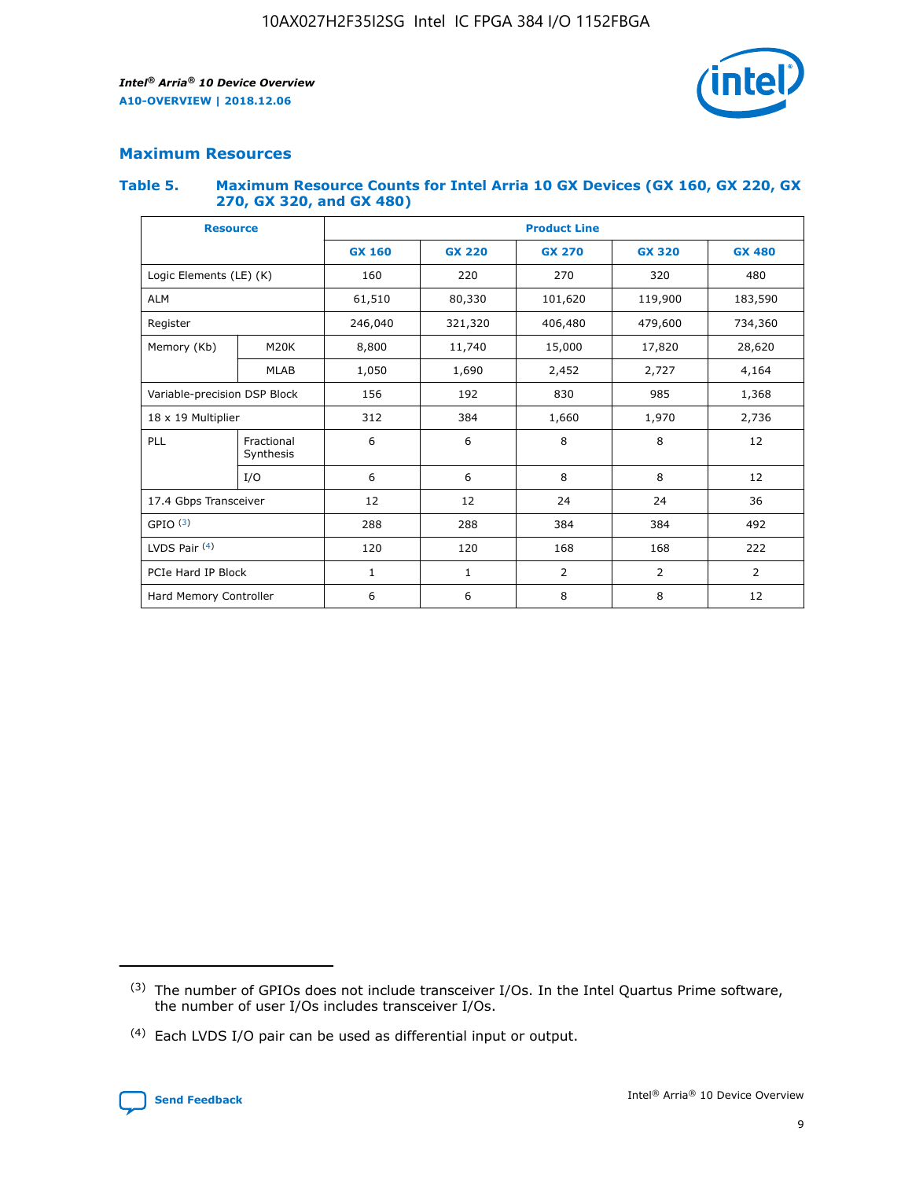## Maximum Resources

### Table 5. Maximum Resource Counts for Intel Arria 10 GX Devices (GX 160, GX 220, GX 270, GX 320, and GX 480)

| Resource | | Product Line | | | | |
|---|---|---|---|---|---|---|
| | | GX 160 | GX 220 | GX 270 | GX 320 | GX 480 |
| Logic Elements (LE) (K) | | 160 | 220 | 270 | 320 | 480 |
| ALM | | 61,510 | 80,330 | 101,620 | 119,900 | 183,590 |
| Register | | 246,040 | 321,320 | 406,480 | 479,600 | 734,360 |
| Memory (Kb) | M20K | 8,800 | 11,740 | 15,000 | 17,820 | 28,620 |
| | MLAB | 1,050 | 1,690 | 2,452 | 2,727 | 4,164 |
| Variable-precision DSP Block | | 156 | 192 | 830 | 985 | 1,368 |
| 18 x 19 Multiplier | | 312 | 384 | 1,660 | 1,970 | 2,736 |
| PLL | Fractional Synthesis | 6 | 6 | 8 | 8 | 12 |
| | I/O | 6 | 6 | 8 | 8 | 12 |
| 17.4 Gbps Transceiver | | 12 | 12 | 24 | 24 | 36 |
| GPIO [(3)] | | 288 | 288 | 384 | 384 | 492 |
| LVDS Pair [(4)] | | 120 | 120 | 168 | 168 | 222 |
| PCIe Hard IP Block | | 1 | 1 | 2 | 2 | 2 |
| Hard Memory Controller | | 6 | 6 | 8 | 8 | 12 |

(3) The number of GPIOs does not include transceiver I/Os. In the Intel Quartus Prime software, the number of user I/Os includes transceiver I/Os.

(4) Each LVDS I/O pair can be used as differential input or output.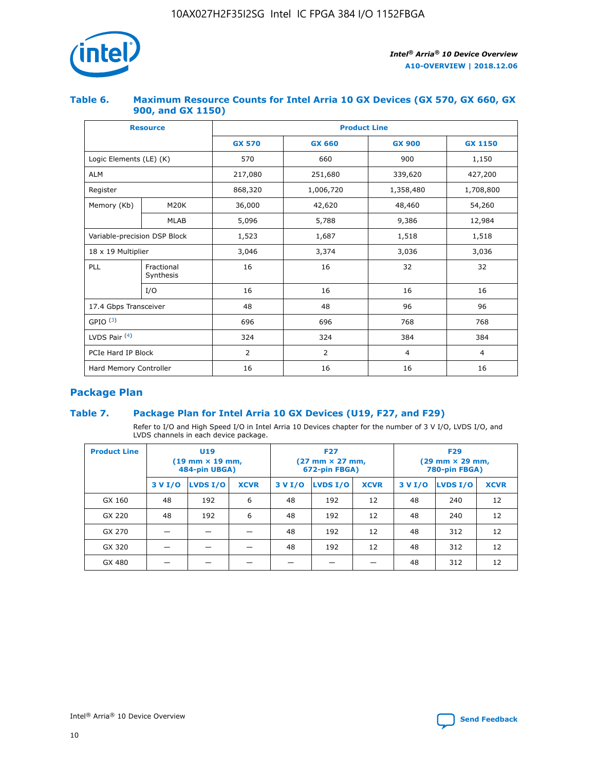## Table 6. Maximum Resource Counts for Intel Arria 10 GX Devices (GX 570, GX 660, GX 900, and GX 1150)

| Resource | | Product Line | | | |
|---|---|---|---|---|---|
| | | GX 570 | GX 660 | GX 900 | GX 1150 |
| Logic Elements (LE) (K) | | 570 | 660 | 900 | 1,150 |
| ALM | | 217,080 | 251,680 | 339,620 | 427,200 |
| Register | | 868,320 | 1,006,720 | 1,358,480 | 1,708,800 |
| Memory (Kb) | M20K | 36,000 | 42,620 | 48,460 | 54,260 |
| | MLAB | 5,096 | 5,788 | 9,386 | 12,984 |
| Variable-precision DSP Block | | 1,523 | 1,687 | 1,518 | 1,518 |
| 18 x 19 Multiplier | | 3,046 | 3,374 | 3,036 | 3,036 |
| PLL | Fractional Synthesis | 16 | 16 | 32 | 32 |
| | I/O | 16 | 16 | 16 | 16 |
| 17.4 Gbps Transceiver | | 48 | 48 | 96 | 96 |
| GPIO [(3)] | | 696 | 696 | 768 | 768 |
| LVDS Pair [(4)] | | 324 | 324 | 384 | 384 |
| PCIe Hard IP Block | | 2 | 2 | 4 | 4 |
| Hard Memory Controller | | 16 | 16 | 16 | 16 |

## Package Plan

## Table 7. Package Plan for Intel Arria 10 GX Devices (U19, F27, and F29)

Refer to I/O and High Speed I/O in Intel Arria 10 Devices chapter for the number of 3 V I/O, LVDS I/O, and LVDS channels in each device package.

| Product Line | U19 (19 mm × 19 mm, 484-pin UBGA) | | | F27 (27 mm × 27 mm, 672-pin FBGA) | | | F29 (29 mm × 29 mm, 780-pin FBGA) | | |
|---|---|---|---|---|---|---|---|---|---|
| | 3 V I/O | LVDS I/O | XCVR | 3 V I/O | LVDS I/O | XCVR | 3 V I/O | LVDS I/O | XCVR |
| GX 160 | 48 | 192 | 6 | 48 | 192 | 12 | 48 | 240 | 12 |
| GX 220 | 48 | 192 | 6 | 48 | 192 | 12 | 48 | 240 | 12 |
| GX 270 | — | — | — | 48 | 192 | 12 | 48 | 312 | 12 |
| GX 320 | — | — | — | 48 | 192 | 12 | 48 | 312 | 12 |
| GX 480 | — | — | — | — | — | — | 48 | 312 | 12 |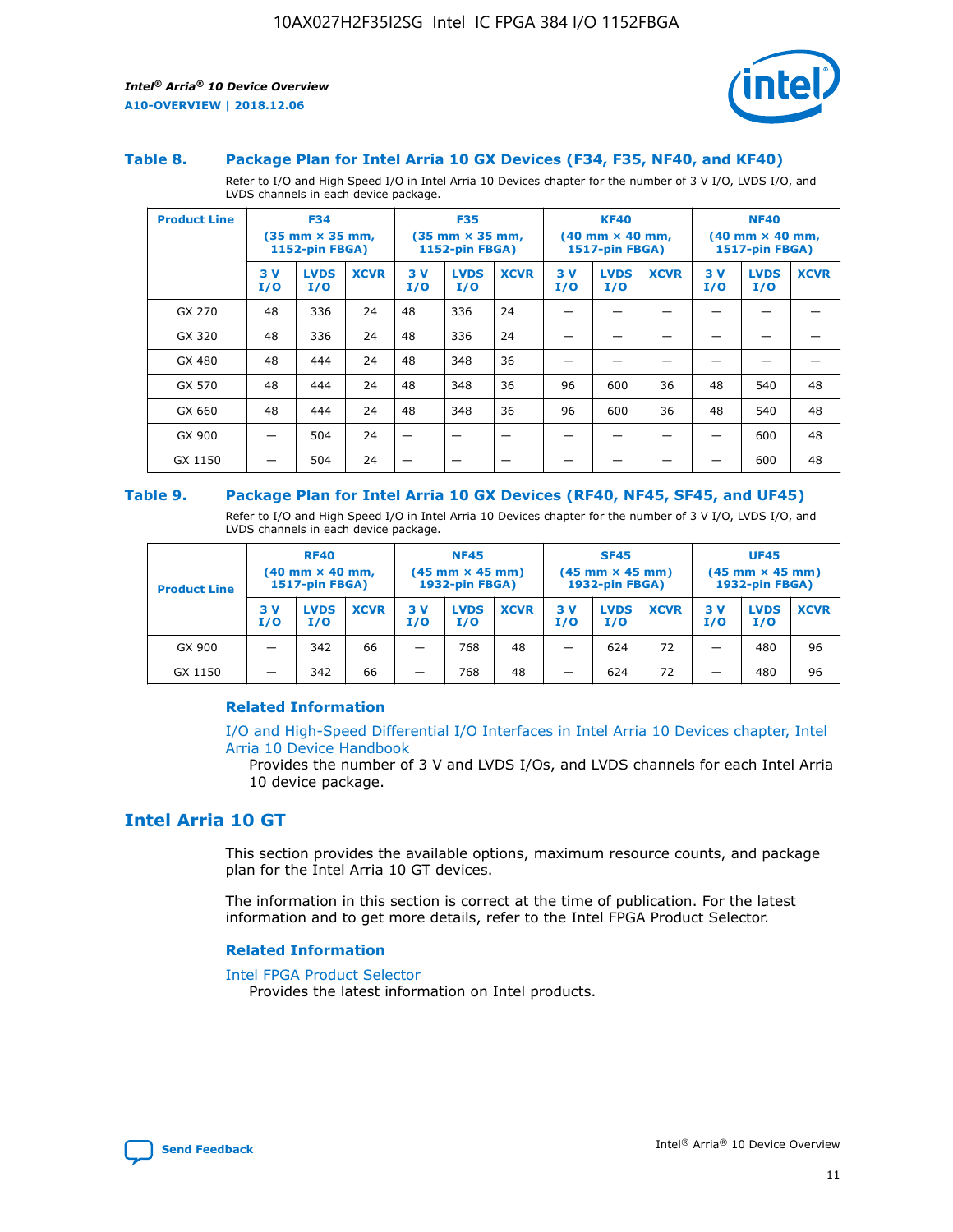### Table 8. Package Plan for Intel Arria 10 GX Devices (F34, F35, NF40, and KF40)

Refer to I/O and High Speed I/O in Intel Arria 10 Devices chapter for the number of 3 V I/O, LVDS I/O, and LVDS channels in each device package.

| Product Line | F34 (35 mm × 35 mm, 1152-pin FBGA) | | | F35 (35 mm × 35 mm, 1152-pin FBGA) | | | KF40 (40 mm × 40 mm, 1517-pin FBGA) | | | NF40 (40 mm × 40 mm, 1517-pin FBGA) | | |
|---|---|---|---|---|---|---|---|---|---|---|---|---|
| | 3 V I/O | LVDS I/O | XCVR | 3 V I/O | LVDS I/O | XCVR | 3 V I/O | LVDS I/O | XCVR | 3 V I/O | LVDS I/O | XCVR |
| GX 270 | 48 | 336 | 24 | 48 | 336 | 24 | — | — | — | — | — | — |
| GX 320 | 48 | 336 | 24 | 48 | 336 | 24 | — | — | — | — | — | — |
| GX 480 | 48 | 444 | 24 | 48 | 348 | 36 | — | — | — | — | — | — |
| GX 570 | 48 | 444 | 24 | 48 | 348 | 36 | 96 | 600 | 36 | 48 | 540 | 48 |
| GX 660 | 48 | 444 | 24 | 48 | 348 | 36 | 96 | 600 | 36 | 48 | 540 | 48 |
| GX 900 | — | 504 | 24 | — | — | — | — | — | — | — | 600 | 48 |
| GX 1150 | — | 504 | 24 | — | — | — | — | — | — | — | 600 | 48 |

### Table 9. Package Plan for Intel Arria 10 GX Devices (RF40, NF45, SF45, and UF45)

Refer to I/O and High Speed I/O in Intel Arria 10 Devices chapter for the number of 3 V I/O, LVDS I/O, and LVDS channels in each device package.

| Product Line | RF40 (40 mm × 40 mm, 1517-pin FBGA) | | | NF45 (45 mm × 45 mm) 1932-pin FBGA) | | | SF45 (45 mm × 45 mm) 1932-pin FBGA) | | | UF45 (45 mm × 45 mm) 1932-pin FBGA) | | |
|---|---|---|---|---|---|---|---|---|---|---|---|---|
| | 3 V I/O | LVDS I/O | XCVR | 3 V I/O | LVDS I/O | XCVR | 3 V I/O | LVDS I/O | XCVR | 3 V I/O | LVDS I/O | XCVR |
| GX 900 | — | 342 | 66 | — | 768 | 48 | — | 624 | 72 | — | 480 | 96 |
| GX 1150 | — | 342 | 66 | — | 768 | 48 | — | 624 | 72 | — | 480 | 96 |

#### Related Information

I/O and High-Speed Differential I/O Interfaces in Intel Arria 10 Devices chapter, Intel Arria 10 Device Handbook

Provides the number of 3 V and LVDS I/Os, and LVDS channels for each Intel Arria 10 device package.

## Intel Arria 10 GT

This section provides the available options, maximum resource counts, and package plan for the Intel Arria 10 GT devices.

The information in this section is correct at the time of publication. For the latest information and to get more details, refer to the Intel FPGA Product Selector.

#### Related Information

Intel FPGA Product Selector

Provides the latest information on Intel products.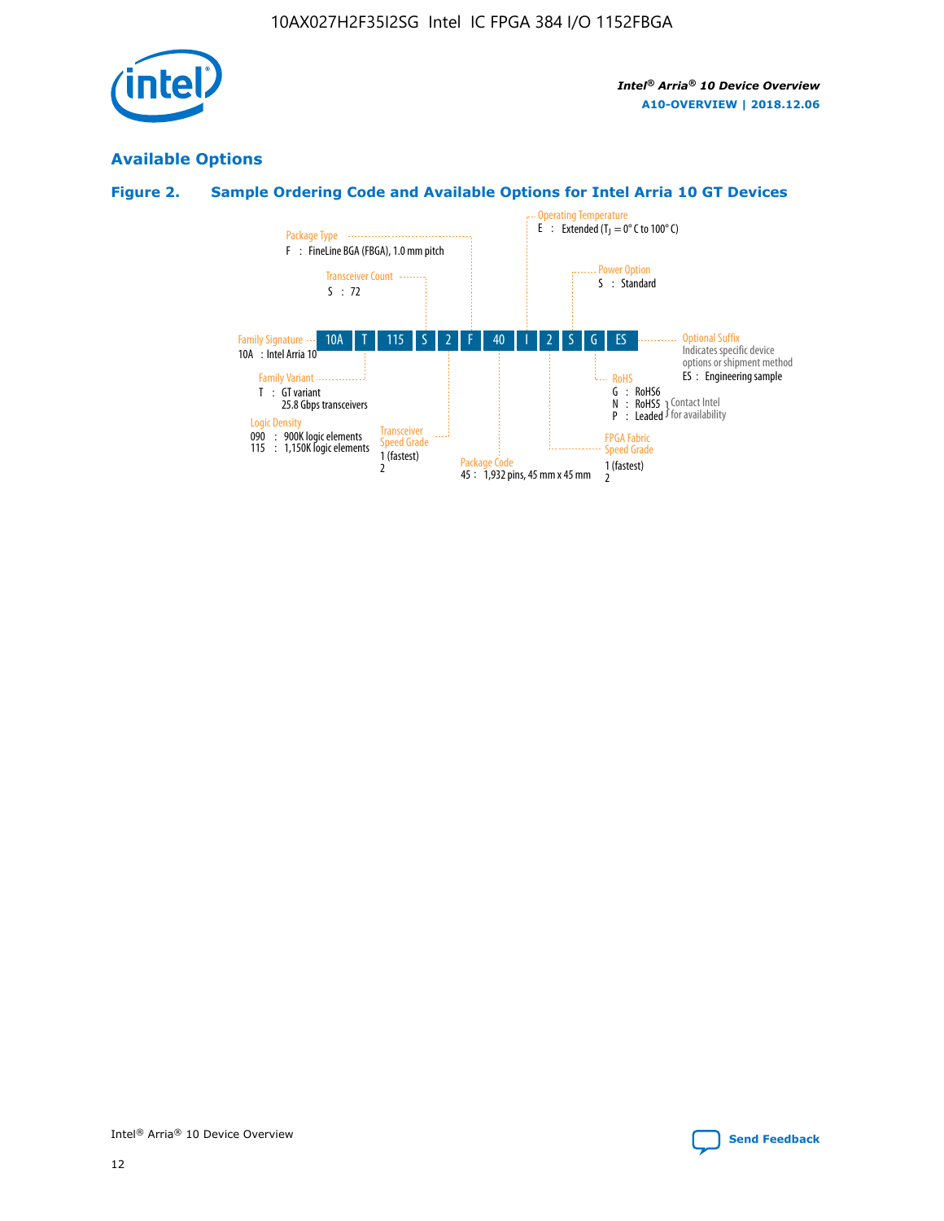## Available Options

### Figure 2. Sample Ordering Code and Available Options for Intel Arria 10 GT Devices

| 10A | T | 115 | S | 2 | F | 40 | I | 2 | S | G | ES |
|---|---|---|---|---|---|---|---|---|---|---|---|

**Family Signature**
10A : Intel Arria 10

**Family Variant**
T : GT variant
25.8 Gbps transceivers

**Logic Density**
090 : 900K logic elements
115 : 1,150K logic elements

**Transceiver Count**
S : 72

**Transceiver Speed Grade**
1 (fastest)
2

**Package Type**
F : FineLine BGA (FBGA), 1.0 mm pitch

**Package Code**
45 : 1,932 pins, 45 mm x 45 mm

**Operating Temperature**
E : Extended ($T_J$ = 0° C to 100° C)

**FPGA Fabric Speed Grade**
1 (fastest)
2

**Power Option**
S : Standard

**RoHS**
G : RoHS6
N : RoHS5 } Contact Intel for availability
P : Leaded } Contact Intel for availability

**Optional Suffix**
Indicates specific device options or shipment method
ES : Engineering sample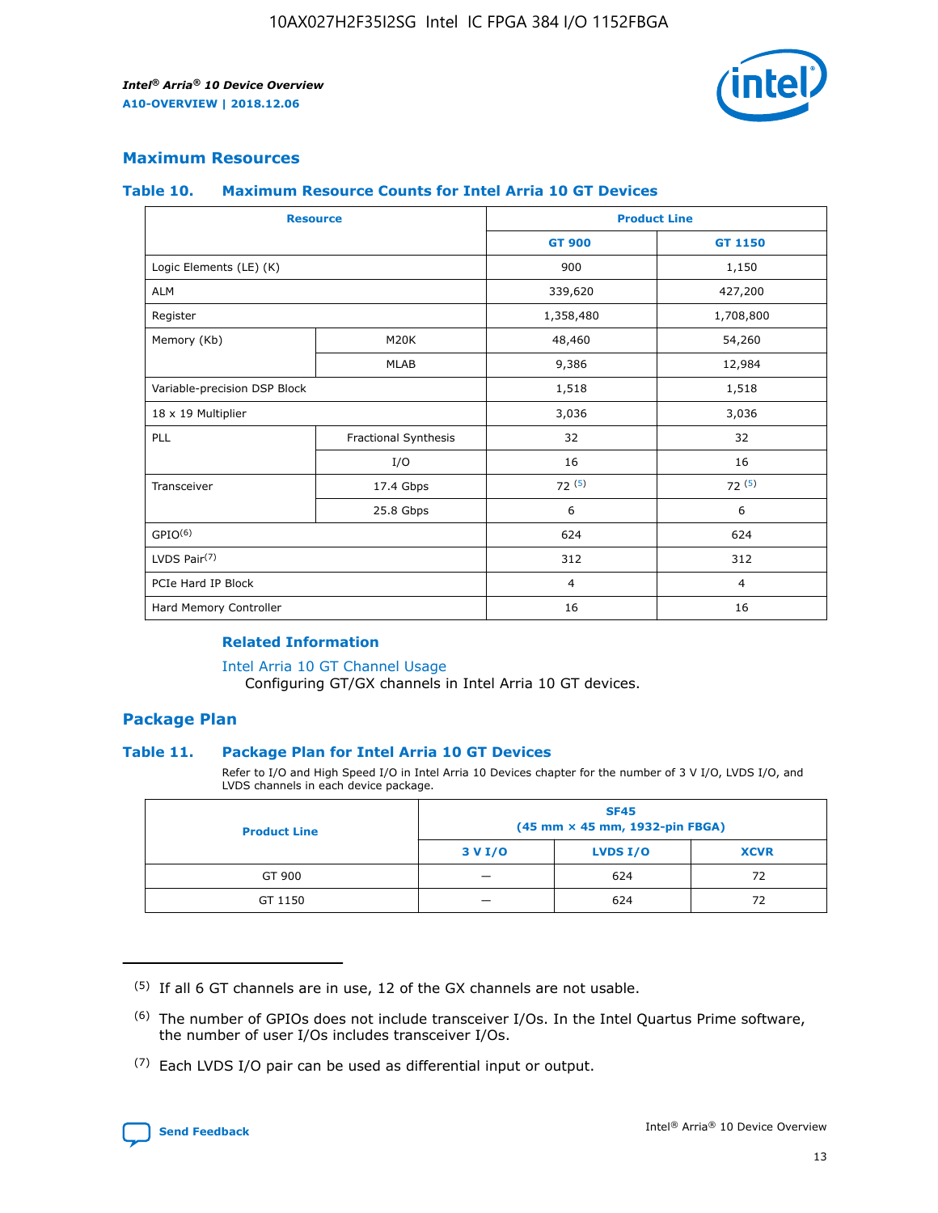## Maximum Resources

### Table 10. Maximum Resource Counts for Intel Arria 10 GT Devices

| Resource | | Product Line | |
|---|---|---|---|
| | | GT 900 | GT 1150 |
| Logic Elements (LE) (K) | | 900 | 1,150 |
| ALM | | 339,620 | 427,200 |
| Register | | 1,358,480 | 1,708,800 |
| Memory (Kb) | M20K | 48,460 | 54,260 |
| | MLAB | 9,386 | 12,984 |
| Variable-precision DSP Block | | 1,518 | 1,518 |
| 18 x 19 Multiplier | | 3,036 | 3,036 |
| PLL | Fractional Synthesis | 32 | 32 |
| | I/O | 16 | 16 |
| Transceiver | 17.4 Gbps | 72 [5] | 72 [5] |
| | 25.8 Gbps | 6 | 6 |
| GPIO[6] | | 624 | 624 |
| LVDS Pair[7] | | 312 | 312 |
| PCIe Hard IP Block | | 4 | 4 |
| Hard Memory Controller | | 16 | 16 |

**Related Information**

Intel Arria 10 GT Channel Usage

Configuring GT/GX channels in Intel Arria 10 GT devices.

## Package Plan

### Table 11. Package Plan for Intel Arria 10 GT Devices

Refer to I/O and High Speed I/O in Intel Arria 10 Devices chapter for the number of 3 V I/O, LVDS I/O, and LVDS channels in each device package.

| Product Line | SF45 (45 mm × 45 mm, 1932-pin FBGA) | | |
|---|---|---|---|
| | 3 V I/O | LVDS I/O | XCVR |
| GT 900 | — | 624 | 72 |
| GT 1150 | — | 624 | 72 |

(5) If all 6 GT channels are in use, 12 of the GX channels are not usable.

(6) The number of GPIOs does not include transceiver I/Os. In the Intel Quartus Prime software, the number of user I/Os includes transceiver I/Os.

(7) Each LVDS I/O pair can be used as differential input or output.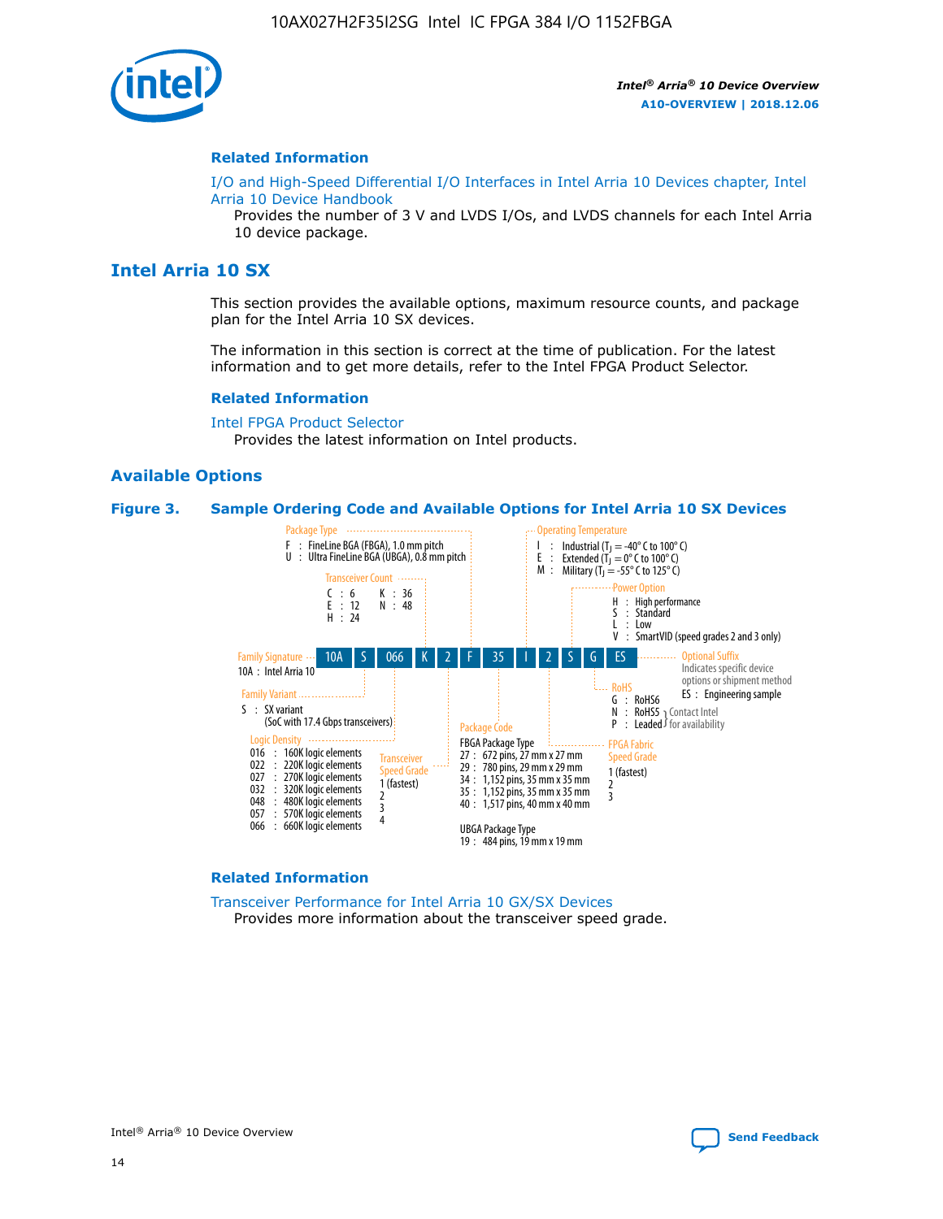## Related Information

I/O and High-Speed Differential I/O Interfaces in Intel Arria 10 Devices chapter, Intel Arria 10 Device Handbook

Provides the number of 3 V and LVDS I/Os, and LVDS channels for each Intel Arria 10 device package.

# Intel Arria 10 SX

This section provides the available options, maximum resource counts, and package plan for the Intel Arria 10 SX devices.

The information in this section is correct at the time of publication. For the latest information and to get more details, refer to the Intel FPGA Product Selector.

## Related Information

Intel FPGA Product Selector

Provides the latest information on Intel products.

## Available Options

**Figure 3. Sample Ordering Code and Available Options for Intel Arria 10 SX Devices**

Sample ordering code: 10A S 066 K 2 F 35 I 2 S G ES

- **Family Signature**: 10A : Intel Arria 10
- **Family Variant**: S : SX variant (SoC with 17.4 Gbps transceivers)
- **Logic Density**:
  - 016 : 160K logic elements
  - 022 : 220K logic elements
  - 027 : 270K logic elements
  - 032 : 320K logic elements
  - 048 : 480K logic elements
  - 057 : 570K logic elements
  - 066 : 660K logic elements
- **Transceiver Count**:
  - C : 6
  - E : 12
  - H : 24
  - K : 36
  - N : 48
- **Transceiver Speed Grade**: 1 (fastest), 2, 3, 4
- **Package Type**:
  - F : FineLine BGA (FBGA), 1.0 mm pitch
  - U : Ultra FineLine BGA (UBGA), 0.8 mm pitch
- **Package Code**:
  - FBGA Package Type
    - 27 : 672 pins, 27 mm x 27 mm
    - 29 : 780 pins, 29 mm x 29 mm
    - 34 : 1,152 pins, 35 mm x 35 mm
    - 35 : 1,152 pins, 35 mm x 35 mm
    - 40 : 1,517 pins, 40 mm x 40 mm
  - UBGA Package Type
    - 19 : 484 pins, 19 mm x 19 mm
- **Operating Temperature**:
  - I : Industrial ($T_J$ = -40° C to 100° C)
  - E : Extended ($T_J$ = 0° C to 100° C)
  - M : Military ($T_J$ = -55° C to 125° C)
- **FPGA Fabric Speed Grade**: 1 (fastest), 2, 3
- **Power Option**:
  - H : High performance
  - S : Standard
  - L : Low
  - V : SmartVID (speed grades 2 and 3 only)
- **RoHS**:
  - G : RoHS6
  - N : RoHS5 (Contact Intel for availability)
  - P : Leaded (Contact Intel for availability)
- **Optional Suffix**: Indicates specific device options or shipment method
  - ES : Engineering sample

## Related Information

Transceiver Performance for Intel Arria 10 GX/SX Devices

Provides more information about the transceiver speed grade.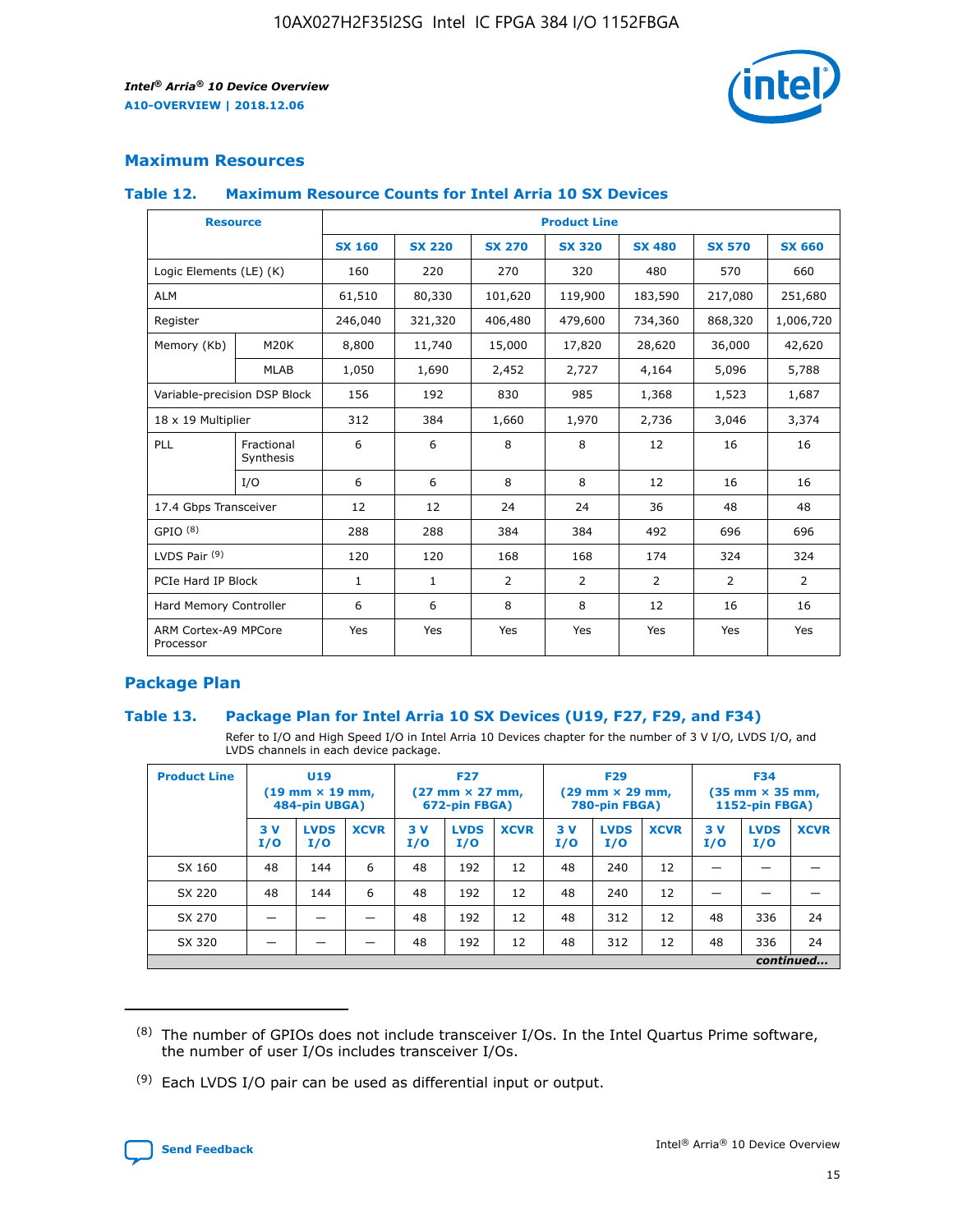## Maximum Resources

### Table 12. Maximum Resource Counts for Intel Arria 10 SX Devices

| Resource | | Product Line | | | | | | |
|---|---|---|---|---|---|---|---|---|
| | | SX 160 | SX 220 | SX 270 | SX 320 | SX 480 | SX 570 | SX 660 |
| Logic Elements (LE) (K) | | 160 | 220 | 270 | 320 | 480 | 570 | 660 |
| ALM | | 61,510 | 80,330 | 101,620 | 119,900 | 183,590 | 217,080 | 251,680 |
| Register | | 246,040 | 321,320 | 406,480 | 479,600 | 734,360 | 868,320 | 1,006,720 |
| Memory (Kb) | M20K | 8,800 | 11,740 | 15,000 | 17,820 | 28,620 | 36,000 | 42,620 |
| | MLAB | 1,050 | 1,690 | 2,452 | 2,727 | 4,164 | 5,096 | 5,788 |
| Variable-precision DSP Block | | 156 | 192 | 830 | 985 | 1,368 | 1,523 | 1,687 |
| 18 x 19 Multiplier | | 312 | 384 | 1,660 | 1,970 | 2,736 | 3,046 | 3,374 |
| PLL | Fractional Synthesis | 6 | 6 | 8 | 8 | 12 | 16 | 16 |
| | I/O | 6 | 6 | 8 | 8 | 12 | 16 | 16 |
| 17.4 Gbps Transceiver | | 12 | 12 | 24 | 24 | 36 | 48 | 48 |
| GPIO [8] | | 288 | 288 | 384 | 384 | 492 | 696 | 696 |
| LVDS Pair [9] | | 120 | 120 | 168 | 168 | 174 | 324 | 324 |
| PCIe Hard IP Block | | 1 | 1 | 2 | 2 | 2 | 2 | 2 |
| Hard Memory Controller | | 6 | 6 | 8 | 8 | 12 | 16 | 16 |
| ARM Cortex-A9 MPCore Processor | | Yes | Yes | Yes | Yes | Yes | Yes | Yes |

## Package Plan

### Table 13. Package Plan for Intel Arria 10 SX Devices (U19, F27, F29, and F34)

Refer to I/O and High Speed I/O in Intel Arria 10 Devices chapter for the number of 3 V I/O, LVDS I/O, and LVDS channels in each device package.

| Product Line | U19 (19 mm × 19 mm, 484-pin UBGA) | | | F27 (27 mm × 27 mm, 672-pin FBGA) | | | F29 (29 mm × 29 mm, 780-pin FBGA) | | | F34 (35 mm × 35 mm, 1152-pin FBGA) | | |
|---|---|---|---|---|---|---|---|---|---|---|---|---|
| | 3 V I/O | LVDS I/O | XCVR | 3 V I/O | LVDS I/O | XCVR | 3 V I/O | LVDS I/O | XCVR | 3 V I/O | LVDS I/O | XCVR |
| SX 160 | 48 | 144 | 6 | 48 | 192 | 12 | 48 | 240 | 12 | — | — | — |
| SX 220 | 48 | 144 | 6 | 48 | 192 | 12 | 48 | 240 | 12 | — | — | — |
| SX 270 | — | — | — | 48 | 192 | 12 | 48 | 312 | 12 | 48 | 336 | 24 |
| SX 320 | — | — | — | 48 | 192 | 12 | 48 | 312 | 12 | 48 | 336 | 24 |

*continued...*

(8) The number of GPIOs does not include transceiver I/Os. In the Intel Quartus Prime software, the number of user I/Os includes transceiver I/Os.

(9) Each LVDS I/O pair can be used as differential input or output.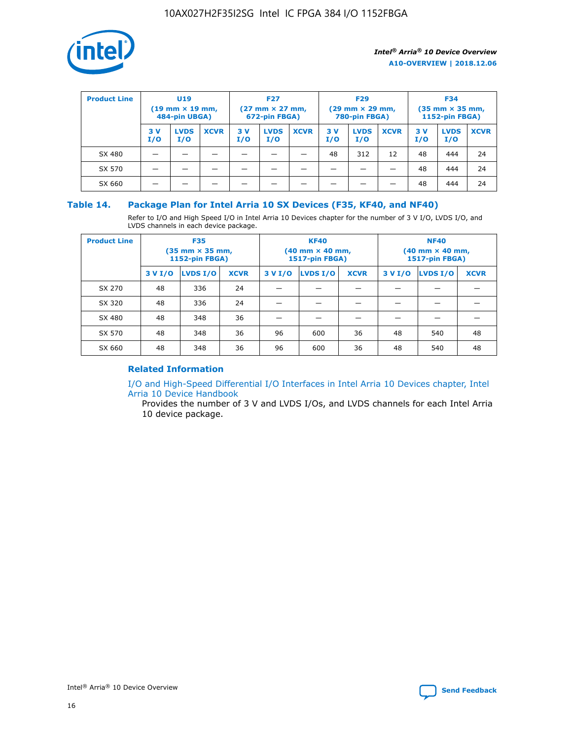| Product Line | U19 (19 mm × 19 mm, 484-pin UBGA) | | | F27 (27 mm × 27 mm, 672-pin FBGA) | | | F29 (29 mm × 29 mm, 780-pin FBGA) | | | F34 (35 mm × 35 mm, 1152-pin FBGA) | | |
|---|---|---|---|---|---|---|---|---|---|---|---|---|
| | 3 V I/O | LVDS I/O | XCVR | 3 V I/O | LVDS I/O | XCVR | 3 V I/O | LVDS I/O | XCVR | 3 V I/O | LVDS I/O | XCVR |
| SX 480 | — | — | — | — | — | — | 48 | 312 | 12 | 48 | 444 | 24 |
| SX 570 | — | — | — | — | — | — | — | — | — | 48 | 444 | 24 |
| SX 660 | — | — | — | — | — | — | — | — | — | 48 | 444 | 24 |

## Table 14. Package Plan for Intel Arria 10 SX Devices (F35, KF40, and NF40)

Refer to I/O and High Speed I/O in Intel Arria 10 Devices chapter for the number of 3 V I/O, LVDS I/O, and LVDS channels in each device package.

| Product Line | F35 (35 mm × 35 mm, 1152-pin FBGA) | | | KF40 (40 mm × 40 mm, 1517-pin FBGA) | | | NF40 (40 mm × 40 mm, 1517-pin FBGA) | | |
|---|---|---|---|---|---|---|---|---|---|
| | 3 V I/O | LVDS I/O | XCVR | 3 V I/O | LVDS I/O | XCVR | 3 V I/O | LVDS I/O | XCVR |
| SX 270 | 48 | 336 | 24 | — | — | — | — | — | — |
| SX 320 | 48 | 336 | 24 | — | — | — | — | — | — |
| SX 480 | 48 | 348 | 36 | — | — | — | — | — | — |
| SX 570 | 48 | 348 | 36 | 96 | 600 | 36 | 48 | 540 | 48 |
| SX 660 | 48 | 348 | 36 | 96 | 600 | 36 | 48 | 540 | 48 |

### Related Information

I/O and High-Speed Differential I/O Interfaces in Intel Arria 10 Devices chapter, Intel Arria 10 Device Handbook

Provides the number of 3 V and LVDS I/Os, and LVDS channels for each Intel Arria 10 device package.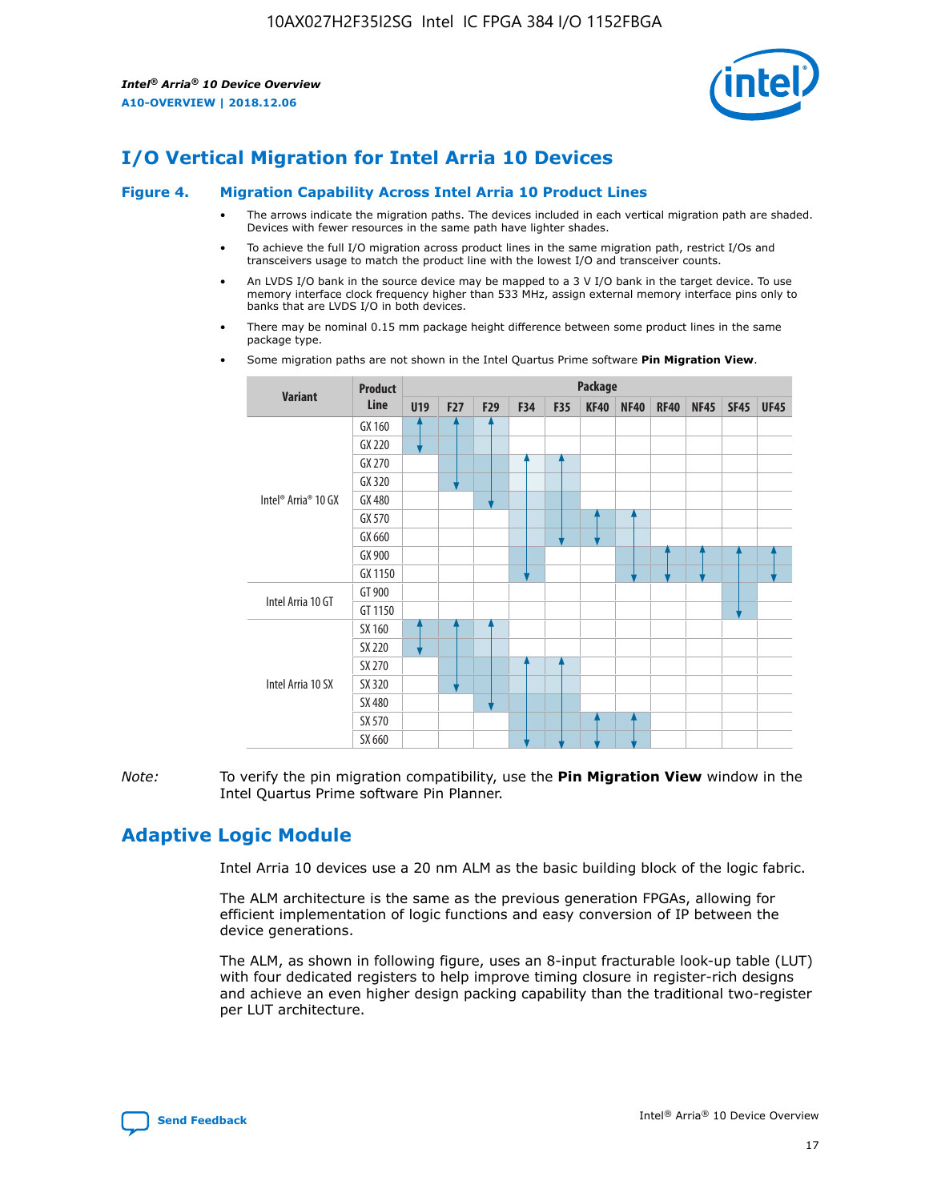# I/O Vertical Migration for Intel Arria 10 Devices

## Figure 4. Migration Capability Across Intel Arria 10 Product Lines

- The arrows indicate the migration paths. The devices included in each vertical migration path are shaded. Devices with fewer resources in the same path have lighter shades.
- To achieve the full I/O migration across product lines in the same migration path, restrict I/Os and transceivers usage to match the product line with the lowest I/O and transceiver counts.
- An LVDS I/O bank in the source device may be mapped to a 3 V I/O bank in the target device. To use memory interface clock frequency higher than 533 MHz, assign external memory interface pins only to banks that are LVDS I/O in both devices.
- There may be nominal 0.15 mm package height difference between some product lines in the same package type.
- Some migration paths are not shown in the Intel Quartus Prime software **Pin Migration View**.

| Variant | Product Line | Package | | | | | | | | | | |
|---|---|---|---|---|---|---|---|---|---|---|---|---|
| | | U19 | F27 | F29 | F34 | F35 | KF40 | NF40 | RF40 | NF45 | SF45 | UF45 |
| Intel® Arria® 10 GX | GX 160 | | | | | | | | | | | |
| | GX 220 | | | | | | | | | | | |
| | GX 270 | | | | | | | | | | | |
| | GX 320 | | | | | | | | | | | |
| | GX 480 | | | | | | | | | | | |
| | GX 570 | | | | | | | | | | | |
| | GX 660 | | | | | | | | | | | |
| | GX 900 | | | | | | | | | | | |
| | GX 1150 | | | | | | | | | | | |
| Intel Arria 10 GT | GT 900 | | | | | | | | | | | |
| | GT 1150 | | | | | | | | | | | |
| Intel Arria 10 SX | SX 160 | | | | | | | | | | | |
| | SX 220 | | | | | | | | | | | |
| | SX 270 | | | | | | | | | | | |
| | SX 320 | | | | | | | | | | | |
| | SX 480 | | | | | | | | | | | |
| | SX 570 | | | | | | | | | | | |
| | SX 660 | | | | | | | | | | | |

*Note:* To verify the pin migration compatibility, use the **Pin Migration View** window in the Intel Quartus Prime software Pin Planner.

# Adaptive Logic Module

Intel Arria 10 devices use a 20 nm ALM as the basic building block of the logic fabric.

The ALM architecture is the same as the previous generation FPGAs, allowing for efficient implementation of logic functions and easy conversion of IP between the device generations.

The ALM, as shown in following figure, uses an 8-input fracturable look-up table (LUT) with four dedicated registers to help improve timing closure in register-rich designs and achieve an even higher design packing capability than the traditional two-register per LUT architecture.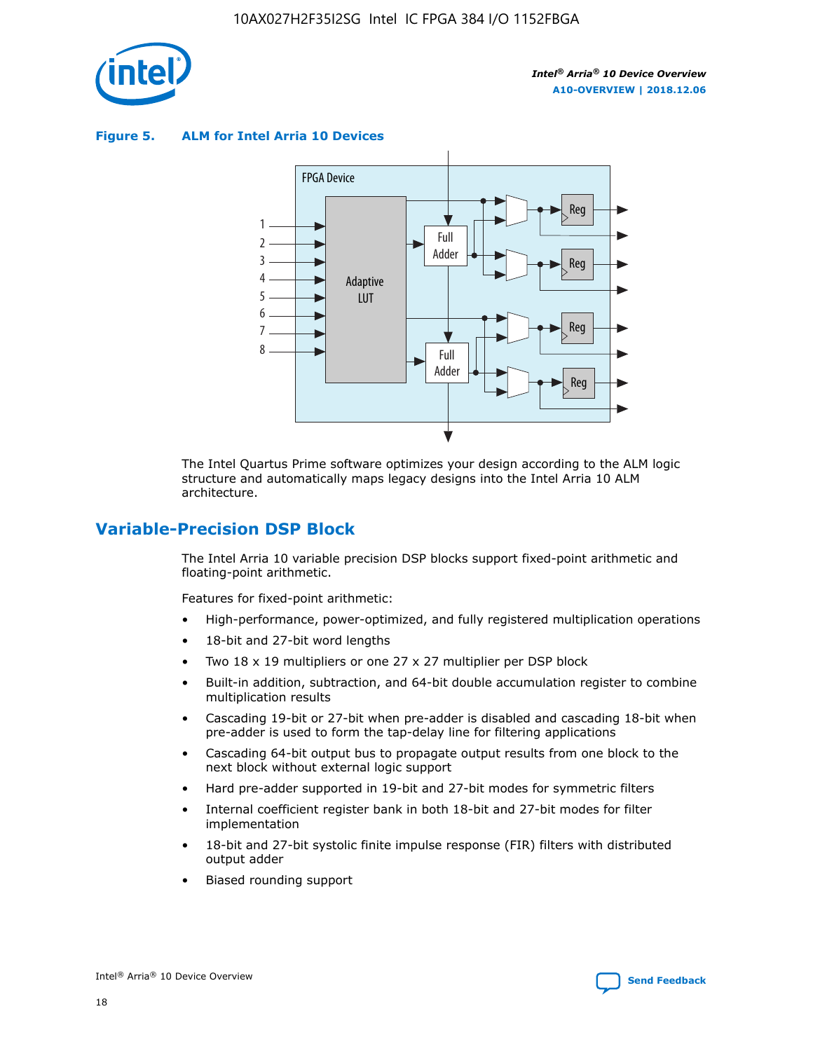**Figure 5. ALM for Intel Arria 10 Devices**

The Intel Quartus Prime software optimizes your design according to the ALM logic structure and automatically maps legacy designs into the Intel Arria 10 ALM architecture.

## Variable-Precision DSP Block

The Intel Arria 10 variable precision DSP blocks support fixed-point arithmetic and floating-point arithmetic.

Features for fixed-point arithmetic:

- High-performance, power-optimized, and fully registered multiplication operations
- 18-bit and 27-bit word lengths
- Two 18 x 19 multipliers or one 27 x 27 multiplier per DSP block
- Built-in addition, subtraction, and 64-bit double accumulation register to combine multiplication results
- Cascading 19-bit or 27-bit when pre-adder is disabled and cascading 18-bit when pre-adder is used to form the tap-delay line for filtering applications
- Cascading 64-bit output bus to propagate output results from one block to the next block without external logic support
- Hard pre-adder supported in 19-bit and 27-bit modes for symmetric filters
- Internal coefficient register bank in both 18-bit and 27-bit modes for filter implementation
- 18-bit and 27-bit systolic finite impulse response (FIR) filters with distributed output adder
- Biased rounding support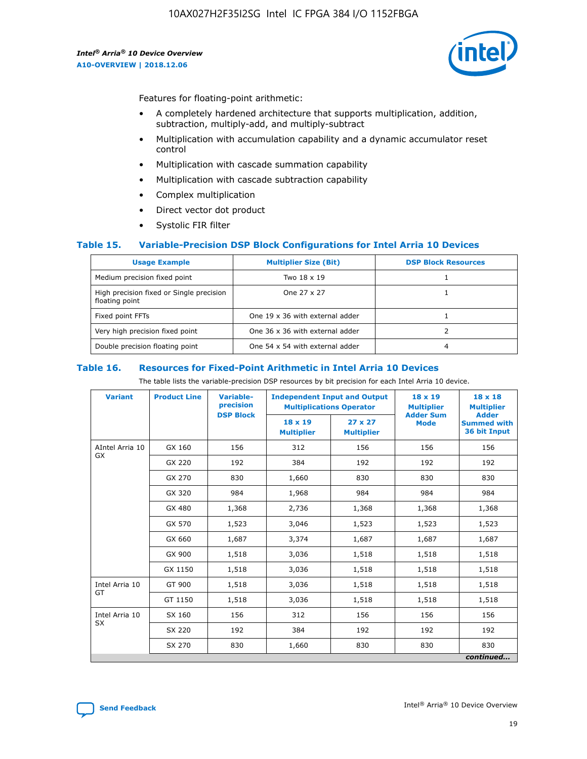Features for floating-point arithmetic:

- A completely hardened architecture that supports multiplication, addition, subtraction, multiply-add, and multiply-subtract
- Multiplication with accumulation capability and a dynamic accumulator reset control
- Multiplication with cascade summation capability
- Multiplication with cascade subtraction capability
- Complex multiplication
- Direct vector dot product
- Systolic FIR filter

### Table 15. Variable-Precision DSP Block Configurations for Intel Arria 10 Devices

| Usage Example | Multiplier Size (Bit) | DSP Block Resources |
|---|---|---|
| Medium precision fixed point | Two 18 x 19 | 1 |
| High precision fixed or Single precision floating point | One 27 x 27 | 1 |
| Fixed point FFTs | One 19 x 36 with external adder | 1 |
| Very high precision fixed point | One 36 x 36 with external adder | 2 |
| Double precision floating point | One 54 x 54 with external adder | 4 |

### Table 16. Resources for Fixed-Point Arithmetic in Intel Arria 10 Devices

The table lists the variable-precision DSP resources by bit precision for each Intel Arria 10 device.

| Variant | Product Line | Variable-precision DSP Block | Independent Input and Output Multiplications Operator | | 18 x 19 Multiplier Adder Sum Mode | 18 x 18 Multiplier Adder Summed with 36 bit Input |
|---|---|---|---|---|---|---|
| | | | 18 x 19 Multiplier | 27 x 27 Multiplier | | |
| AIntel Arria 10 GX | GX 160 | 156 | 312 | 156 | 156 | 156 |
| | GX 220 | 192 | 384 | 192 | 192 | 192 |
| | GX 270 | 830 | 1,660 | 830 | 830 | 830 |
| | GX 320 | 984 | 1,968 | 984 | 984 | 984 |
| | GX 480 | 1,368 | 2,736 | 1,368 | 1,368 | 1,368 |
| | GX 570 | 1,523 | 3,046 | 1,523 | 1,523 | 1,523 |
| | GX 660 | 1,687 | 3,374 | 1,687 | 1,687 | 1,687 |
| | GX 900 | 1,518 | 3,036 | 1,518 | 1,518 | 1,518 |
| | GX 1150 | 1,518 | 3,036 | 1,518 | 1,518 | 1,518 |
| Intel Arria 10 GT | GT 900 | 1,518 | 3,036 | 1,518 | 1,518 | 1,518 |
| | GT 1150 | 1,518 | 3,036 | 1,518 | 1,518 | 1,518 |
| Intel Arria 10 SX | SX 160 | 156 | 312 | 156 | 156 | 156 |
| | SX 220 | 192 | 384 | 192 | 192 | 192 |
| | SX 270 | 830 | 1,660 | 830 | 830 | 830 |

*continued...*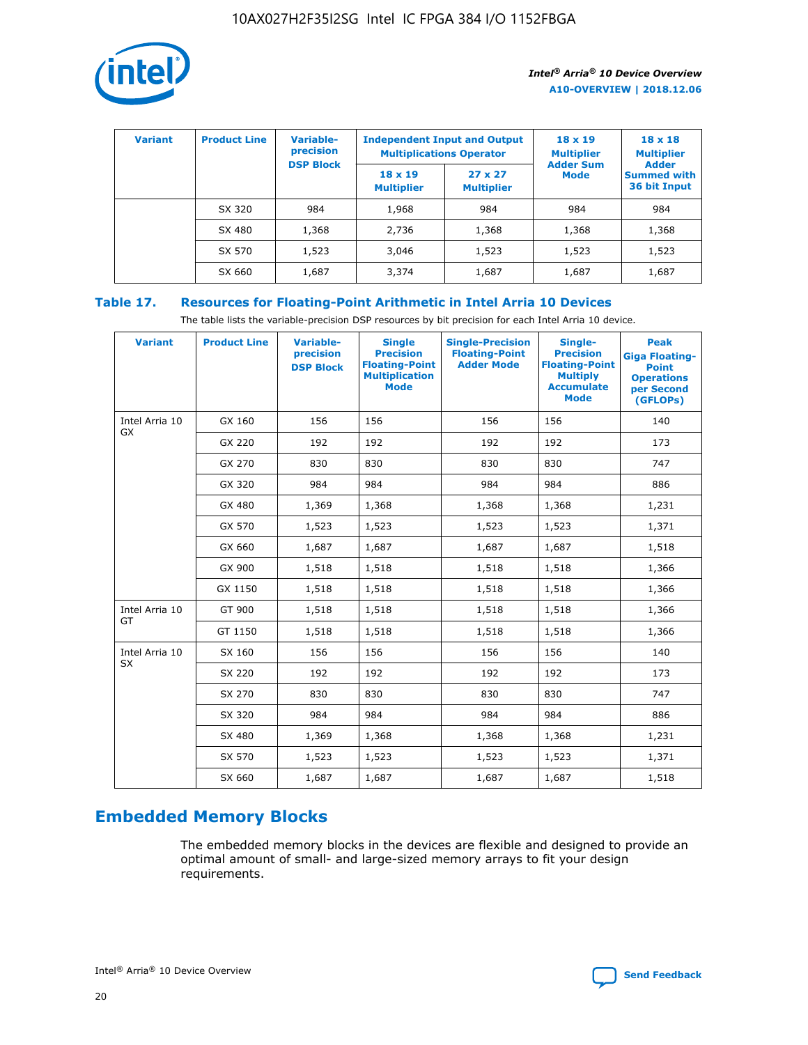| Variant | Product Line | Variable-precision DSP Block | Independent Input and Output Multiplications Operator | | 18 x 19 Multiplier Adder Sum Mode | 18 x 18 Multiplier Adder Summed with 36 bit Input |
|---|---|---|---|---|---|---|
| | | | 18 x 19 Multiplier | 27 x 27 Multiplier | | |
| | SX 320 | 984 | 1,968 | 984 | 984 | 984 |
| | SX 480 | 1,368 | 2,736 | 1,368 | 1,368 | 1,368 |
| | SX 570 | 1,523 | 3,046 | 1,523 | 1,523 | 1,523 |
| | SX 660 | 1,687 | 3,374 | 1,687 | 1,687 | 1,687 |

**Table 17. Resources for Floating-Point Arithmetic in Intel Arria 10 Devices**

The table lists the variable-precision DSP resources by bit precision for each Intel Arria 10 device.

| Variant | Product Line | Variable-precision DSP Block | Single Precision Floating-Point Multiplication Mode | Single-Precision Floating-Point Adder Mode | Single-Precision Floating-Point Multiply Accumulate Mode | Peak Giga Floating-Point Operations per Second (GFLOPs) |
|---|---|---|---|---|---|---|
| Intel Arria 10 GX | GX 160 | 156 | 156 | 156 | 156 | 140 |
| | GX 220 | 192 | 192 | 192 | 192 | 173 |
| | GX 270 | 830 | 830 | 830 | 830 | 747 |
| | GX 320 | 984 | 984 | 984 | 984 | 886 |
| | GX 480 | 1,369 | 1,368 | 1,368 | 1,368 | 1,231 |
| | GX 570 | 1,523 | 1,523 | 1,523 | 1,523 | 1,371 |
| | GX 660 | 1,687 | 1,687 | 1,687 | 1,687 | 1,518 |
| | GX 900 | 1,518 | 1,518 | 1,518 | 1,518 | 1,366 |
| | GX 1150 | 1,518 | 1,518 | 1,518 | 1,518 | 1,366 |
| Intel Arria 10 GT | GT 900 | 1,518 | 1,518 | 1,518 | 1,518 | 1,366 |
| | GT 1150 | 1,518 | 1,518 | 1,518 | 1,518 | 1,366 |
| Intel Arria 10 SX | SX 160 | 156 | 156 | 156 | 156 | 140 |
| | SX 220 | 192 | 192 | 192 | 192 | 173 |
| | SX 270 | 830 | 830 | 830 | 830 | 747 |
| | SX 320 | 984 | 984 | 984 | 984 | 886 |
| | SX 480 | 1,369 | 1,368 | 1,368 | 1,368 | 1,231 |
| | SX 570 | 1,523 | 1,523 | 1,523 | 1,523 | 1,371 |
| | SX 660 | 1,687 | 1,687 | 1,687 | 1,687 | 1,518 |

## Embedded Memory Blocks

The embedded memory blocks in the devices are flexible and designed to provide an optimal amount of small- and large-sized memory arrays to fit your design requirements.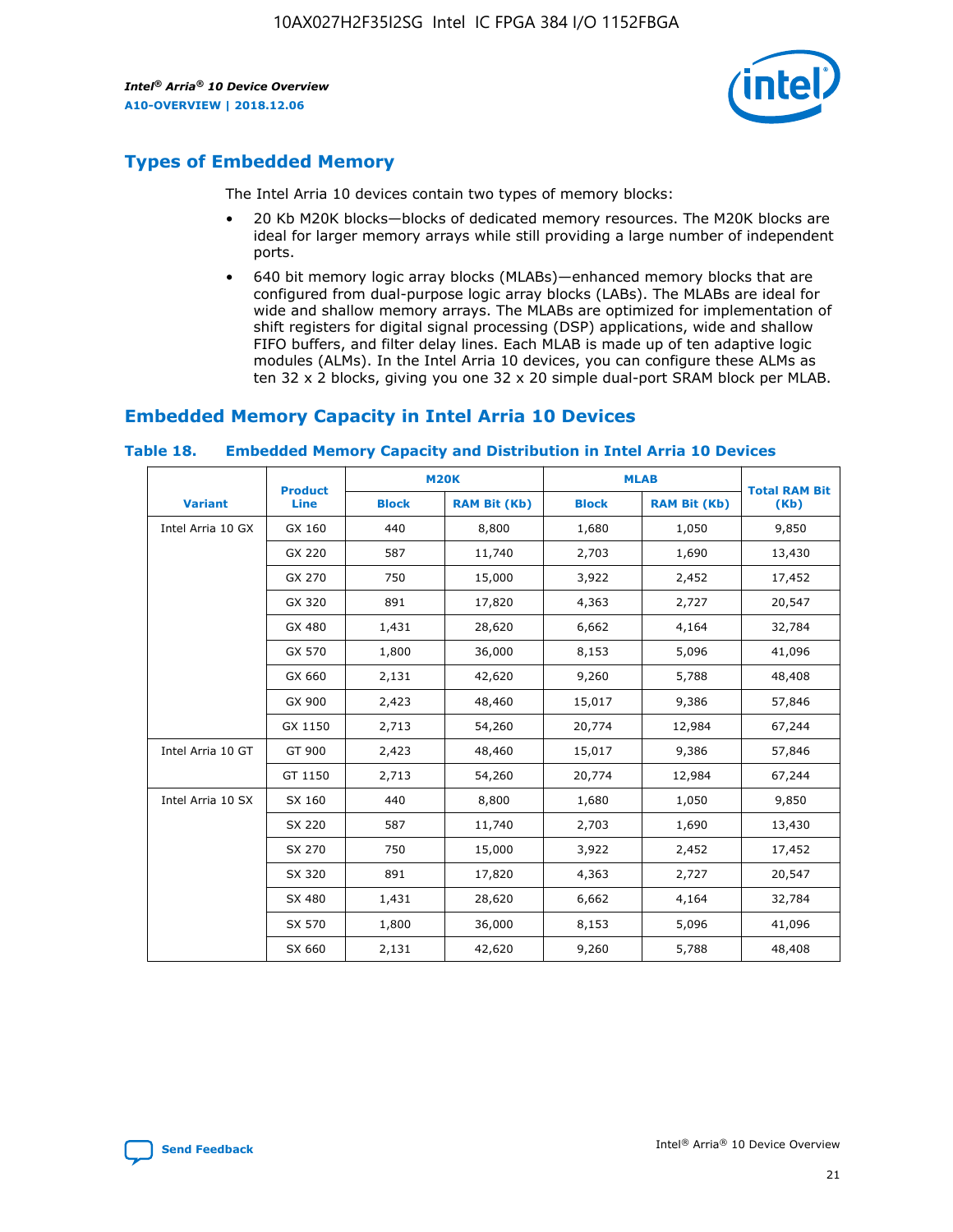## Types of Embedded Memory

The Intel Arria 10 devices contain two types of memory blocks:

- 20 Kb M20K blocks—blocks of dedicated memory resources. The M20K blocks are ideal for larger memory arrays while still providing a large number of independent ports.
- 640 bit memory logic array blocks (MLABs)—enhanced memory blocks that are configured from dual-purpose logic array blocks (LABs). The MLABs are ideal for wide and shallow memory arrays. The MLABs are optimized for implementation of shift registers for digital signal processing (DSP) applications, wide and shallow FIFO buffers, and filter delay lines. Each MLAB is made up of ten adaptive logic modules (ALMs). In the Intel Arria 10 devices, you can configure these ALMs as ten 32 x 2 blocks, giving you one 32 x 20 simple dual-port SRAM block per MLAB.

## Embedded Memory Capacity in Intel Arria 10 Devices

### Table 18. Embedded Memory Capacity and Distribution in Intel Arria 10 Devices

| Variant | Product Line | M20K | | MLAB | | Total RAM Bit (Kb) |
|---|---|---|---|---|---|---|
| | | Block | RAM Bit (Kb) | Block | RAM Bit (Kb) | |
| Intel Arria 10 GX | GX 160 | 440 | 8,800 | 1,680 | 1,050 | 9,850 |
| | GX 220 | 587 | 11,740 | 2,703 | 1,690 | 13,430 |
| | GX 270 | 750 | 15,000 | 3,922 | 2,452 | 17,452 |
| | GX 320 | 891 | 17,820 | 4,363 | 2,727 | 20,547 |
| | GX 480 | 1,431 | 28,620 | 6,662 | 4,164 | 32,784 |
| | GX 570 | 1,800 | 36,000 | 8,153 | 5,096 | 41,096 |
| | GX 660 | 2,131 | 42,620 | 9,260 | 5,788 | 48,408 |
| | GX 900 | 2,423 | 48,460 | 15,017 | 9,386 | 57,846 |
| | GX 1150 | 2,713 | 54,260 | 20,774 | 12,984 | 67,244 |
| Intel Arria 10 GT | GT 900 | 2,423 | 48,460 | 15,017 | 9,386 | 57,846 |
| | GT 1150 | 2,713 | 54,260 | 20,774 | 12,984 | 67,244 |
| Intel Arria 10 SX | SX 160 | 440 | 8,800 | 1,680 | 1,050 | 9,850 |
| | SX 220 | 587 | 11,740 | 2,703 | 1,690 | 13,430 |
| | SX 270 | 750 | 15,000 | 3,922 | 2,452 | 17,452 |
| | SX 320 | 891 | 17,820 | 4,363 | 2,727 | 20,547 |
| | SX 480 | 1,431 | 28,620 | 6,662 | 4,164 | 32,784 |
| | SX 570 | 1,800 | 36,000 | 8,153 | 5,096 | 41,096 |
| | SX 660 | 2,131 | 42,620 | 9,260 | 5,788 | 48,408 |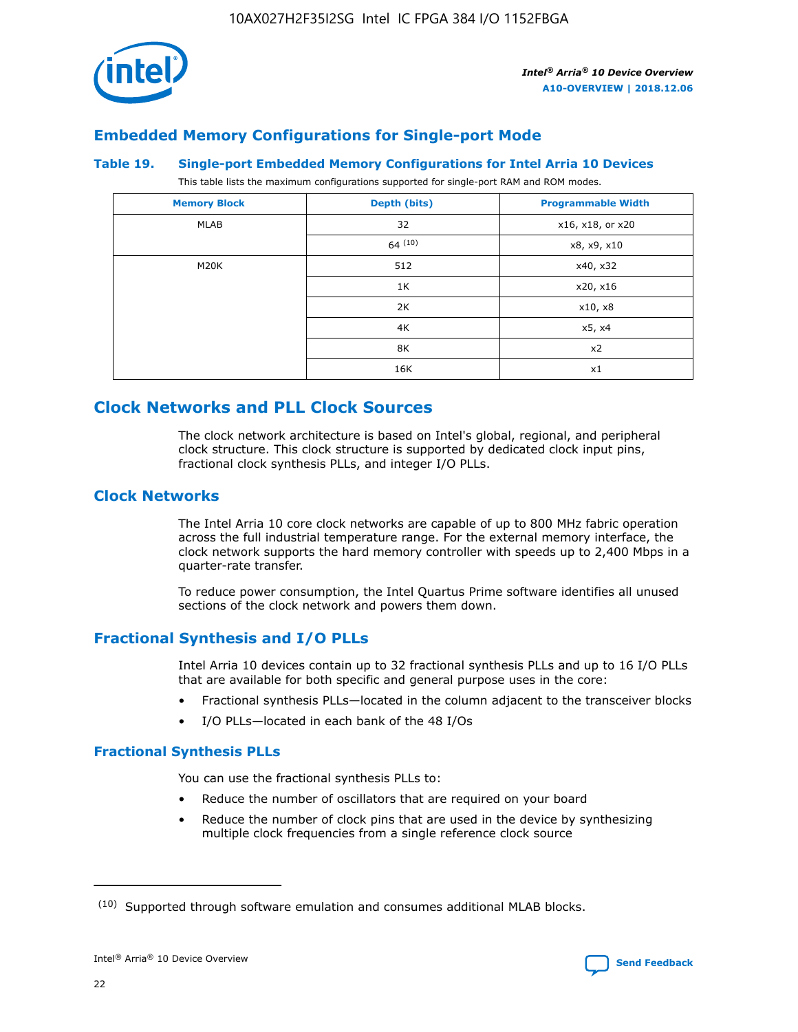## Embedded Memory Configurations for Single-port Mode

### Table 19. Single-port Embedded Memory Configurations for Intel Arria 10 Devices

This table lists the maximum configurations supported for single-port RAM and ROM modes.

| Memory Block | Depth (bits) | Programmable Width |
|---|---|---|
| MLAB | 32 | x16, x18, or x20 |
| | 64 [10] | x8, x9, x10 |
| M20K | 512 | x40, x32 |
| | 1K | x20, x16 |
| | 2K | x10, x8 |
| | 4K | x5, x4 |
| | 8K | x2 |
| | 16K | x1 |

# Clock Networks and PLL Clock Sources

The clock network architecture is based on Intel's global, regional, and peripheral clock structure. This clock structure is supported by dedicated clock input pins, fractional clock synthesis PLLs, and integer I/O PLLs.

## Clock Networks

The Intel Arria 10 core clock networks are capable of up to 800 MHz fabric operation across the full industrial temperature range. For the external memory interface, the clock network supports the hard memory controller with speeds up to 2,400 Mbps in a quarter-rate transfer.

To reduce power consumption, the Intel Quartus Prime software identifies all unused sections of the clock network and powers them down.

## Fractional Synthesis and I/O PLLs

Intel Arria 10 devices contain up to 32 fractional synthesis PLLs and up to 16 I/O PLLs that are available for both specific and general purpose uses in the core:

- Fractional synthesis PLLs—located in the column adjacent to the transceiver blocks
- I/O PLLs—located in each bank of the 48 I/Os

### Fractional Synthesis PLLs

You can use the fractional synthesis PLLs to:

- Reduce the number of oscillators that are required on your board
- Reduce the number of clock pins that are used in the device by synthesizing multiple clock frequencies from a single reference clock source

(10) Supported through software emulation and consumes additional MLAB blocks.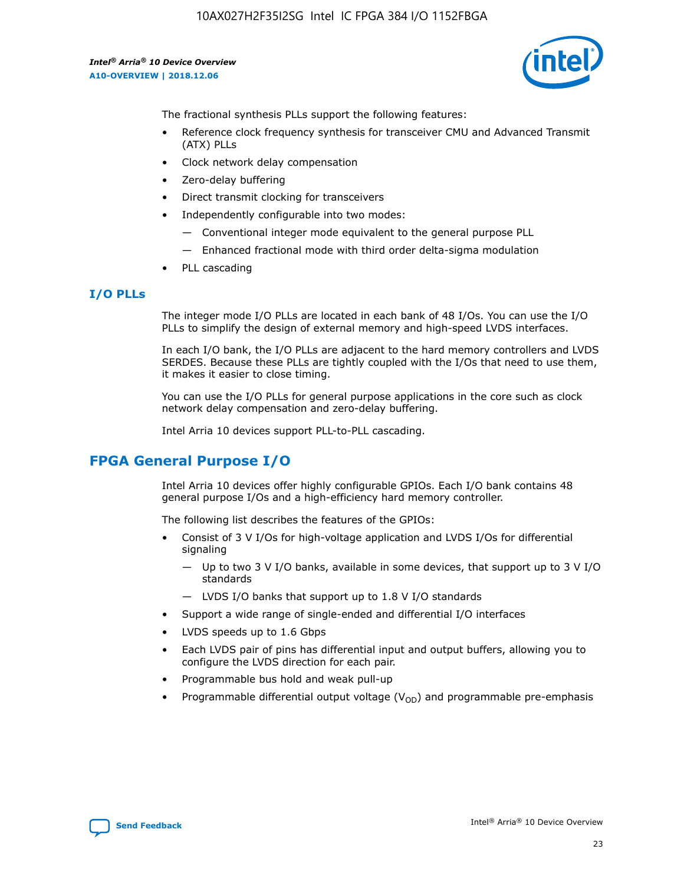The fractional synthesis PLLs support the following features:

- Reference clock frequency synthesis for transceiver CMU and Advanced Transmit (ATX) PLLs
- Clock network delay compensation
- Zero-delay buffering
- Direct transmit clocking for transceivers
- Independently configurable into two modes:
  - — Conventional integer mode equivalent to the general purpose PLL
  - — Enhanced fractional mode with third order delta-sigma modulation
- PLL cascading

### I/O PLLs

The integer mode I/O PLLs are located in each bank of 48 I/Os. You can use the I/O PLLs to simplify the design of external memory and high-speed LVDS interfaces.

In each I/O bank, the I/O PLLs are adjacent to the hard memory controllers and LVDS SERDES. Because these PLLs are tightly coupled with the I/Os that need to use them, it makes it easier to close timing.

You can use the I/O PLLs for general purpose applications in the core such as clock network delay compensation and zero-delay buffering.

Intel Arria 10 devices support PLL-to-PLL cascading.

## FPGA General Purpose I/O

Intel Arria 10 devices offer highly configurable GPIOs. Each I/O bank contains 48 general purpose I/Os and a high-efficiency hard memory controller.

The following list describes the features of the GPIOs:

- Consist of 3 V I/Os for high-voltage application and LVDS I/Os for differential signaling
  - — Up to two 3 V I/O banks, available in some devices, that support up to 3 V I/O standards
  - — LVDS I/O banks that support up to 1.8 V I/O standards
- Support a wide range of single-ended and differential I/O interfaces
- LVDS speeds up to 1.6 Gbps
- Each LVDS pair of pins has differential input and output buffers, allowing you to configure the LVDS direction for each pair.
- Programmable bus hold and weak pull-up
- Programmable differential output voltage ($V_{OD}$) and programmable pre-emphasis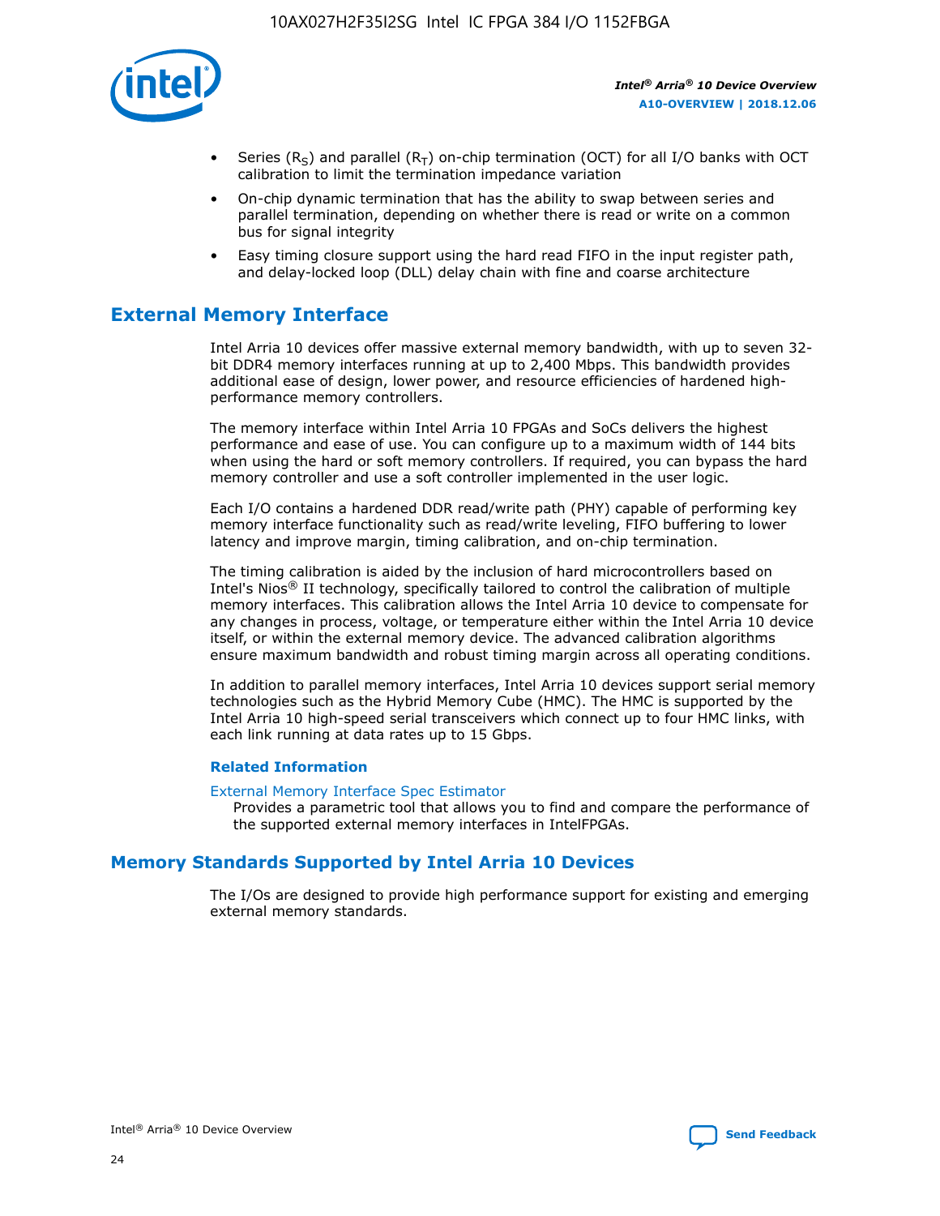- Series ($R_S$) and parallel ($R_T$) on-chip termination (OCT) for all I/O banks with OCT calibration to limit the termination impedance variation
- On-chip dynamic termination that has the ability to swap between series and parallel termination, depending on whether there is read or write on a common bus for signal integrity
- Easy timing closure support using the hard read FIFO in the input register path, and delay-locked loop (DLL) delay chain with fine and coarse architecture

## External Memory Interface

Intel Arria 10 devices offer massive external memory bandwidth, with up to seven 32-bit DDR4 memory interfaces running at up to 2,400 Mbps. This bandwidth provides additional ease of design, lower power, and resource efficiencies of hardened high-performance memory controllers.

The memory interface within Intel Arria 10 FPGAs and SoCs delivers the highest performance and ease of use. You can configure up to a maximum width of 144 bits when using the hard or soft memory controllers. If required, you can bypass the hard memory controller and use a soft controller implemented in the user logic.

Each I/O contains a hardened DDR read/write path (PHY) capable of performing key memory interface functionality such as read/write leveling, FIFO buffering to lower latency and improve margin, timing calibration, and on-chip termination.

The timing calibration is aided by the inclusion of hard microcontrollers based on Intel's Nios® II technology, specifically tailored to control the calibration of multiple memory interfaces. This calibration allows the Intel Arria 10 device to compensate for any changes in process, voltage, or temperature either within the Intel Arria 10 device itself, or within the external memory device. The advanced calibration algorithms ensure maximum bandwidth and robust timing margin across all operating conditions.

In addition to parallel memory interfaces, Intel Arria 10 devices support serial memory technologies such as the Hybrid Memory Cube (HMC). The HMC is supported by the Intel Arria 10 high-speed serial transceivers which connect up to four HMC links, with each link running at data rates up to 15 Gbps.

### Related Information

External Memory Interface Spec Estimator
Provides a parametric tool that allows you to find and compare the performance of the supported external memory interfaces in IntelFPGAs.

## Memory Standards Supported by Intel Arria 10 Devices

The I/Os are designed to provide high performance support for existing and emerging external memory standards.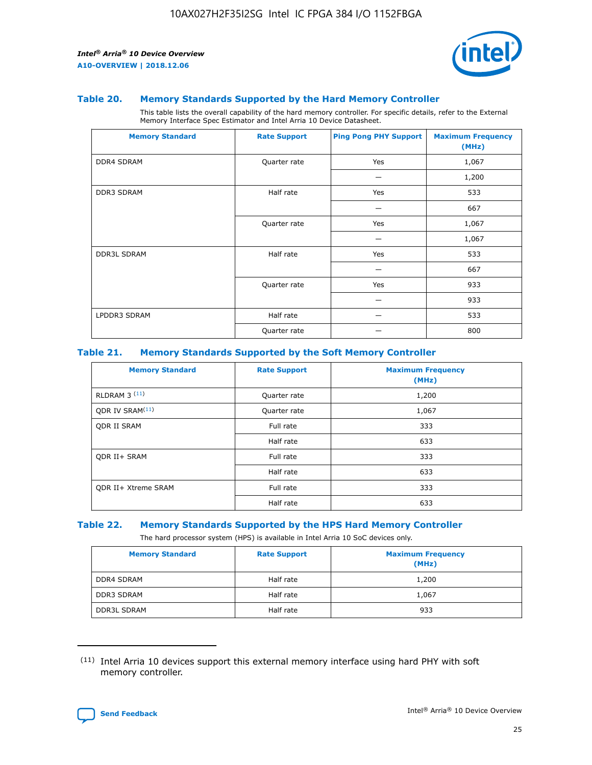### Table 20. Memory Standards Supported by the Hard Memory Controller

This table lists the overall capability of the hard memory controller. For specific details, refer to the External Memory Interface Spec Estimator and Intel Arria 10 Device Datasheet.

| Memory Standard | Rate Support | Ping Pong PHY Support | Maximum Frequency (MHz) |
| --- | --- | --- | --- |
| DDR4 SDRAM | Quarter rate | Yes | 1,067 |
| | | — | 1,200 |
| DDR3 SDRAM | Half rate | Yes | 533 |
| | | — | 667 |
| | Quarter rate | Yes | 1,067 |
| | | — | 1,067 |
| DDR3L SDRAM | Half rate | Yes | 533 |
| | | — | 667 |
| | Quarter rate | Yes | 933 |
| | | — | 933 |
| LPDDR3 SDRAM | Half rate | — | 533 |
| | Quarter rate | — | 800 |

### Table 21. Memory Standards Supported by the Soft Memory Controller

| Memory Standard | Rate Support | Maximum Frequency (MHz) |
| --- | --- | --- |
| RLDRAM 3 (11) | Quarter rate | 1,200 |
| QDR IV SRAM(11) | Quarter rate | 1,067 |
| QDR II SRAM | Full rate | 333 |
| | Half rate | 633 |
| QDR II+ SRAM | Full rate | 333 |
| | Half rate | 633 |
| QDR II+ Xtreme SRAM | Full rate | 333 |
| | Half rate | 633 |

### Table 22. Memory Standards Supported by the HPS Hard Memory Controller

The hard processor system (HPS) is available in Intel Arria 10 SoC devices only.

| Memory Standard | Rate Support | Maximum Frequency (MHz) |
| --- | --- | --- |
| DDR4 SDRAM | Half rate | 1,200 |
| DDR3 SDRAM | Half rate | 1,067 |
| DDR3L SDRAM | Half rate | 933 |

(11) Intel Arria 10 devices support this external memory interface using hard PHY with soft memory controller.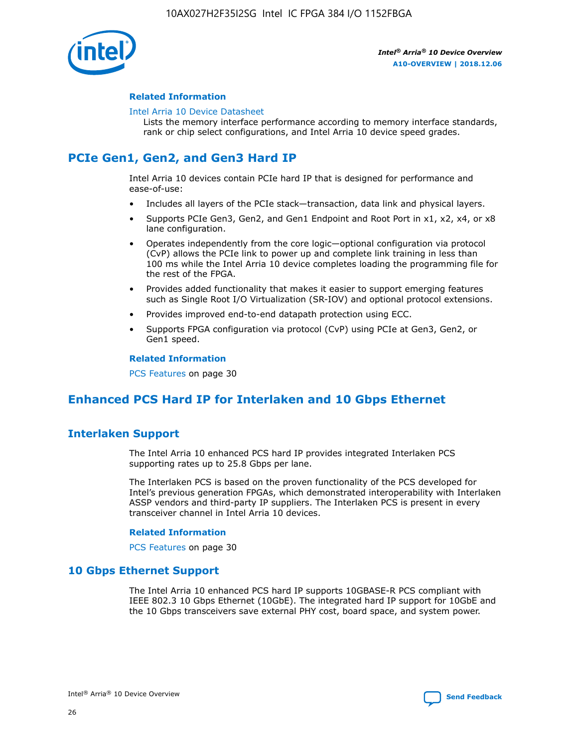### Related Information

Intel Arria 10 Device Datasheet

Lists the memory interface performance according to memory interface standards, rank or chip select configurations, and Intel Arria 10 device speed grades.

## PCIe Gen1, Gen2, and Gen3 Hard IP

Intel Arria 10 devices contain PCIe hard IP that is designed for performance and ease-of-use:

- Includes all layers of the PCIe stack—transaction, data link and physical layers.
- Supports PCIe Gen3, Gen2, and Gen1 Endpoint and Root Port in x1, x2, x4, or x8 lane configuration.
- Operates independently from the core logic—optional configuration via protocol (CvP) allows the PCIe link to power up and complete link training in less than 100 ms while the Intel Arria 10 device completes loading the programming file for the rest of the FPGA.
- Provides added functionality that makes it easier to support emerging features such as Single Root I/O Virtualization (SR-IOV) and optional protocol extensions.
- Provides improved end-to-end datapath protection using ECC.
- Supports FPGA configuration via protocol (CvP) using PCIe at Gen3, Gen2, or Gen1 speed.

### Related Information

PCS Features on page 30

## Enhanced PCS Hard IP for Interlaken and 10 Gbps Ethernet

## Interlaken Support

The Intel Arria 10 enhanced PCS hard IP provides integrated Interlaken PCS supporting rates up to 25.8 Gbps per lane.

The Interlaken PCS is based on the proven functionality of the PCS developed for Intel's previous generation FPGAs, which demonstrated interoperability with Interlaken ASSP vendors and third-party IP suppliers. The Interlaken PCS is present in every transceiver channel in Intel Arria 10 devices.

### Related Information

PCS Features on page 30

## 10 Gbps Ethernet Support

The Intel Arria 10 enhanced PCS hard IP supports 10GBASE-R PCS compliant with IEEE 802.3 10 Gbps Ethernet (10GbE). The integrated hard IP support for 10GbE and the 10 Gbps transceivers save external PHY cost, board space, and system power.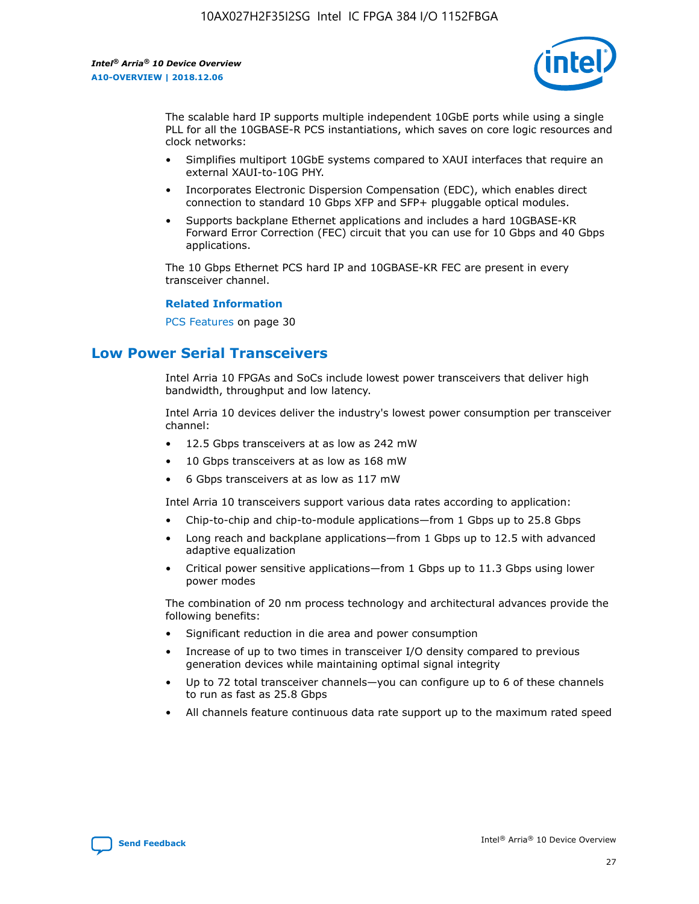The scalable hard IP supports multiple independent 10GbE ports while using a single PLL for all the 10GBASE-R PCS instantiations, which saves on core logic resources and clock networks:

- Simplifies multiport 10GbE systems compared to XAUI interfaces that require an external XAUI-to-10G PHY.
- Incorporates Electronic Dispersion Compensation (EDC), which enables direct connection to standard 10 Gbps XFP and SFP+ pluggable optical modules.
- Supports backplane Ethernet applications and includes a hard 10GBASE-KR Forward Error Correction (FEC) circuit that you can use for 10 Gbps and 40 Gbps applications.

The 10 Gbps Ethernet PCS hard IP and 10GBASE-KR FEC are present in every transceiver channel.

**Related Information**

PCS Features on page 30

## Low Power Serial Transceivers

Intel Arria 10 FPGAs and SoCs include lowest power transceivers that deliver high bandwidth, throughput and low latency.

Intel Arria 10 devices deliver the industry's lowest power consumption per transceiver channel:

- 12.5 Gbps transceivers at as low as 242 mW
- 10 Gbps transceivers at as low as 168 mW
- 6 Gbps transceivers at as low as 117 mW

Intel Arria 10 transceivers support various data rates according to application:

- Chip-to-chip and chip-to-module applications—from 1 Gbps up to 25.8 Gbps
- Long reach and backplane applications—from 1 Gbps up to 12.5 with advanced adaptive equalization
- Critical power sensitive applications—from 1 Gbps up to 11.3 Gbps using lower power modes

The combination of 20 nm process technology and architectural advances provide the following benefits:

- Significant reduction in die area and power consumption
- Increase of up to two times in transceiver I/O density compared to previous generation devices while maintaining optimal signal integrity
- Up to 72 total transceiver channels—you can configure up to 6 of these channels to run as fast as 25.8 Gbps
- All channels feature continuous data rate support up to the maximum rated speed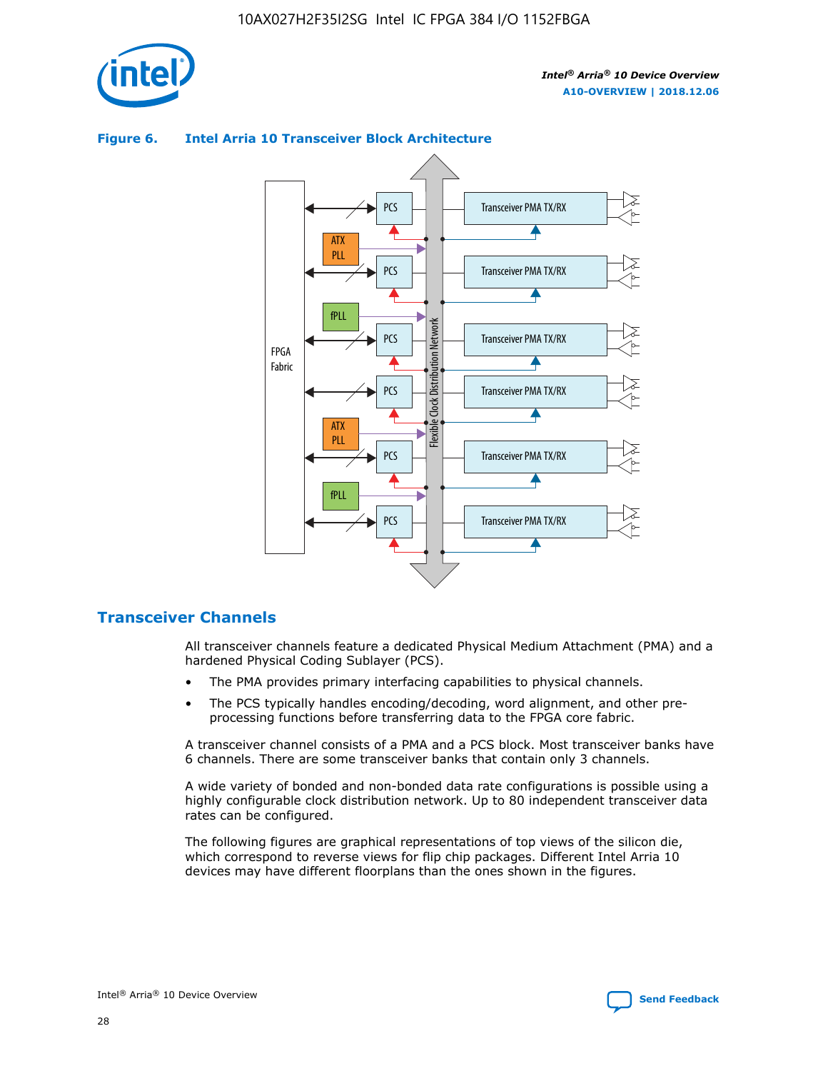**Figure 6. Intel Arria 10 Transceiver Block Architecture**

## Transceiver Channels

All transceiver channels feature a dedicated Physical Medium Attachment (PMA) and a hardened Physical Coding Sublayer (PCS).

- The PMA provides primary interfacing capabilities to physical channels.
- The PCS typically handles encoding/decoding, word alignment, and other pre-processing functions before transferring data to the FPGA core fabric.

A transceiver channel consists of a PMA and a PCS block. Most transceiver banks have 6 channels. There are some transceiver banks that contain only 3 channels.

A wide variety of bonded and non-bonded data rate configurations is possible using a highly configurable clock distribution network. Up to 80 independent transceiver data rates can be configured.

The following figures are graphical representations of top views of the silicon die, which correspond to reverse views for flip chip packages. Different Intel Arria 10 devices may have different floorplans than the ones shown in the figures.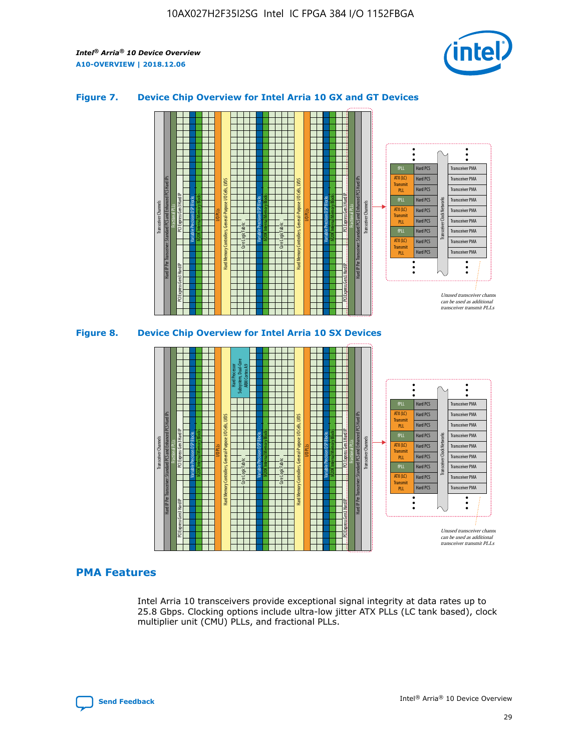## Figure 7. Device Chip Overview for Intel Arria 10 GX and GT Devices

Unused transceiver channels can be used as additional transceiver transmit PLLs

## Figure 8. Device Chip Overview for Intel Arria 10 SX Devices

Unused transceiver channels can be used as additional transceiver transmit PLLs

## PMA Features

Intel Arria 10 transceivers provide exceptional signal integrity at data rates up to 25.8 Gbps. Clocking options include ultra-low jitter ATX PLLs (LC tank based), clock multiplier unit (CMU) PLLs, and fractional PLLs.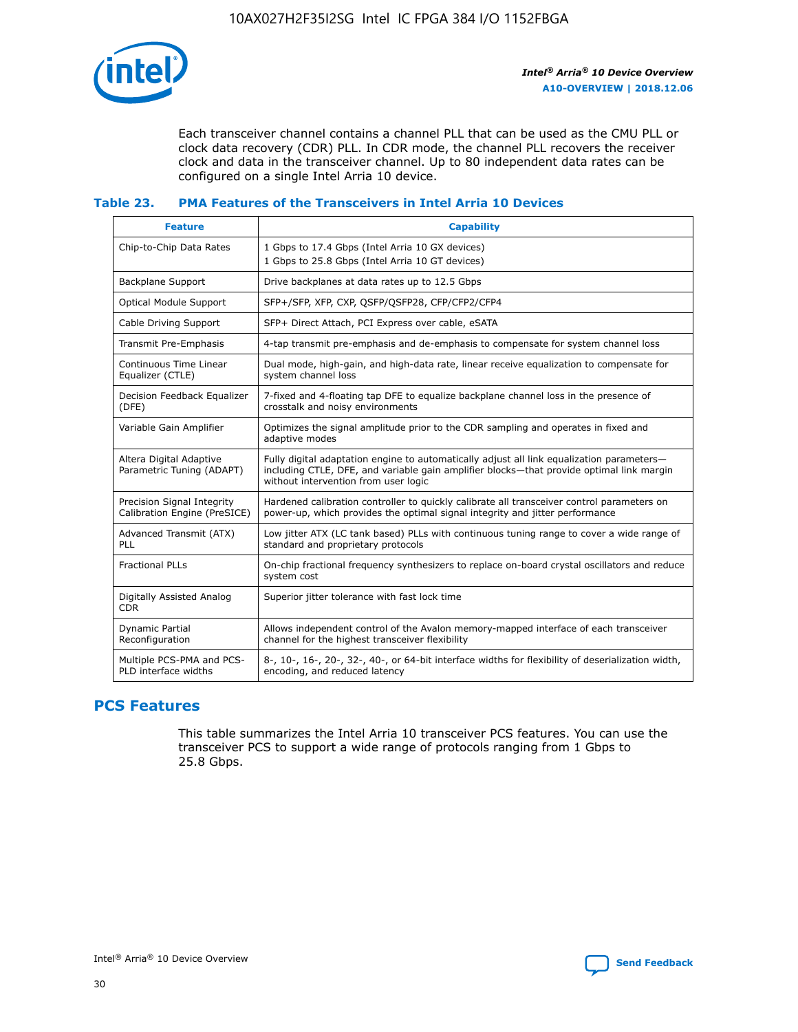Each transceiver channel contains a channel PLL that can be used as the CMU PLL or clock data recovery (CDR) PLL. In CDR mode, the channel PLL recovers the receiver clock and data in the transceiver channel. Up to 80 independent data rates can be configured on a single Intel Arria 10 device.

### Table 23. PMA Features of the Transceivers in Intel Arria 10 Devices

| Feature | Capability |
| --- | --- |
| Chip-to-Chip Data Rates | 1 Gbps to 17.4 Gbps (Intel Arria 10 GX devices)<br>1 Gbps to 25.8 Gbps (Intel Arria 10 GT devices) |
| Backplane Support | Drive backplanes at data rates up to 12.5 Gbps |
| Optical Module Support | SFP+/SFP, XFP, CXP, QSFP/QSFP28, CFP/CFP2/CFP4 |
| Cable Driving Support | SFP+ Direct Attach, PCI Express over cable, eSATA |
| Transmit Pre-Emphasis | 4-tap transmit pre-emphasis and de-emphasis to compensate for system channel loss |
| Continuous Time Linear Equalizer (CTLE) | Dual mode, high-gain, and high-data rate, linear receive equalization to compensate for system channel loss |
| Decision Feedback Equalizer (DFE) | 7-fixed and 4-floating tap DFE to equalize backplane channel loss in the presence of crosstalk and noisy environments |
| Variable Gain Amplifier | Optimizes the signal amplitude prior to the CDR sampling and operates in fixed and adaptive modes |
| Altera Digital Adaptive Parametric Tuning (ADAPT) | Fully digital adaptation engine to automatically adjust all link equalization parameters—including CTLE, DFE, and variable gain amplifier blocks—that provide optimal link margin without intervention from user logic |
| Precision Signal Integrity Calibration Engine (PreSICE) | Hardened calibration controller to quickly calibrate all transceiver control parameters on power-up, which provides the optimal signal integrity and jitter performance |
| Advanced Transmit (ATX) PLL | Low jitter ATX (LC tank based) PLLs with continuous tuning range to cover a wide range of standard and proprietary protocols |
| Fractional PLLs | On-chip fractional frequency synthesizers to replace on-board crystal oscillators and reduce system cost |
| Digitally Assisted Analog CDR | Superior jitter tolerance with fast lock time |
| Dynamic Partial Reconfiguration | Allows independent control of the Avalon memory-mapped interface of each transceiver channel for the highest transceiver flexibility |
| Multiple PCS-PMA and PCS-PLD interface widths | 8-, 10-, 16-, 20-, 32-, 40-, or 64-bit interface widths for flexibility of deserialization width, encoding, and reduced latency |

## PCS Features

This table summarizes the Intel Arria 10 transceiver PCS features. You can use the transceiver PCS to support a wide range of protocols ranging from 1 Gbps to 25.8 Gbps.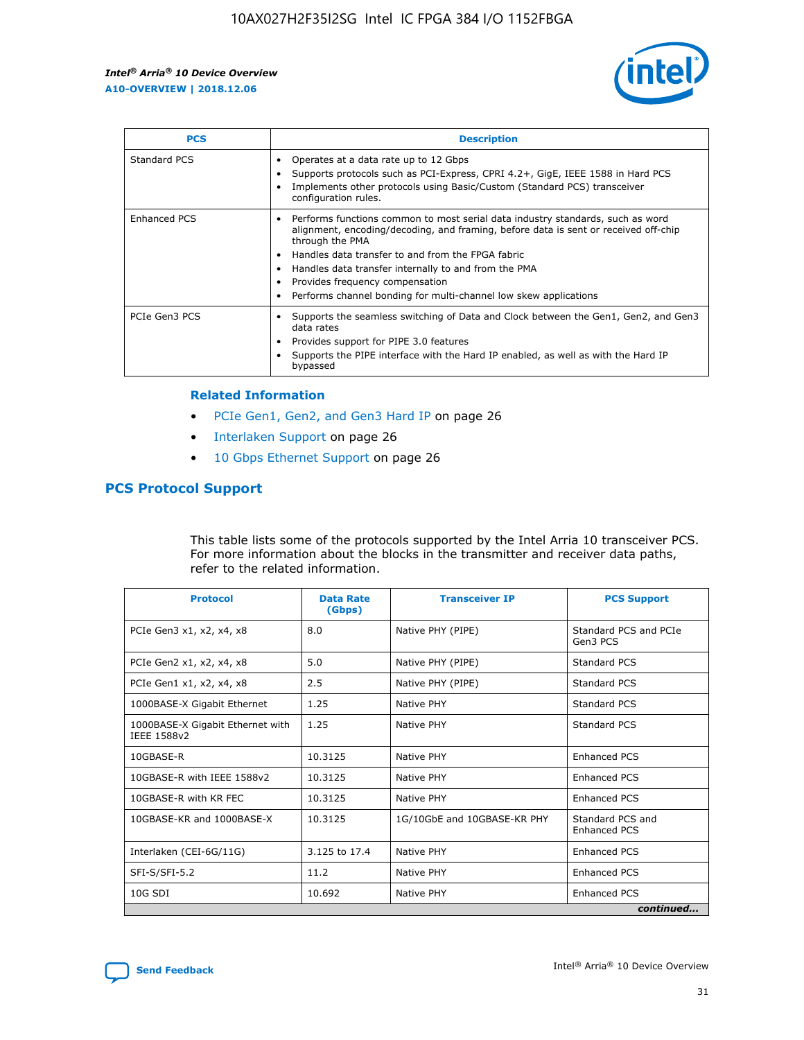| PCS | Description |
| --- | --- |
| Standard PCS | • Operates at a data rate up to 12 Gbps<br>• Supports protocols such as PCI-Express, CPRI 4.2+, GigE, IEEE 1588 in Hard PCS<br>• Implements other protocols using Basic/Custom (Standard PCS) transceiver configuration rules. |
| Enhanced PCS | • Performs functions common to most serial data industry standards, such as word alignment, encoding/decoding, and framing, before data is sent or received off-chip through the PMA<br>• Handles data transfer to and from the FPGA fabric<br>• Handles data transfer internally to and from the PMA<br>• Provides frequency compensation<br>• Performs channel bonding for multi-channel low skew applications |
| PCIe Gen3 PCS | • Supports the seamless switching of Data and Clock between the Gen1, Gen2, and Gen3 data rates<br>• Provides support for PIPE 3.0 features<br>• Supports the PIPE interface with the Hard IP enabled, as well as with the Hard IP bypassed |

### Related Information

- PCIe Gen1, Gen2, and Gen3 Hard IP on page 26
- Interlaken Support on page 26
- 10 Gbps Ethernet Support on page 26

## PCS Protocol Support

This table lists some of the protocols supported by the Intel Arria 10 transceiver PCS. For more information about the blocks in the transmitter and receiver data paths, refer to the related information.

| Protocol | Data Rate (Gbps) | Transceiver IP | PCS Support |
| --- | --- | --- | --- |
| PCIe Gen3 x1, x2, x4, x8 | 8.0 | Native PHY (PIPE) | Standard PCS and PCIe Gen3 PCS |
| PCIe Gen2 x1, x2, x4, x8 | 5.0 | Native PHY (PIPE) | Standard PCS |
| PCIe Gen1 x1, x2, x4, x8 | 2.5 | Native PHY (PIPE) | Standard PCS |
| 1000BASE-X Gigabit Ethernet | 1.25 | Native PHY | Standard PCS |
| 1000BASE-X Gigabit Ethernet with IEEE 1588v2 | 1.25 | Native PHY | Standard PCS |
| 10GBASE-R | 10.3125 | Native PHY | Enhanced PCS |
| 10GBASE-R with IEEE 1588v2 | 10.3125 | Native PHY | Enhanced PCS |
| 10GBASE-R with KR FEC | 10.3125 | Native PHY | Enhanced PCS |
| 10GBASE-KR and 1000BASE-X | 10.3125 | 1G/10GbE and 10GBASE-KR PHY | Standard PCS and Enhanced PCS |
| Interlaken (CEI-6G/11G) | 3.125 to 17.4 | Native PHY | Enhanced PCS |
| SFI-S/SFI-5.2 | 11.2 | Native PHY | Enhanced PCS |
| 10G SDI | 10.692 | Native PHY | Enhanced PCS |

*continued...*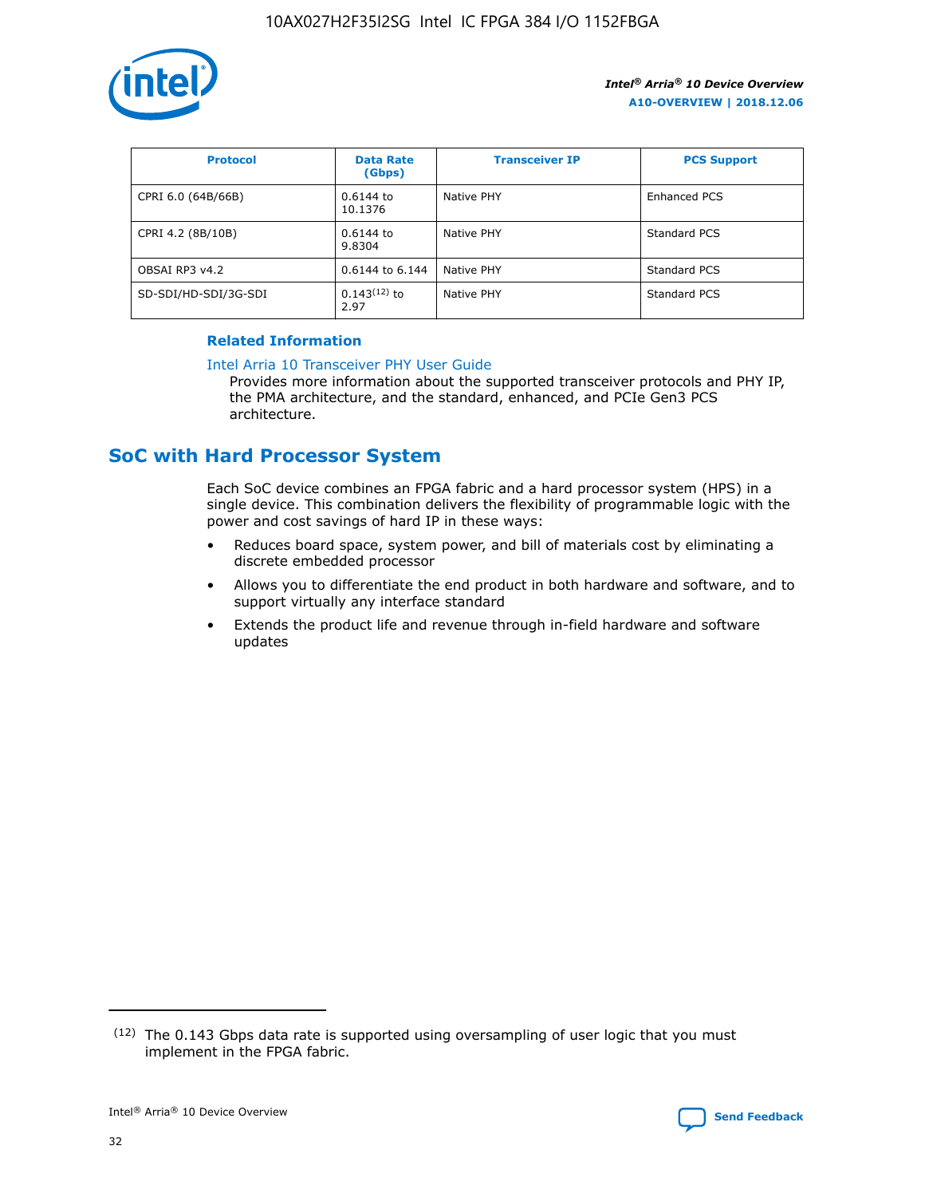| Protocol | Data Rate (Gbps) | Transceiver IP | PCS Support |
| --- | --- | --- | --- |
| CPRI 6.0 (64B/66B) | 0.6144 to 10.1376 | Native PHY | Enhanced PCS |
| CPRI 4.2 (8B/10B) | 0.6144 to 9.8304 | Native PHY | Standard PCS |
| OBSAI RP3 v4.2 | 0.6144 to 6.144 | Native PHY | Standard PCS |
| SD-SDI/HD-SDI/3G-SDI | 0.143[12] to 2.97 | Native PHY | Standard PCS |

**Related Information**

Intel Arria 10 Transceiver PHY User Guide

Provides more information about the supported transceiver protocols and PHY IP, the PMA architecture, and the standard, enhanced, and PCIe Gen3 PCS architecture.

## SoC with Hard Processor System

Each SoC device combines an FPGA fabric and a hard processor system (HPS) in a single device. This combination delivers the flexibility of programmable logic with the power and cost savings of hard IP in these ways:

- Reduces board space, system power, and bill of materials cost by eliminating a discrete embedded processor
- Allows you to differentiate the end product in both hardware and software, and to support virtually any interface standard
- Extends the product life and revenue through in-field hardware and software updates

[12] The 0.143 Gbps data rate is supported using oversampling of user logic that you must implement in the FPGA fabric.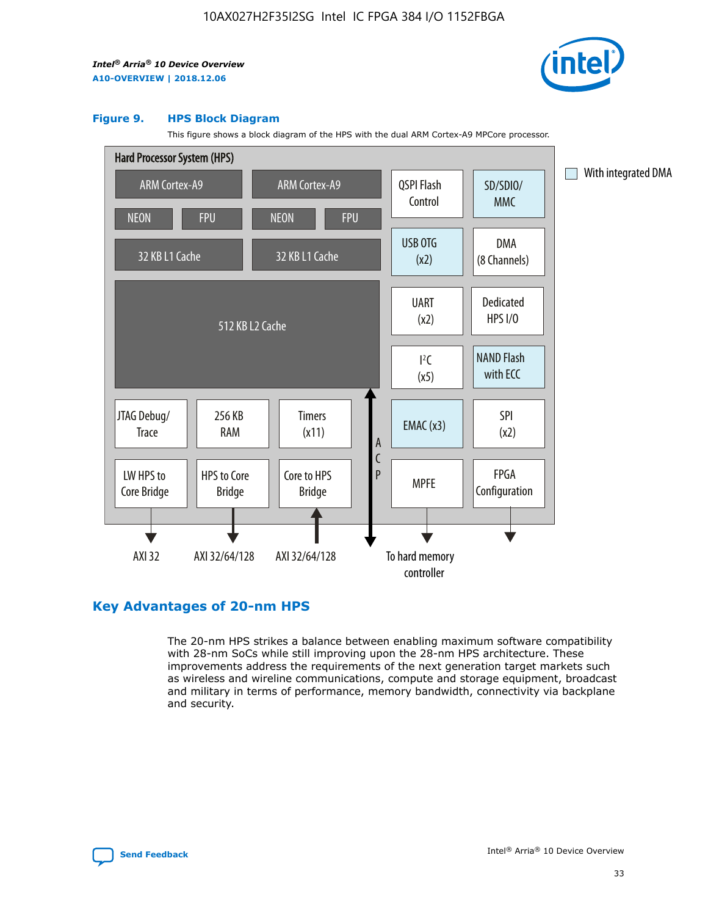**Figure 9. HPS Block Diagram**

This figure shows a block diagram of the HPS with the dual ARM Cortex-A9 MPCore processor.

Hard Processor System (HPS)

ARM Cortex-A9 | ARM Cortex-A9 | QSPI Flash Control | SD/SDIO/MMC

NEON | FPU | NEON | FPU

32 KB L1 Cache | 32 KB L1 Cache | USB OTG (x2) | DMA (8 Channels)

512 KB L2 Cache | UART (x2) | Dedicated HPS I/O | I²C (x5) | NAND Flash with ECC

JTAG Debug/Trace | 256 KB RAM | Timers (x11) | ACP | EMAC (x3) | SPI (x2)

LW HPS to Core Bridge | HPS to Core Bridge | Core to HPS Bridge | MPFE | FPGA Configuration

AXI 32 | AXI 32/64/128 | AXI 32/64/128 | To hard memory controller

With integrated DMA

## Key Advantages of 20-nm HPS

The 20-nm HPS strikes a balance between enabling maximum software compatibility with 28-nm SoCs while still improving upon the 28-nm HPS architecture. These improvements address the requirements of the next generation target markets such as wireless and wireline communications, compute and storage equipment, broadcast and military in terms of performance, memory bandwidth, connectivity via backplane and security.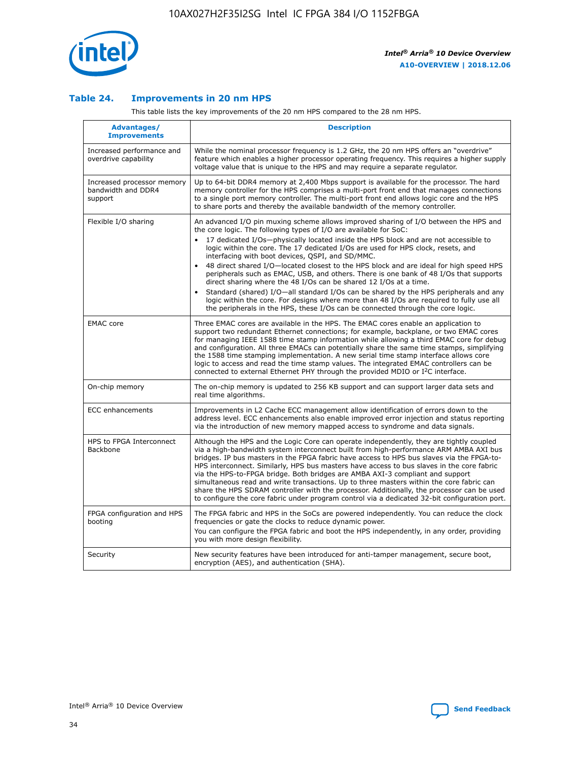## Table 24. Improvements in 20 nm HPS

This table lists the key improvements of the 20 nm HPS compared to the 28 nm HPS.

| Advantages/ Improvements | Description |
|---|---|
| Increased performance and overdrive capability | While the nominal processor frequency is 1.2 GHz, the 20 nm HPS offers an "overdrive" feature which enables a higher processor operating frequency. This requires a higher supply voltage value that is unique to the HPS and may require a separate regulator. |
| Increased processor memory bandwidth and DDR4 support | Up to 64-bit DDR4 memory at 2,400 Mbps support is available for the processor. The hard memory controller for the HPS comprises a multi-port front end that manages connections to a single port memory controller. The multi-port front end allows logic core and the HPS to share ports and thereby the available bandwidth of the memory controller. |
| Flexible I/O sharing | An advanced I/O pin muxing scheme allows improved sharing of I/O between the HPS and the core logic. The following types of I/O are available for SoC:<br>• 17 dedicated I/Os—physically located inside the HPS block and are not accessible to logic within the core. The 17 dedicated I/Os are used for HPS clock, resets, and interfacing with boot devices, QSPI, and SD/MMC.<br>• 48 direct shared I/O—located closest to the HPS block and are ideal for high speed HPS peripherals such as EMAC, USB, and others. There is one bank of 48 I/Os that supports direct sharing where the 48 I/Os can be shared 12 I/Os at a time.<br>• Standard (shared) I/O—all standard I/Os can be shared by the HPS peripherals and any logic within the core. For designs where more than 48 I/Os are required to fully use all the peripherals in the HPS, these I/Os can be connected through the core logic. |
| EMAC core | Three EMAC cores are available in the HPS. The EMAC cores enable an application to support two redundant Ethernet connections; for example, backplane, or two EMAC cores for managing IEEE 1588 time stamp information while allowing a third EMAC core for debug and configuration. All three EMACs can potentially share the same time stamps, simplifying the 1588 time stamping implementation. A new serial time stamp interface allows core logic to access and read the time stamp values. The integrated EMAC controllers can be connected to external Ethernet PHY through the provided MDIO or I²C interface. |
| On-chip memory | The on-chip memory is updated to 256 KB support and can support larger data sets and real time algorithms. |
| ECC enhancements | Improvements in L2 Cache ECC management allow identification of errors down to the address level. ECC enhancements also enable improved error injection and status reporting via the introduction of new memory mapped access to syndrome and data signals. |
| HPS to FPGA Interconnect Backbone | Although the HPS and the Logic Core can operate independently, they are tightly coupled via a high-bandwidth system interconnect built from high-performance ARM AMBA AXI bus bridges. IP bus masters in the FPGA fabric have access to HPS bus slaves via the FPGA-to-HPS interconnect. Similarly, HPS bus masters have access to bus slaves in the core fabric via the HPS-to-FPGA bridge. Both bridges are AMBA AXI-3 compliant and support simultaneous read and write transactions. Up to three masters within the core fabric can share the HPS SDRAM controller with the processor. Additionally, the processor can be used to configure the core fabric under program control via a dedicated 32-bit configuration port. |
| FPGA configuration and HPS booting | The FPGA fabric and HPS in the SoCs are powered independently. You can reduce the clock frequencies or gate the clocks to reduce dynamic power.<br>You can configure the FPGA fabric and boot the HPS independently, in any order, providing you with more design flexibility. |
| Security | New security features have been introduced for anti-tamper management, secure boot, encryption (AES), and authentication (SHA). |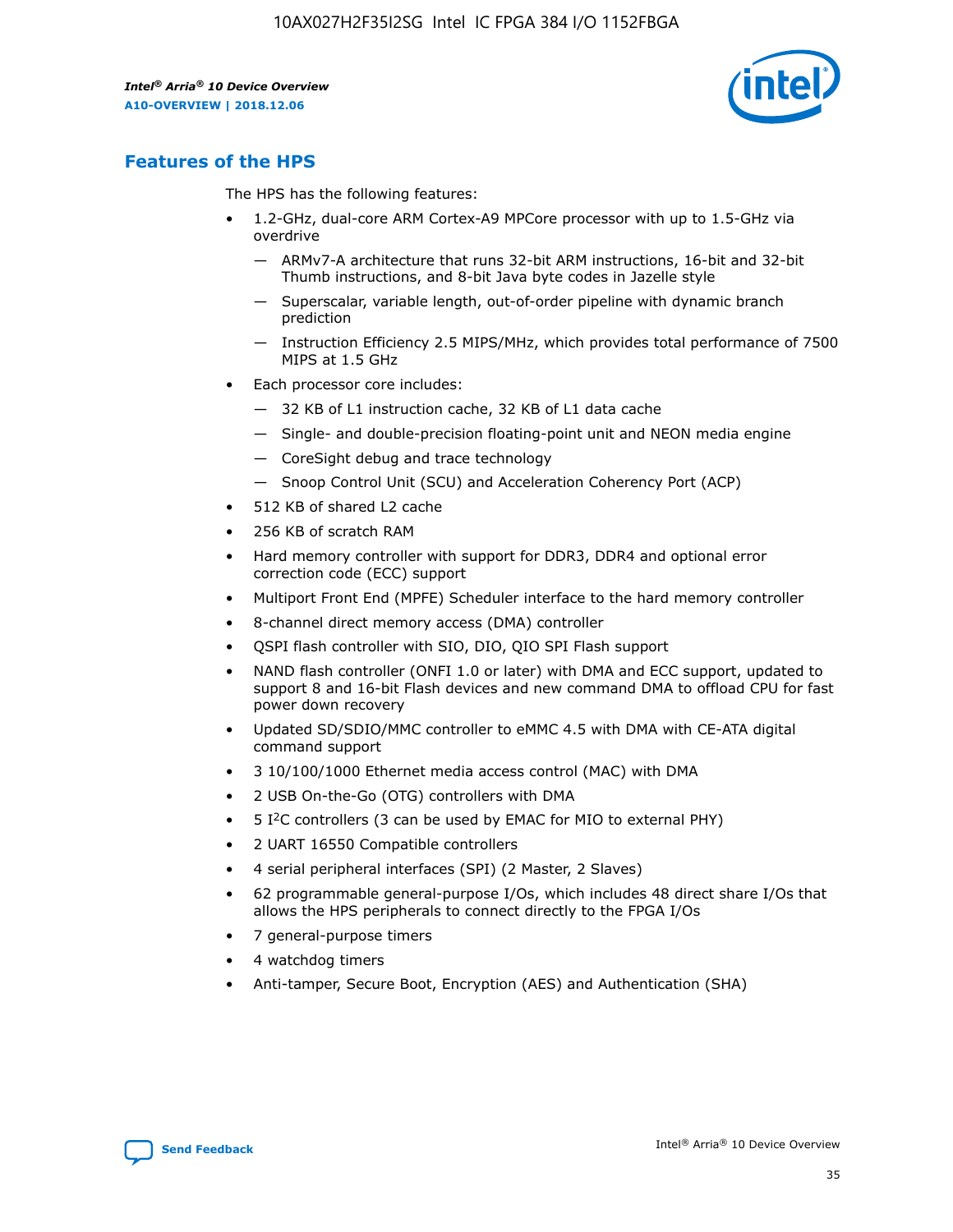## Features of the HPS

The HPS has the following features:

- 1.2-GHz, dual-core ARM Cortex-A9 MPCore processor with up to 1.5-GHz via overdrive
  - — ARMv7-A architecture that runs 32-bit ARM instructions, 16-bit and 32-bit Thumb instructions, and 8-bit Java byte codes in Jazelle style
  - — Superscalar, variable length, out-of-order pipeline with dynamic branch prediction
  - — Instruction Efficiency 2.5 MIPS/MHz, which provides total performance of 7500 MIPS at 1.5 GHz
- Each processor core includes:
  - — 32 KB of L1 instruction cache, 32 KB of L1 data cache
  - — Single- and double-precision floating-point unit and NEON media engine
  - — CoreSight debug and trace technology
  - — Snoop Control Unit (SCU) and Acceleration Coherency Port (ACP)
- 512 KB of shared L2 cache
- 256 KB of scratch RAM
- Hard memory controller with support for DDR3, DDR4 and optional error correction code (ECC) support
- Multiport Front End (MPFE) Scheduler interface to the hard memory controller
- 8-channel direct memory access (DMA) controller
- QSPI flash controller with SIO, DIO, QIO SPI Flash support
- NAND flash controller (ONFI 1.0 or later) with DMA and ECC support, updated to support 8 and 16-bit Flash devices and new command DMA to offload CPU for fast power down recovery
- Updated SD/SDIO/MMC controller to eMMC 4.5 with DMA with CE-ATA digital command support
- 3 10/100/1000 Ethernet media access control (MAC) with DMA
- 2 USB On-the-Go (OTG) controllers with DMA
- 5 I$^2$C controllers (3 can be used by EMAC for MIO to external PHY)
- 2 UART 16550 Compatible controllers
- 4 serial peripheral interfaces (SPI) (2 Master, 2 Slaves)
- 62 programmable general-purpose I/Os, which includes 48 direct share I/Os that allows the HPS peripherals to connect directly to the FPGA I/Os
- 7 general-purpose timers
- 4 watchdog timers
- Anti-tamper, Secure Boot, Encryption (AES) and Authentication (SHA)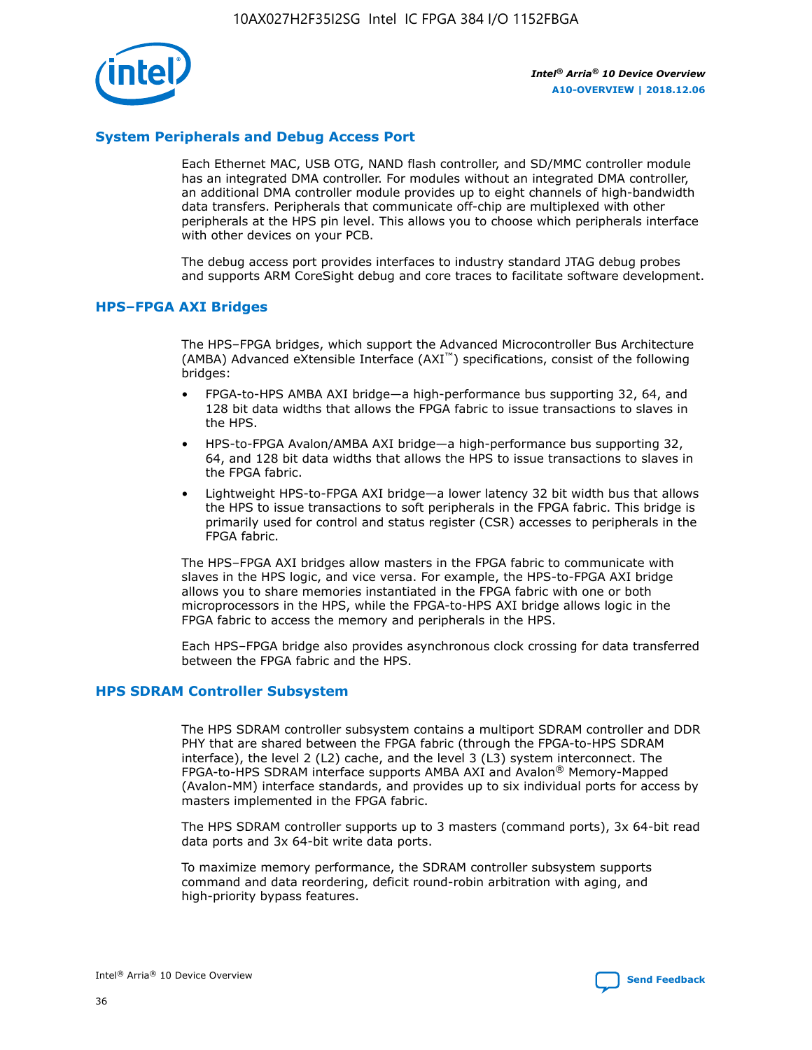## System Peripherals and Debug Access Port

Each Ethernet MAC, USB OTG, NAND flash controller, and SD/MMC controller module has an integrated DMA controller. For modules without an integrated DMA controller, an additional DMA controller module provides up to eight channels of high-bandwidth data transfers. Peripherals that communicate off-chip are multiplexed with other peripherals at the HPS pin level. This allows you to choose which peripherals interface with other devices on your PCB.

The debug access port provides interfaces to industry standard JTAG debug probes and supports ARM CoreSight debug and core traces to facilitate software development.

## HPS–FPGA AXI Bridges

The HPS–FPGA bridges, which support the Advanced Microcontroller Bus Architecture (AMBA) Advanced eXtensible Interface (AXI™) specifications, consist of the following bridges:

- FPGA-to-HPS AMBA AXI bridge—a high-performance bus supporting 32, 64, and 128 bit data widths that allows the FPGA fabric to issue transactions to slaves in the HPS.
- HPS-to-FPGA Avalon/AMBA AXI bridge—a high-performance bus supporting 32, 64, and 128 bit data widths that allows the HPS to issue transactions to slaves in the FPGA fabric.
- Lightweight HPS-to-FPGA AXI bridge—a lower latency 32 bit width bus that allows the HPS to issue transactions to soft peripherals in the FPGA fabric. This bridge is primarily used for control and status register (CSR) accesses to peripherals in the FPGA fabric.

The HPS–FPGA AXI bridges allow masters in the FPGA fabric to communicate with slaves in the HPS logic, and vice versa. For example, the HPS-to-FPGA AXI bridge allows you to share memories instantiated in the FPGA fabric with one or both microprocessors in the HPS, while the FPGA-to-HPS AXI bridge allows logic in the FPGA fabric to access the memory and peripherals in the HPS.

Each HPS–FPGA bridge also provides asynchronous clock crossing for data transferred between the FPGA fabric and the HPS.

## HPS SDRAM Controller Subsystem

The HPS SDRAM controller subsystem contains a multiport SDRAM controller and DDR PHY that are shared between the FPGA fabric (through the FPGA-to-HPS SDRAM interface), the level 2 (L2) cache, and the level 3 (L3) system interconnect. The FPGA-to-HPS SDRAM interface supports AMBA AXI and Avalon® Memory-Mapped (Avalon-MM) interface standards, and provides up to six individual ports for access by masters implemented in the FPGA fabric.

The HPS SDRAM controller supports up to 3 masters (command ports), 3x 64-bit read data ports and 3x 64-bit write data ports.

To maximize memory performance, the SDRAM controller subsystem supports command and data reordering, deficit round-robin arbitration with aging, and high-priority bypass features.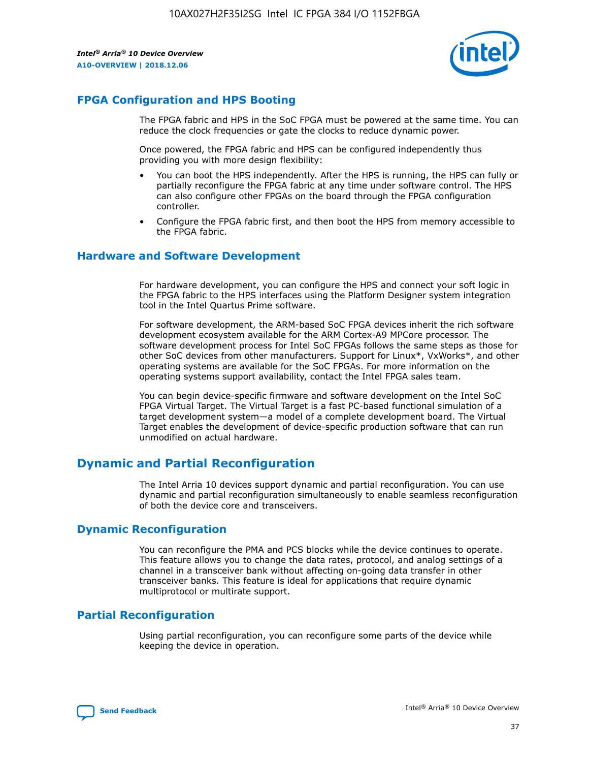## FPGA Configuration and HPS Booting

The FPGA fabric and HPS in the SoC FPGA must be powered at the same time. You can reduce the clock frequencies or gate the clocks to reduce dynamic power.

Once powered, the FPGA fabric and HPS can be configured independently thus providing you with more design flexibility:

- You can boot the HPS independently. After the HPS is running, the HPS can fully or partially reconfigure the FPGA fabric at any time under software control. The HPS can also configure other FPGAs on the board through the FPGA configuration controller.
- Configure the FPGA fabric first, and then boot the HPS from memory accessible to the FPGA fabric.

## Hardware and Software Development

For hardware development, you can configure the HPS and connect your soft logic in the FPGA fabric to the HPS interfaces using the Platform Designer system integration tool in the Intel Quartus Prime software.

For software development, the ARM-based SoC FPGA devices inherit the rich software development ecosystem available for the ARM Cortex-A9 MPCore processor. The software development process for Intel SoC FPGAs follows the same steps as those for other SoC devices from other manufacturers. Support for Linux*, VxWorks*, and other operating systems are available for the SoC FPGAs. For more information on the operating systems support availability, contact the Intel FPGA sales team.

You can begin device-specific firmware and software development on the Intel SoC FPGA Virtual Target. The Virtual Target is a fast PC-based functional simulation of a target development system—a model of a complete development board. The Virtual Target enables the development of device-specific production software that can run unmodified on actual hardware.

# Dynamic and Partial Reconfiguration

The Intel Arria 10 devices support dynamic and partial reconfiguration. You can use dynamic and partial reconfiguration simultaneously to enable seamless reconfiguration of both the device core and transceivers.

## Dynamic Reconfiguration

You can reconfigure the PMA and PCS blocks while the device continues to operate. This feature allows you to change the data rates, protocol, and analog settings of a channel in a transceiver bank without affecting on-going data transfer in other transceiver banks. This feature is ideal for applications that require dynamic multiprotocol or multirate support.

## Partial Reconfiguration

Using partial reconfiguration, you can reconfigure some parts of the device while keeping the device in operation.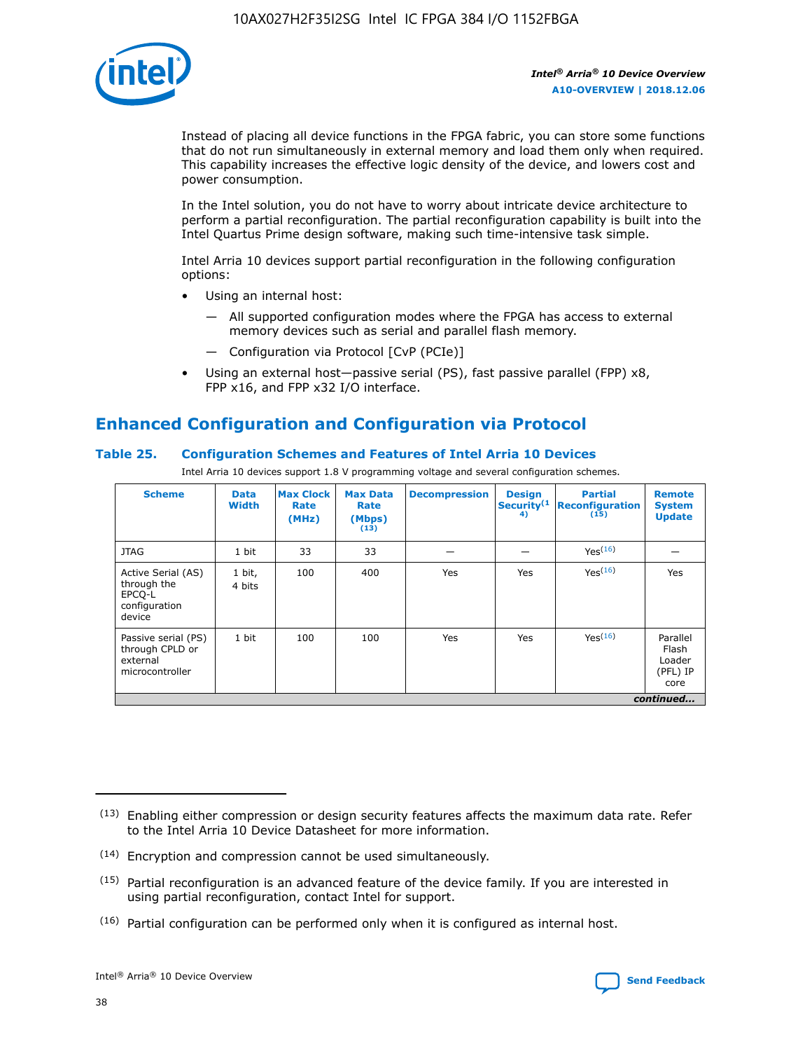Instead of placing all device functions in the FPGA fabric, you can store some functions that do not run simultaneously in external memory and load them only when required. This capability increases the effective logic density of the device, and lowers cost and power consumption.

In the Intel solution, you do not have to worry about intricate device architecture to perform a partial reconfiguration. The partial reconfiguration capability is built into the Intel Quartus Prime design software, making such time-intensive task simple.

Intel Arria 10 devices support partial reconfiguration in the following configuration options:

- Using an internal host:
  - — All supported configuration modes where the FPGA has access to external memory devices such as serial and parallel flash memory.
  - — Configuration via Protocol [CvP (PCIe)]
- Using an external host—passive serial (PS), fast passive parallel (FPP) x8, FPP x16, and FPP x32 I/O interface.

## Enhanced Configuration and Configuration via Protocol

**Table 25. Configuration Schemes and Features of Intel Arria 10 Devices**

Intel Arria 10 devices support 1.8 V programming voltage and several configuration schemes.

| Scheme | Data Width | Max Clock Rate (MHz) | Max Data Rate (Mbps) (13) | Decompression | Design Security (14) | Partial Reconfiguration (15) | Remote System Update |
|---|---|---|---|---|---|---|---|
| JTAG | 1 bit | 33 | 33 | — | — | Yes(16) | — |
| Active Serial (AS) through the EPCQ-L configuration device | 1 bit, 4 bits | 100 | 400 | Yes | Yes | Yes(16) | Yes |
| Passive serial (PS) through CPLD or external microcontroller | 1 bit | 100 | 100 | Yes | Yes | Yes(16) | Parallel Flash Loader (PFL) IP core |

*continued...*

(13) Enabling either compression or design security features affects the maximum data rate. Refer to the Intel Arria 10 Device Datasheet for more information.

(14) Encryption and compression cannot be used simultaneously.

(15) Partial reconfiguration is an advanced feature of the device family. If you are interested in using partial reconfiguration, contact Intel for support.

(16) Partial configuration can be performed only when it is configured as internal host.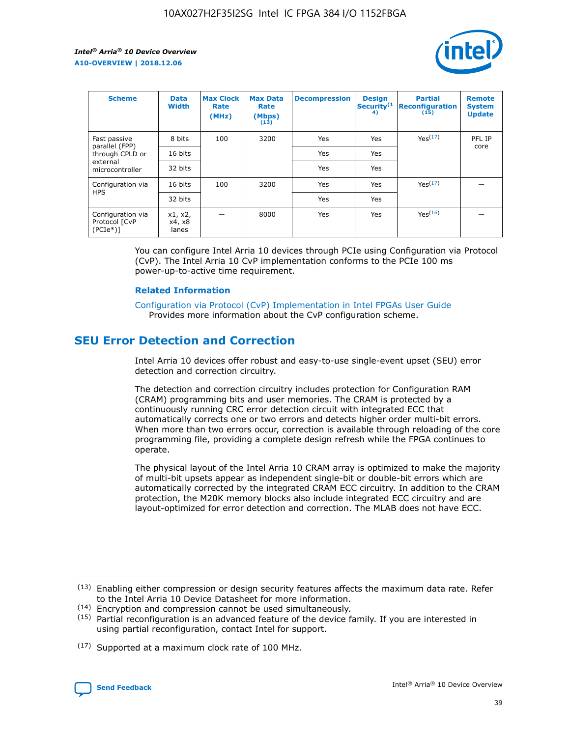| Scheme | Data Width | Max Clock Rate (MHz) | Max Data Rate (Mbps) (13) | Decompression | Design Security(14) | Partial Reconfiguration (15) | Remote System Update |
|---|---|---|---|---|---|---|---|
| Fast passive parallel (FPP) through CPLD or external microcontroller | 8 bits | 100 | 3200 | Yes | Yes | Yes(17) | PFL IP core |
| | 16 bits | | | Yes | Yes | | |
| | 32 bits | | | Yes | Yes | | |
| Configuration via HPS | 16 bits | 100 | 3200 | Yes | Yes | Yes(17) | — |
| | 32 bits | | | Yes | Yes | | |
| Configuration via Protocol [CvP (PCIe*)] | x1, x2, x4, x8 lanes | — | 8000 | Yes | Yes | Yes(16) | — |

You can configure Intel Arria 10 devices through PCIe using Configuration via Protocol (CvP). The Intel Arria 10 CvP implementation conforms to the PCIe 100 ms power-up-to-active time requirement.

**Related Information**

Configuration via Protocol (CvP) Implementation in Intel FPGAs User Guide
Provides more information about the CvP configuration scheme.

## SEU Error Detection and Correction

Intel Arria 10 devices offer robust and easy-to-use single-event upset (SEU) error detection and correction circuitry.

The detection and correction circuitry includes protection for Configuration RAM (CRAM) programming bits and user memories. The CRAM is protected by a continuously running CRC error detection circuit with integrated ECC that automatically corrects one or two errors and detects higher order multi-bit errors. When more than two errors occur, correction is available through reloading of the core programming file, providing a complete design refresh while the FPGA continues to operate.

The physical layout of the Intel Arria 10 CRAM array is optimized to make the majority of multi-bit upsets appear as independent single-bit or double-bit errors which are automatically corrected by the integrated CRAM ECC circuitry. In addition to the CRAM protection, the M20K memory blocks also include integrated ECC circuitry and are layout-optimized for error detection and correction. The MLAB does not have ECC.

(13) Enabling either compression or design security features affects the maximum data rate. Refer to the Intel Arria 10 Device Datasheet for more information.

(14) Encryption and compression cannot be used simultaneously.

(15) Partial reconfiguration is an advanced feature of the device family. If you are interested in using partial reconfiguration, contact Intel for support.

(17) Supported at a maximum clock rate of 100 MHz.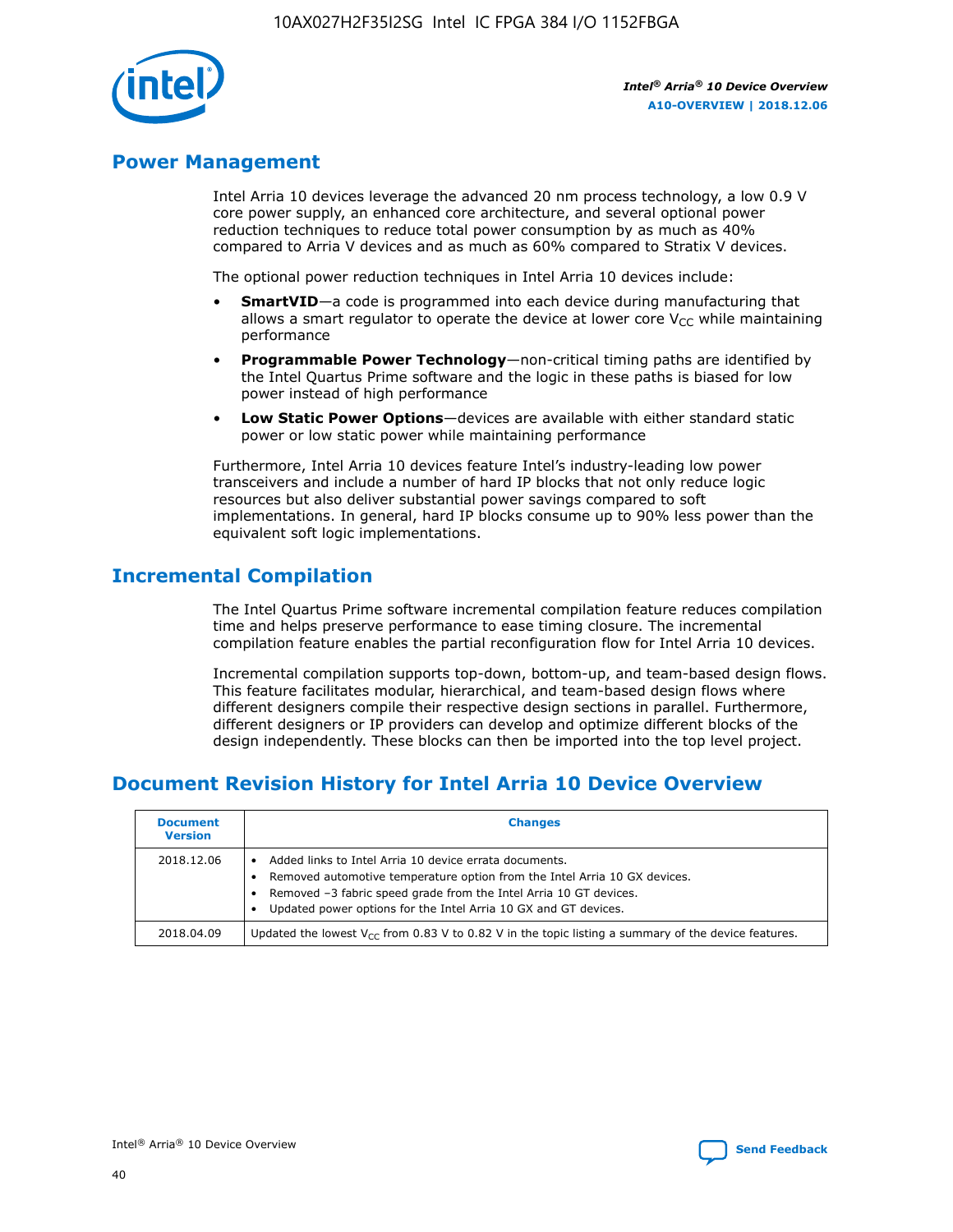## Power Management

Intel Arria 10 devices leverage the advanced 20 nm process technology, a low 0.9 V core power supply, an enhanced core architecture, and several optional power reduction techniques to reduce total power consumption by as much as 40% compared to Arria V devices and as much as 60% compared to Stratix V devices.

The optional power reduction techniques in Intel Arria 10 devices include:

- **SmartVID**—a code is programmed into each device during manufacturing that allows a smart regulator to operate the device at lower core $V_{CC}$ while maintaining performance
- **Programmable Power Technology**—non-critical timing paths are identified by the Intel Quartus Prime software and the logic in these paths is biased for low power instead of high performance
- **Low Static Power Options**—devices are available with either standard static power or low static power while maintaining performance

Furthermore, Intel Arria 10 devices feature Intel's industry-leading low power transceivers and include a number of hard IP blocks that not only reduce logic resources but also deliver substantial power savings compared to soft implementations. In general, hard IP blocks consume up to 90% less power than the equivalent soft logic implementations.

## Incremental Compilation

The Intel Quartus Prime software incremental compilation feature reduces compilation time and helps preserve performance to ease timing closure. The incremental compilation feature enables the partial reconfiguration flow for Intel Arria 10 devices.

Incremental compilation supports top-down, bottom-up, and team-based design flows. This feature facilitates modular, hierarchical, and team-based design flows where different designers compile their respective design sections in parallel. Furthermore, different designers or IP providers can develop and optimize different blocks of the design independently. These blocks can then be imported into the top level project.

## Document Revision History for Intel Arria 10 Device Overview

| Document Version | Changes |
| --- | --- |
| 2018.12.06 | • Added links to Intel Arria 10 device errata documents.<br>• Removed automotive temperature option from the Intel Arria 10 GX devices.<br>• Removed –3 fabric speed grade from the Intel Arria 10 GT devices.<br>• Updated power options for the Intel Arria 10 GX and GT devices. |
| 2018.04.09 | Updated the lowest $V_{CC}$ from 0.83 V to 0.82 V in the topic listing a summary of the device features. |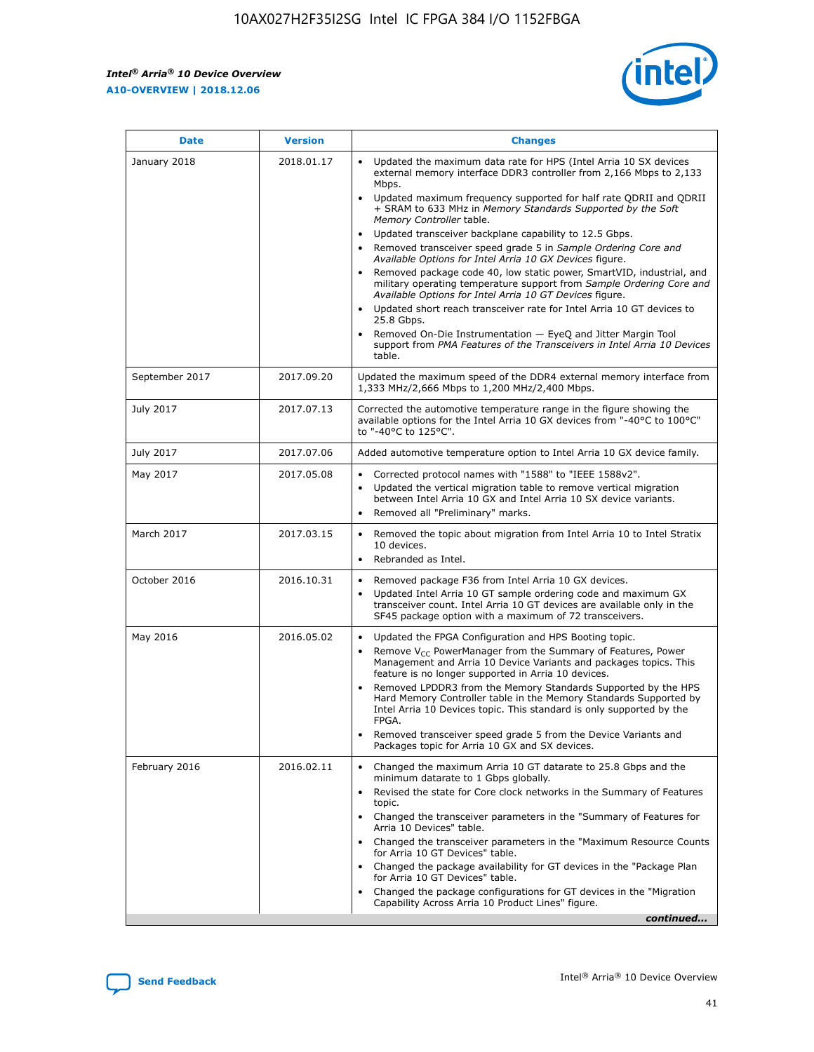| Date | Version | Changes |
| --- | --- | --- |
| January 2018 | 2018.01.17 | • Updated the maximum data rate for HPS (Intel Arria 10 SX devices external memory interface DDR3 controller from 2,166 Mbps to 2,133 Mbps.<br>• Updated maximum frequency supported for half rate QDRII and QDRII + SRAM to 633 MHz in *Memory Standards Supported by the Soft Memory Controller* table.<br>• Updated transceiver backplane capability to 12.5 Gbps.<br>• Removed transceiver speed grade 5 in *Sample Ordering Core and Available Options for Intel Arria 10 GX Devices* figure.<br>• Removed package code 40, low static power, SmartVID, industrial, and military operating temperature support from *Sample Ordering Core and Available Options for Intel Arria 10 GT Devices* figure.<br>• Updated short reach transceiver rate for Intel Arria 10 GT devices to 25.8 Gbps.<br>• Removed On-Die Instrumentation — EyeQ and Jitter Margin Tool support from *PMA Features of the Transceivers in Intel Arria 10 Devices* table. |
| September 2017 | 2017.09.20 | Updated the maximum speed of the DDR4 external memory interface from 1,333 MHz/2,666 Mbps to 1,200 MHz/2,400 Mbps. |
| July 2017 | 2017.07.13 | Corrected the automotive temperature range in the figure showing the available options for the Intel Arria 10 GX devices from "-40°C to 100°C" to "-40°C to 125°C". |
| July 2017 | 2017.07.06 | Added automotive temperature option to Intel Arria 10 GX device family. |
| May 2017 | 2017.05.08 | • Corrected protocol names with "1588" to "IEEE 1588v2".<br>• Updated the vertical migration table to remove vertical migration between Intel Arria 10 GX and Intel Arria 10 SX device variants.<br>• Removed all "Preliminary" marks. |
| March 2017 | 2017.03.15 | • Removed the topic about migration from Intel Arria 10 to Intel Stratix 10 devices.<br>• Rebranded as Intel. |
| October 2016 | 2016.10.31 | • Removed package F36 from Intel Arria 10 GX devices.<br>• Updated Intel Arria 10 GT sample ordering code and maximum GX transceiver count. Intel Arria 10 GT devices are available only in the SF45 package option with a maximum of 72 transceivers. |
| May 2016 | 2016.05.02 | • Updated the FPGA Configuration and HPS Booting topic.<br>• Remove $V_{CC}$ PowerManager from the Summary of Features, Power Management and Arria 10 Device Variants and packages topics. This feature is no longer supported in Arria 10 devices.<br>• Removed LPDDR3 from the Memory Standards Supported by the HPS Hard Memory Controller table in the Memory Standards Supported by Intel Arria 10 Devices topic. This standard is only supported by the FPGA.<br>• Removed transceiver speed grade 5 from the Device Variants and Packages topic for Arria 10 GX and SX devices. |
| February 2016 | 2016.02.11 | • Changed the maximum Arria 10 GT datarate to 25.8 Gbps and the minimum datarate to 1 Gbps globally.<br>• Revised the state for Core clock networks in the Summary of Features topic.<br>• Changed the transceiver parameters in the "Summary of Features for Arria 10 Devices" table.<br>• Changed the transceiver parameters in the "Maximum Resource Counts for Arria 10 GT Devices" table.<br>• Changed the package availability for GT devices in the "Package Plan for Arria 10 GT Devices" table.<br>• Changed the package configurations for GT devices in the "Migration Capability Across Arria 10 Product Lines" figure. |

*continued...*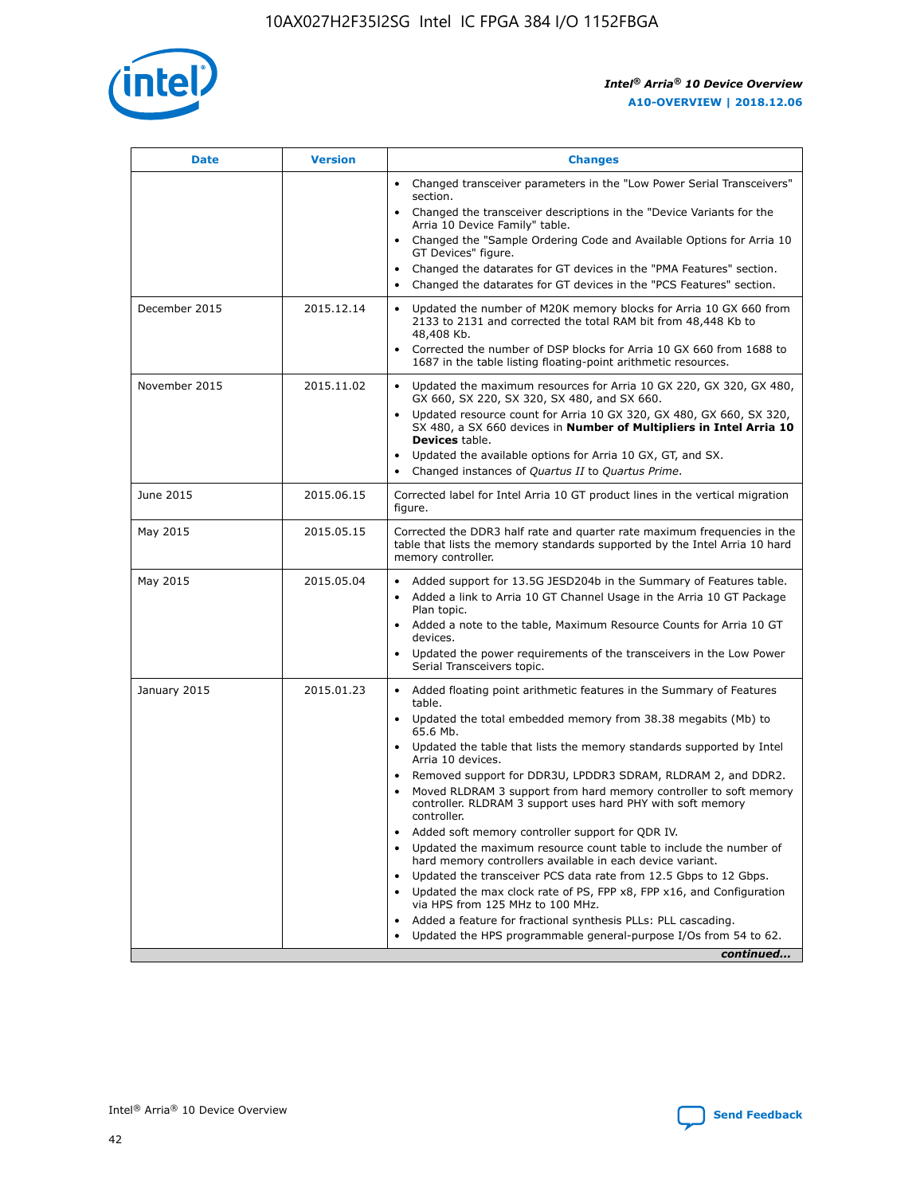| Date | Version | Changes |
| --- | --- | --- |
| | | • Changed transceiver parameters in the "Low Power Serial Transceivers" section.<br>• Changed the transceiver descriptions in the "Device Variants for the Arria 10 Device Family" table.<br>• Changed the "Sample Ordering Code and Available Options for Arria 10 GT Devices" figure.<br>• Changed the datarates for GT devices in the "PMA Features" section.<br>• Changed the datarates for GT devices in the "PCS Features" section. |
| December 2015 | 2015.12.14 | • Updated the number of M20K memory blocks for Arria 10 GX 660 from 2133 to 2131 and corrected the total RAM bit from 48,448 Kb to 48,408 Kb.<br>• Corrected the number of DSP blocks for Arria 10 GX 660 from 1688 to 1687 in the table listing floating-point arithmetic resources. |
| November 2015 | 2015.11.02 | • Updated the maximum resources for Arria 10 GX 220, GX 320, GX 480, GX 660, SX 220, SX 320, SX 480, and SX 660.<br>• Updated resource count for Arria 10 GX 320, GX 480, GX 660, SX 320, SX 480, a SX 660 devices in **Number of Multipliers in Intel Arria 10 Devices** table.<br>• Updated the available options for Arria 10 GX, GT, and SX.<br>• Changed instances of *Quartus II* to *Quartus Prime*. |
| June 2015 | 2015.06.15 | Corrected label for Intel Arria 10 GT product lines in the vertical migration figure. |
| May 2015 | 2015.05.15 | Corrected the DDR3 half rate and quarter rate maximum frequencies in the table that lists the memory standards supported by the Intel Arria 10 hard memory controller. |
| May 2015 | 2015.05.04 | • Added support for 13.5G JESD204b in the Summary of Features table.<br>• Added a link to Arria 10 GT Channel Usage in the Arria 10 GT Package Plan topic.<br>• Added a note to the table, Maximum Resource Counts for Arria 10 GT devices.<br>• Updated the power requirements of the transceivers in the Low Power Serial Transceivers topic. |
| January 2015 | 2015.01.23 | • Added floating point arithmetic features in the Summary of Features table.<br>• Updated the total embedded memory from 38.38 megabits (Mb) to 65.6 Mb.<br>• Updated the table that lists the memory standards supported by Intel Arria 10 devices.<br>• Removed support for DDR3U, LPDDR3 SDRAM, RLDRAM 2, and DDR2.<br>• Moved RLDRAM 3 support from hard memory controller to soft memory controller. RLDRAM 3 support uses hard PHY with soft memory controller.<br>• Added soft memory controller support for QDR IV.<br>• Updated the maximum resource count table to include the number of hard memory controllers available in each device variant.<br>• Updated the transceiver PCS data rate from 12.5 Gbps to 12 Gbps.<br>• Updated the max clock rate of PS, FPP x8, FPP x16, and Configuration via HPS from 125 MHz to 100 MHz.<br>• Added a feature for fractional synthesis PLLs: PLL cascading.<br>• Updated the HPS programmable general-purpose I/Os from 54 to 62. |

*continued...*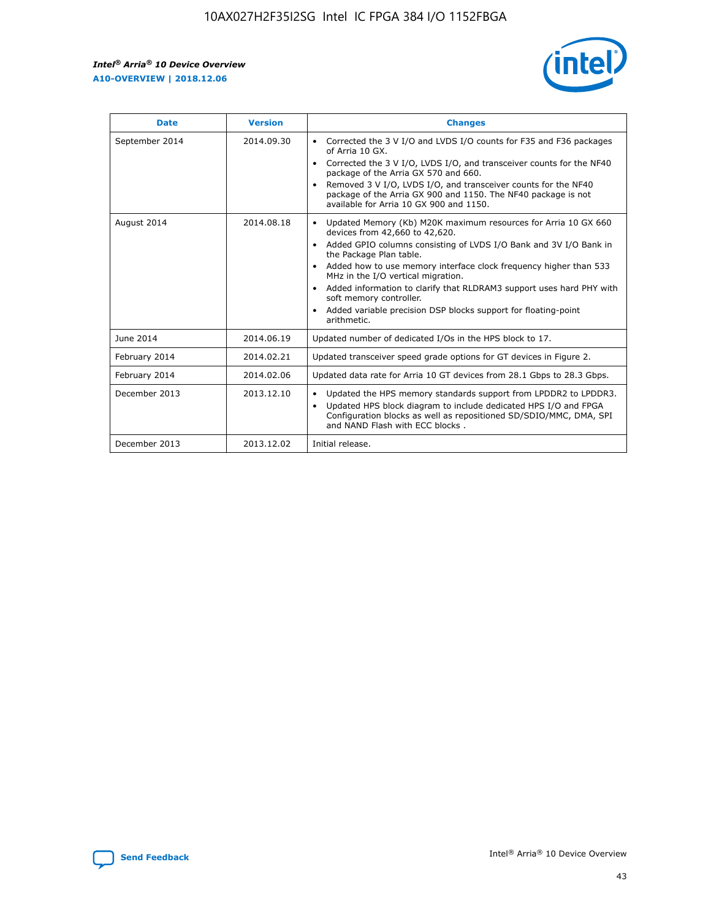| Date | Version | Changes |
| --- | --- | --- |
| September 2014 | 2014.09.30 | • Corrected the 3 V I/O and LVDS I/O counts for F35 and F36 packages of Arria 10 GX.<br>• Corrected the 3 V I/O, LVDS I/O, and transceiver counts for the NF40 package of the Arria GX 570 and 660.<br>• Removed 3 V I/O, LVDS I/O, and transceiver counts for the NF40 package of the Arria GX 900 and 1150. The NF40 package is not available for Arria 10 GX 900 and 1150. |
| August 2014 | 2014.08.18 | • Updated Memory (Kb) M20K maximum resources for Arria 10 GX 660 devices from 42,660 to 42,620.<br>• Added GPIO columns consisting of LVDS I/O Bank and 3V I/O Bank in the Package Plan table.<br>• Added how to use memory interface clock frequency higher than 533 MHz in the I/O vertical migration.<br>• Added information to clarify that RLDRAM3 support uses hard PHY with soft memory controller.<br>• Added variable precision DSP blocks support for floating-point arithmetic. |
| June 2014 | 2014.06.19 | Updated number of dedicated I/Os in the HPS block to 17. |
| February 2014 | 2014.02.21 | Updated transceiver speed grade options for GT devices in Figure 2. |
| February 2014 | 2014.02.06 | Updated data rate for Arria 10 GT devices from 28.1 Gbps to 28.3 Gbps. |
| December 2013 | 2013.12.10 | • Updated the HPS memory standards support from LPDDR2 to LPDDR3.<br>• Updated HPS block diagram to include dedicated HPS I/O and FPGA Configuration blocks as well as repositioned SD/SDIO/MMC, DMA, SPI and NAND Flash with ECC blocks . |
| December 2013 | 2013.12.02 | Initial release. |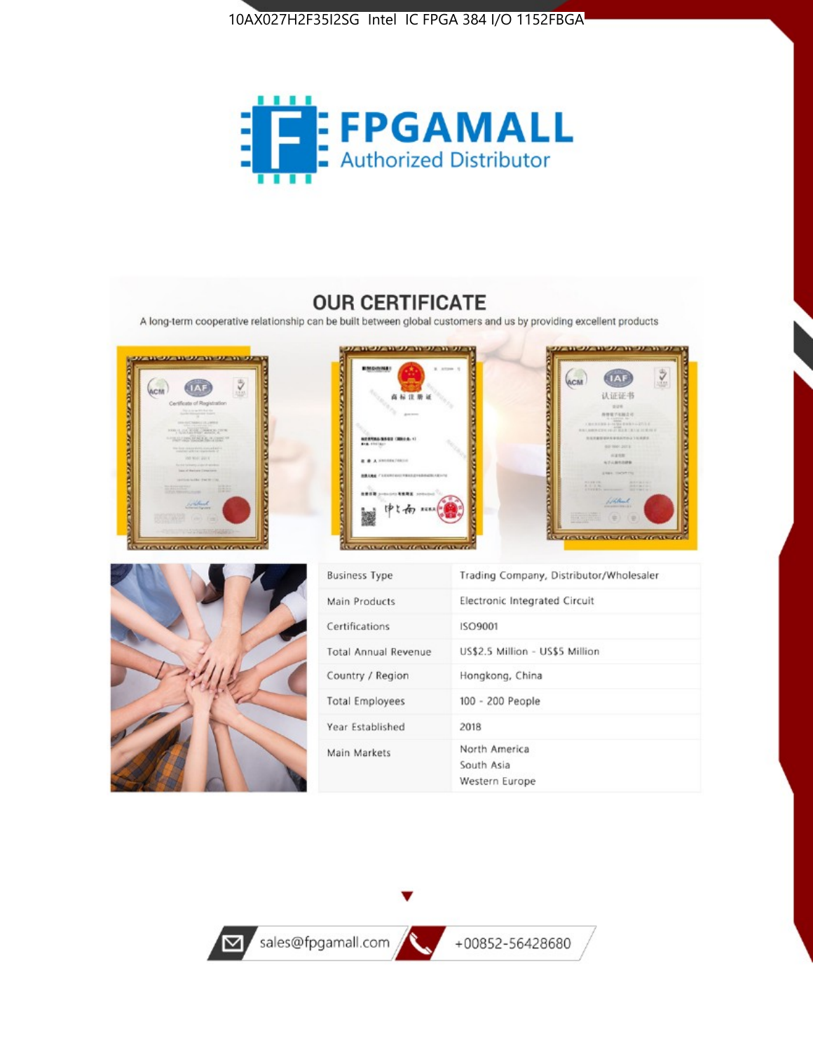FPGAMALL
Authorized Distributor

## OUR CERTIFICATE

A long-term cooperative relationship can be built between global customers and us by providing excellent products

| | |
|---|---|
| Business Type | Trading Company, Distributor/Wholesaler |
| Main Products | Electronic Integrated Circuit |
| Certifications | ISO9001 |
| Total Annual Revenue | US$2.5 Million - US$5 Million |
| Country / Region | Hongkong, China |
| Total Employees | 100 - 200 People |
| Year Established | 2018 |
| Main Markets | North America<br>South Asia<br>Western Europe |

sales@fpgamall.com +00852-56428680